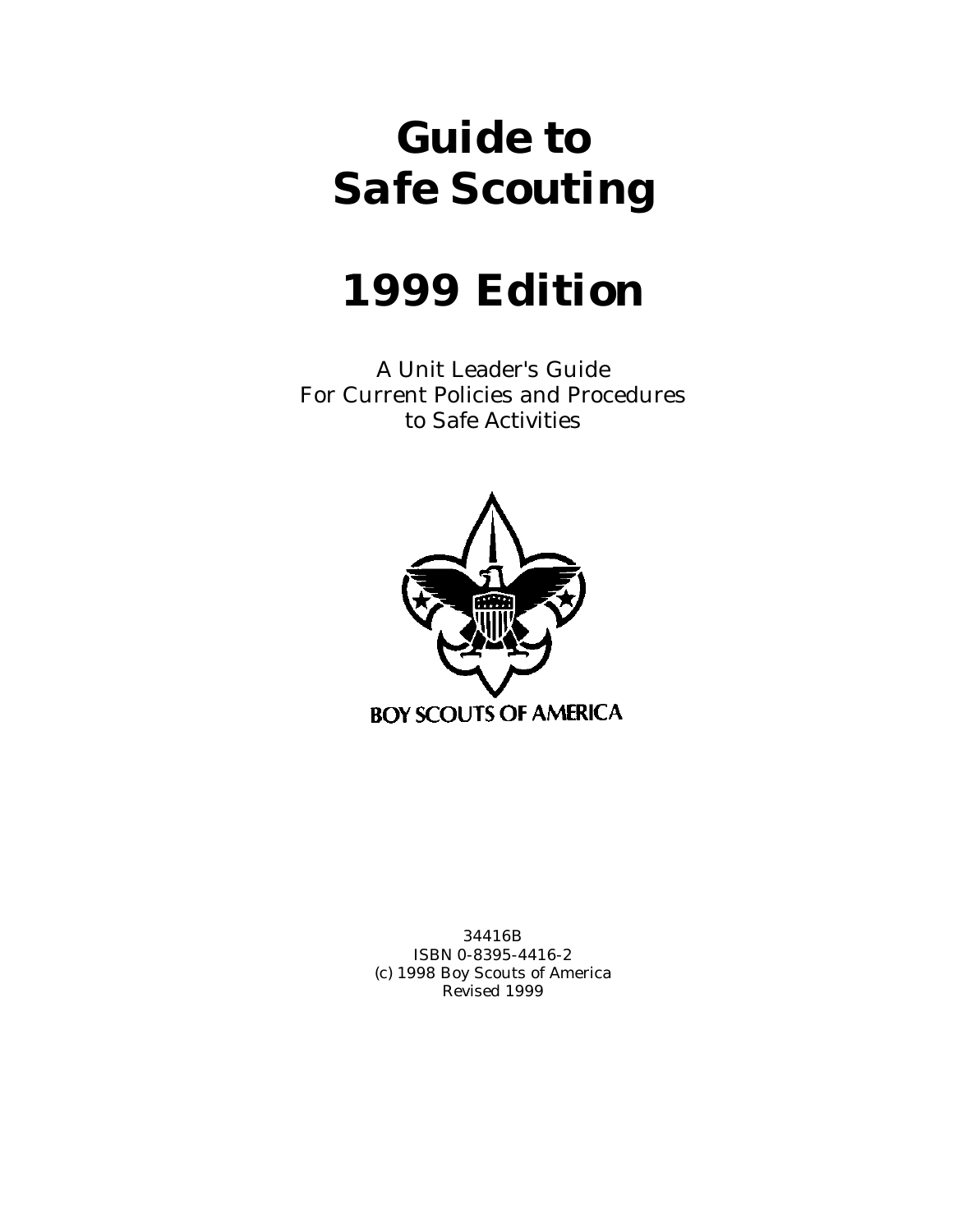# Guide to Safe Scouting

# 1999 Edition

A Unit Leader's Guide
For Current Policies and Procedures
to Safe Activities

BOY SCOUTS OF AMERICA

34416B
ISBN 0-8395-4416-2
(c) 1998 Boy Scouts of America
Revised 1999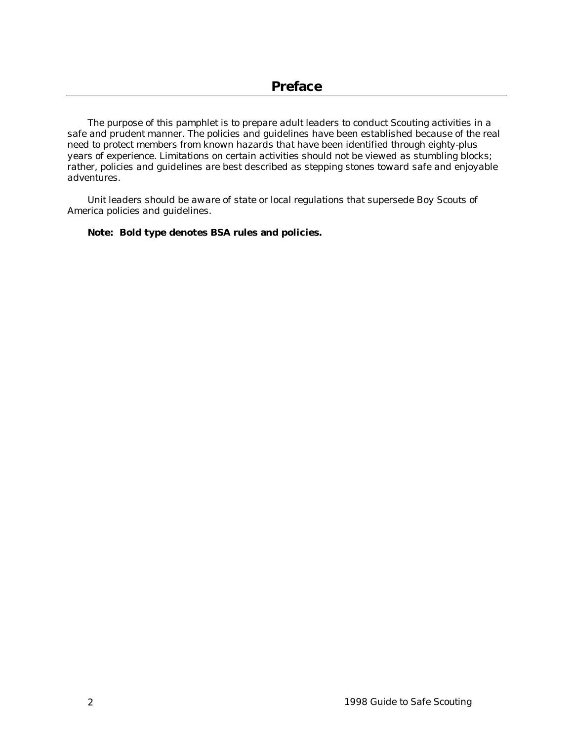# Preface

The purpose of this pamphlet is to prepare adult leaders to conduct Scouting activities in a safe and prudent manner. The policies and guidelines have been established because of the real need to protect members from known hazards that have been identified through eighty-plus years of experience. Limitations on certain activities should not be viewed as stumbling blocks; rather, policies and guidelines are best described as stepping stones toward safe and enjoyable adventures.

Unit leaders should be aware of state or local regulations that supersede Boy Scouts of America policies and guidelines.

**Note: Bold type denotes BSA rules and policies.**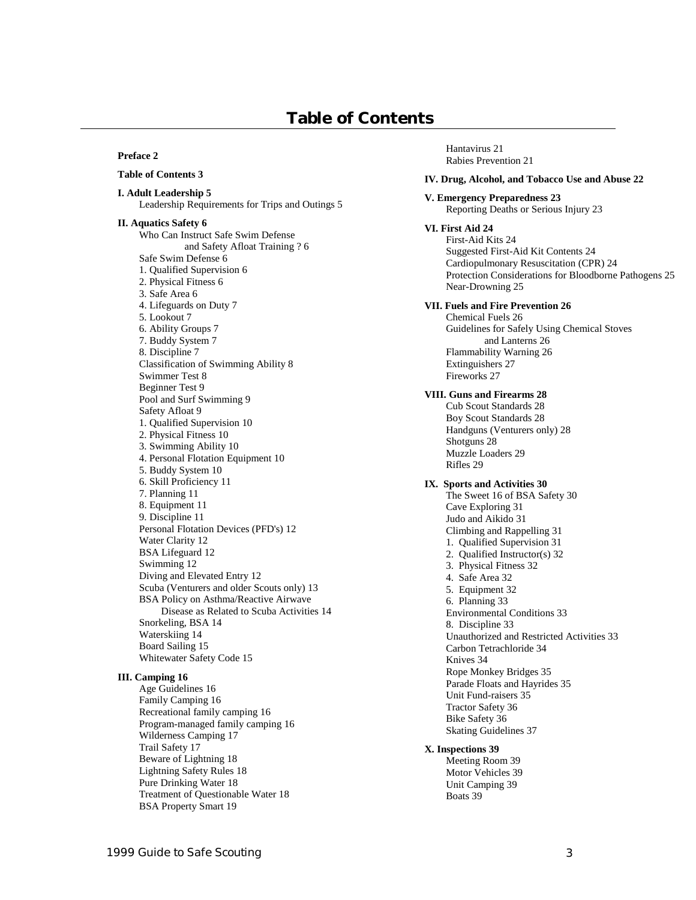# Table of Contents

**Preface 2**

**Table of Contents 3**

**I. Adult Leadership 5**

Leadership Requirements for Trips and Outings 5

**II. Aquatics Safety 6**

Who Can Instruct Safe Swim Defense and Safety Afloat Training ? 6
Safe Swim Defense 6
1. Qualified Supervision 6
2. Physical Fitness 6
3. Safe Area 6
4. Lifeguards on Duty 7
5. Lookout 7
6. Ability Groups 7
7. Buddy System 7
8. Discipline 7
Classification of Swimming Ability 8
Swimmer Test 8
Beginner Test 9
Pool and Surf Swimming 9
Safety Afloat 9
1. Qualified Supervision 10
2. Physical Fitness 10
3. Swimming Ability 10
4. Personal Flotation Equipment 10
5. Buddy System 10
6. Skill Proficiency 11
7. Planning 11
8. Equipment 11
9. Discipline 11
Personal Flotation Devices (PFD's) 12
Water Clarity 12
BSA Lifeguard 12
Swimming 12
Diving and Elevated Entry 12
Scuba (Venturers and older Scouts only) 13
BSA Policy on Asthma/Reactive Airwave Disease as Related to Scuba Activities 14
Snorkeling, BSA 14
Waterskiing 14
Board Sailing 15
Whitewater Safety Code 15

**III. Camping 16**

Age Guidelines 16
Family Camping 16
Recreational family camping 16
Program-managed family camping 16
Wilderness Camping 17
Trail Safety 17
Beware of Lightning 18
Lightning Safety Rules 18
Pure Drinking Water 18
Treatment of Questionable Water 18
BSA Property Smart 19
Hantavirus 21
Rabies Prevention 21

**IV. Drug, Alcohol, and Tobacco Use and Abuse 22**

**V. Emergency Preparedness 23**

Reporting Deaths or Serious Injury 23

**VI. First Aid 24**

First-Aid Kits 24
Suggested First-Aid Kit Contents 24
Cardiopulmonary Resuscitation (CPR) 24
Protection Considerations for Bloodborne Pathogens 25
Near-Drowning 25

**VII. Fuels and Fire Prevention 26**

Chemical Fuels 26
Guidelines for Safely Using Chemical Stoves and Lanterns 26
Flammability Warning 26
Extinguishers 27
Fireworks 27

**VIII. Guns and Firearms 28**

Cub Scout Standards 28
Boy Scout Standards 28
Handguns (Venturers only) 28
Shotguns 28
Muzzle Loaders 29
Rifles 29

**IX. Sports and Activities 30**

The Sweet 16 of BSA Safety 30
Cave Exploring 31
Judo and Aikido 31
Climbing and Rappelling 31
1. Qualified Supervision 31
2. Qualified Instructor(s) 32
3. Physical Fitness 32
4. Safe Area 32
5. Equipment 32
6. Planning 33
Environmental Conditions 33
8. Discipline 33
Unauthorized and Restricted Activities 33
Carbon Tetrachloride 34
Knives 34
Rope Monkey Bridges 35
Parade Floats and Hayrides 35
Unit Fund-raisers 35
Tractor Safety 36
Bike Safety 36
Skating Guidelines 37

**X. Inspections 39**

Meeting Room 39
Motor Vehicles 39
Unit Camping 39
Boats 39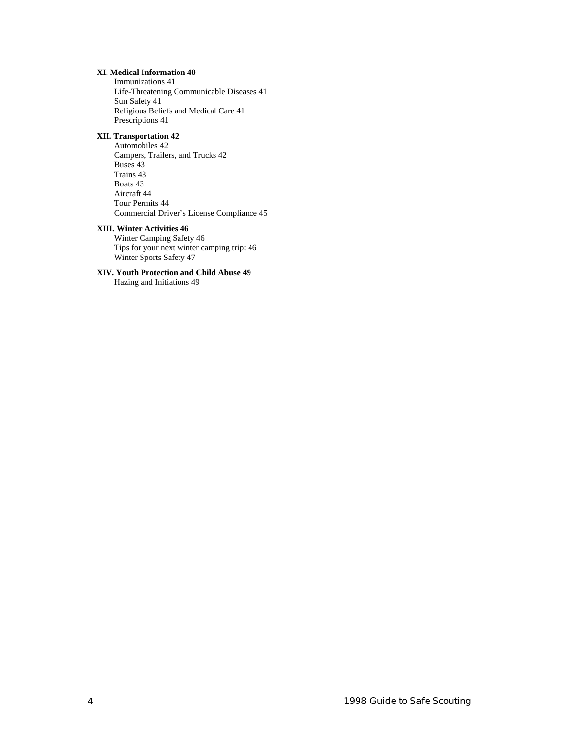**XI. Medical Information 40**

- Immunizations 41
- Life-Threatening Communicable Diseases 41
- Sun Safety 41
- Religious Beliefs and Medical Care 41
- Prescriptions 41

**XII. Transportation 42**

- Automobiles 42
- Campers, Trailers, and Trucks 42
- Buses 43
- Trains 43
- Boats 43
- Aircraft 44
- Tour Permits 44
- Commercial Driver's License Compliance 45

**XIII. Winter Activities 46**

- Winter Camping Safety 46
- Tips for your next winter camping trip: 46
- Winter Sports Safety 47

**XIV. Youth Protection and Child Abuse 49**

- Hazing and Initiations 49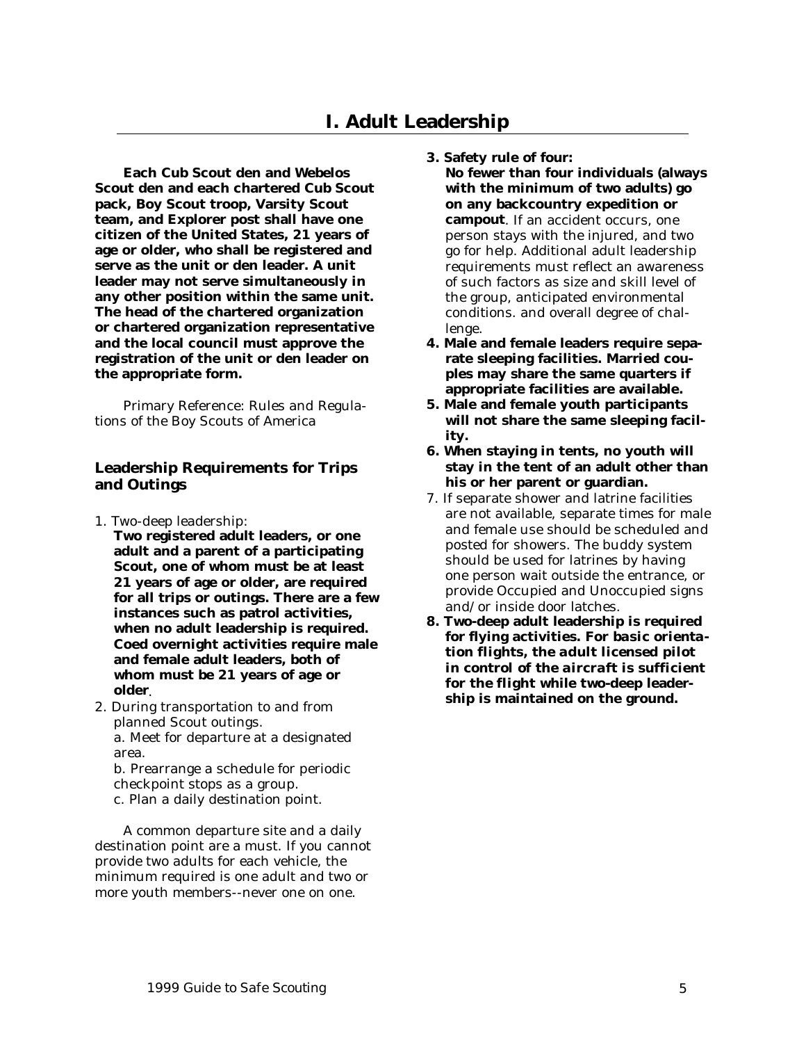# I. Adult Leadership

**Each Cub Scout den and Webelos Scout den and each chartered Cub Scout pack, Boy Scout troop, Varsity Scout team, and Explorer post shall have one citizen of the United States, 21 years of age or older, who shall be registered and serve as the unit or den leader. A unit leader may not serve simultaneously in any other position within the same unit. The head of the chartered organization or chartered organization representative and the local council must approve the registration of the unit or den leader on the appropriate form.**

Primary Reference: Rules and Regulations of the Boy Scouts of America

## Leadership Requirements for Trips and Outings

1. Two-deep leadership:
   **Two registered adult leaders, or one adult and a parent of a participating Scout, one of whom must be at least 21 years of age or older, are required for all trips or outings. There are a few instances such as patrol activities, when no adult leadership is required. Coed overnight activities require male and female adult leaders, both of whom must be 21 years of age or older**.
2. During transportation to and from planned Scout outings.
   a. Meet for departure at a designated area.
   b. Prearrange a schedule for periodic checkpoint stops as a group.
   c. Plan a daily destination point.

A common departure site and a daily destination point are a must. If you cannot provide two adults for each vehicle, the minimum required is one adult and two or more youth members--never one on one.

3. **Safety rule of four:**
   **No fewer than four individuals (always with the minimum of two adults) go on any backcountry expedition or campout**. If an accident occurs, one person stays with the injured, and two go for help. Additional adult leadership requirements must reflect an awareness of such factors as size and skill level of the group, anticipated environmental conditions. and overall degree of challenge.
4. **Male and female leaders require separate sleeping facilities. Married couples may share the same quarters if appropriate facilities are available.**
5. **Male and female youth participants will not share the same sleeping facility.**
6. **When staying in tents, no youth will stay in the tent of an adult other than his or her parent or guardian.**
7. If separate shower and latrine facilities are not available, separate times for male and female use should be scheduled and posted for showers. The buddy system should be used for latrines by having one person wait outside the entrance, or provide Occupied and Unoccupied signs and/or inside door latches.
8. **Two-deep adult leadership is required for flying activities. For basic orientation flights, the adult licensed pilot in control of the aircraft is sufficient for the flight while two-deep leadership is maintained on the ground.**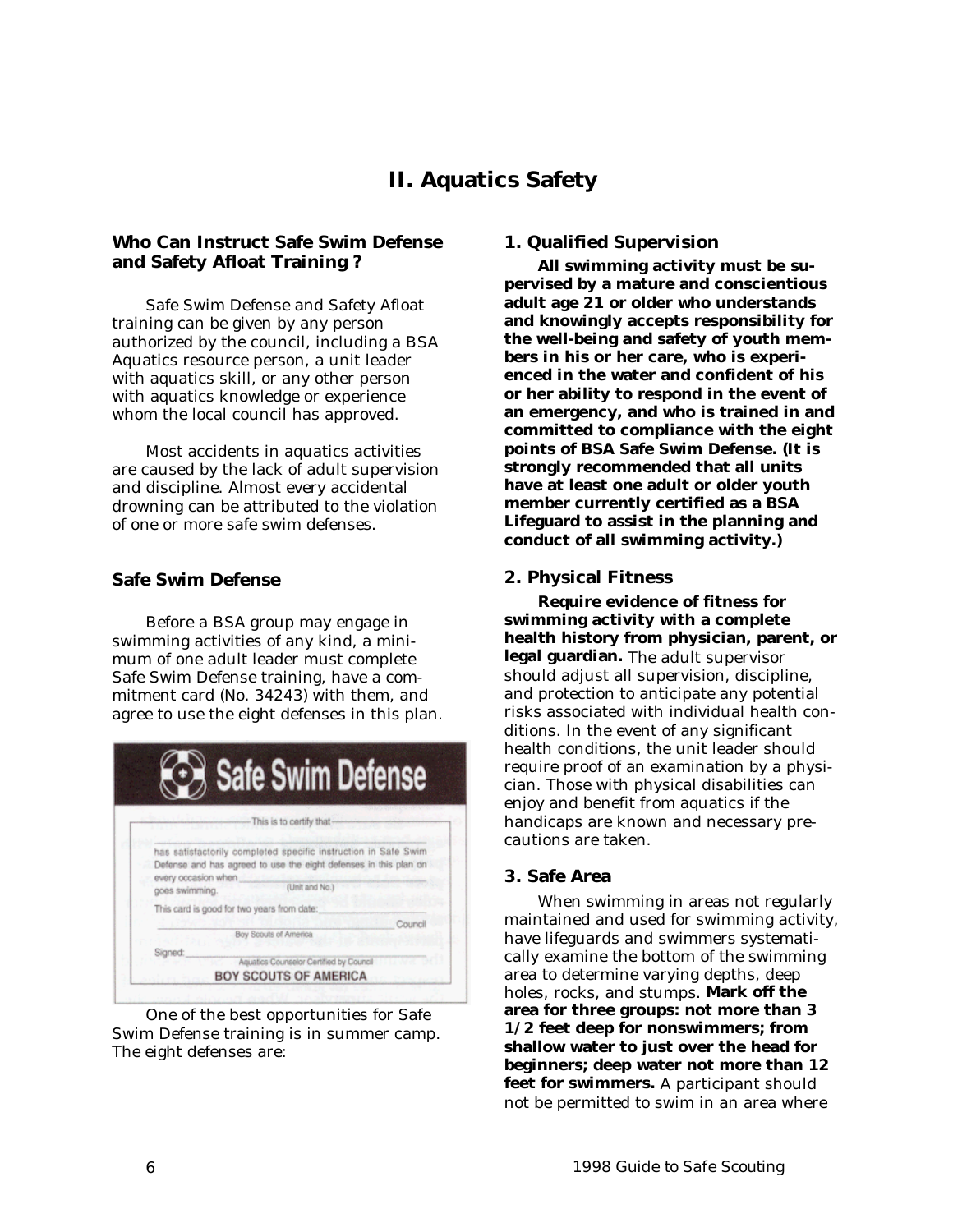## II. Aquatics Safety

### Who Can Instruct Safe Swim Defense and Safety Afloat Training ?

Safe Swim Defense and Safety Afloat training can be given by any person authorized by the council, including a BSA Aquatics resource person, a unit leader with aquatics skill, or any other person with aquatics knowledge or experience whom the local council has approved.

Most accidents in aquatics activities are caused by the lack of adult supervision and discipline. Almost every accidental drowning can be attributed to the violation of one or more safe swim defenses.

### Safe Swim Defense

Before a BSA group may engage in swimming activities of any kind, a minimum of one adult leader must complete Safe Swim Defense training, have a commitment card (No. 34243) with them, and agree to use the eight defenses in this plan.

**Safe Swim Defense**

This is to certify that ______

has satisfactorily completed specific instruction in Safe Swim Defense and has agreed to use the eight defenses in this plan on every occasion when ______ (Unit and No.) goes swimming.

This card is good for two years from date: ______

______ Council
Boy Scouts of America

Signed: ______
Aquatics Counselor Certified by Council

BOY SCOUTS OF AMERICA

One of the best opportunities for Safe Swim Defense training is in summer camp. The eight defenses are:

### 1. Qualified Supervision

**All swimming activity must be supervised by a mature and conscientious adult age 21 or older who understands and knowingly accepts responsibility for the well-being and safety of youth members in his or her care, who is experienced in the water and confident of his or her ability to respond in the event of an emergency, and who is trained in and committed to compliance with the eight points of BSA Safe Swim Defense. (It is strongly recommended that all units have at least one adult or older youth member currently certified as a BSA Lifeguard to assist in the planning and conduct of all swimming activity.)**

### 2. Physical Fitness

**Require evidence of fitness for swimming activity with a complete health history from physician, parent, or legal guardian.** The adult supervisor should adjust all supervision, discipline, and protection to anticipate any potential risks associated with individual health conditions. In the event of any significant health conditions, the unit leader should require proof of an examination by a physician. Those with physical disabilities can enjoy and benefit from aquatics if the handicaps are known and necessary precautions are taken.

### 3. Safe Area

When swimming in areas not regularly maintained and used for swimming activity, have lifeguards and swimmers systematically examine the bottom of the swimming area to determine varying depths, deep holes, rocks, and stumps. **Mark off the area for three groups: not more than 3 1/2 feet deep for nonswimmers; from shallow water to just over the head for beginners; deep water not more than 12 feet for swimmers.** A participant should not be permitted to swim in an area where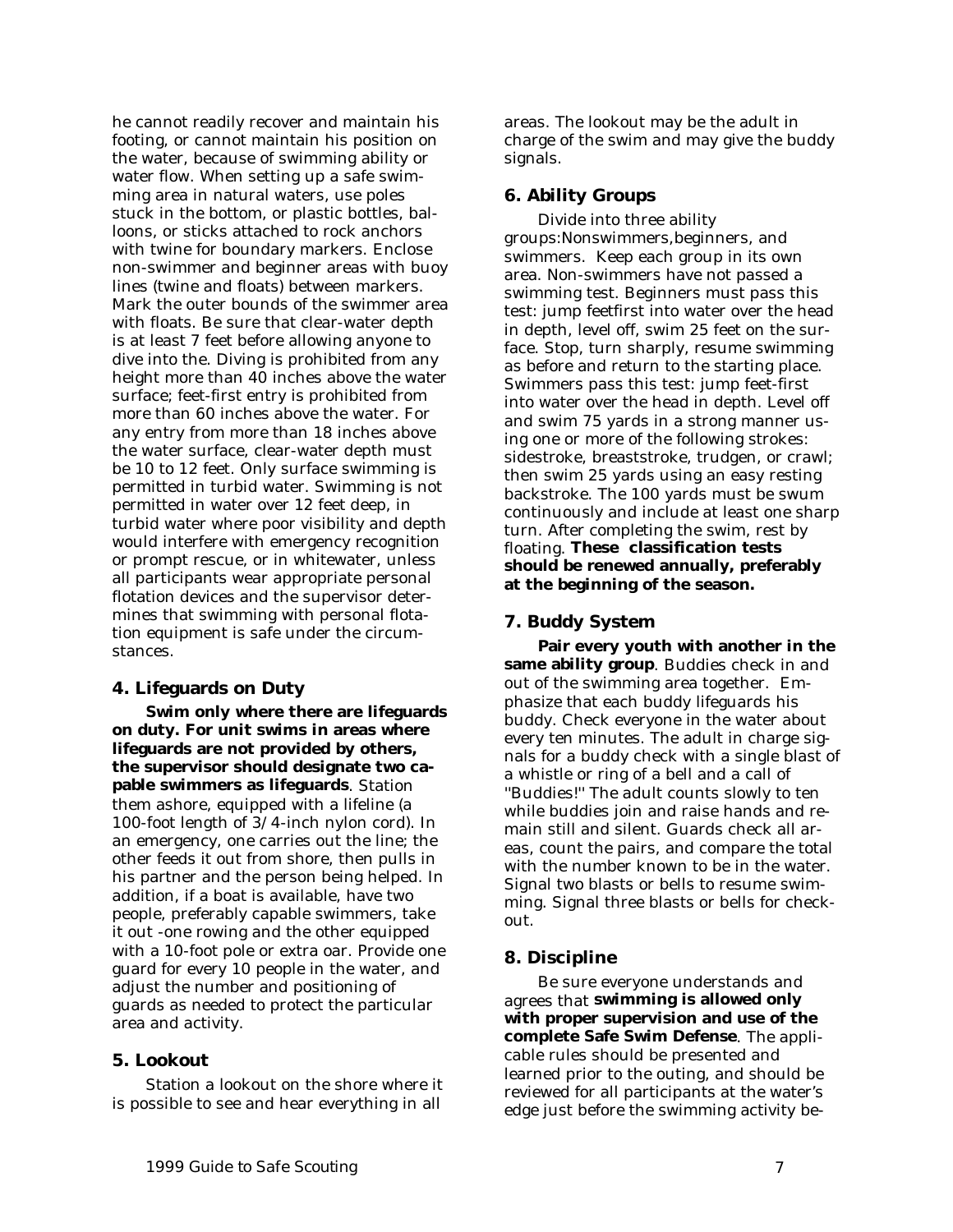he cannot readily recover and maintain his footing, or cannot maintain his position on the water, because of swimming ability or water flow. When setting up a safe swimming area in natural waters, use poles stuck in the bottom, or plastic bottles, balloons, or sticks attached to rock anchors with twine for boundary markers. Enclose non-swimmer and beginner areas with buoy lines (twine and floats) between markers. Mark the outer bounds of the swimmer area with floats. Be sure that clear-water depth is at least 7 feet before allowing anyone to dive into the. Diving is prohibited from any height more than 40 inches above the water surface; feet-first entry is prohibited from more than 60 inches above the water. For any entry from more than 18 inches above the water surface, clear-water depth must be 10 to 12 feet. Only surface swimming is permitted in turbid water. Swimming is not permitted in water over 12 feet deep, in turbid water where poor visibility and depth would interfere with emergency recognition or prompt rescue, or in whitewater, unless all participants wear appropriate personal flotation devices and the supervisor determines that swimming with personal flotation equipment is safe under the circumstances.

### 4. Lifeguards on Duty

**Swim only where there are lifeguards on duty. For unit swims in areas where lifeguards are not provided by others, the supervisor should designate two capable swimmers as lifeguards**. Station them ashore, equipped with a lifeline (a 100-foot length of 3/4-inch nylon cord). In an emergency, one carries out the line; the other feeds it out from shore, then pulls in his partner and the person being helped. In addition, if a boat is available, have two people, preferably capable swimmers, take it out -one rowing and the other equipped with a 10-foot pole or extra oar. Provide one guard for every 10 people in the water, and adjust the number and positioning of guards as needed to protect the particular area and activity.

### 5. Lookout

Station a lookout on the shore where it is possible to see and hear everything in all areas. The lookout may be the adult in charge of the swim and may give the buddy signals.

### 6. Ability Groups

Divide into three ability groups:Nonswimmers,beginners, and swimmers. Keep each group in its own area. Non-swimmers have not passed a swimming test. Beginners must pass this test: jump feetfirst into water over the head in depth, level off, swim 25 feet on the surface. Stop, turn sharply, resume swimming as before and return to the starting place. Swimmers pass this test: jump feet-first into water over the head in depth. Level off and swim 75 yards in a strong manner using one or more of the following strokes: sidestroke, breaststroke, trudgen, or crawl; then swim 25 yards using an easy resting backstroke. The 100 yards must be swum continuously and include at least one sharp turn. After completing the swim, rest by floating. **These classification tests should be renewed annually, preferably at the beginning of the season.**

### 7. Buddy System

**Pair every youth with another in the same ability group**. Buddies check in and out of the swimming area together. Emphasize that each buddy lifeguards his buddy. Check everyone in the water about every ten minutes. The adult in charge signals for a buddy check with a single blast of a whistle or ring of a bell and a call of "Buddies!" The adult counts slowly to ten while buddies join and raise hands and remain still and silent. Guards check all areas, count the pairs, and compare the total with the number known to be in the water. Signal two blasts or bells to resume swimming. Signal three blasts or bells for checkout.

### 8. Discipline

Be sure everyone understands and agrees that **swimming is allowed only with proper supervision and use of the complete Safe Swim Defense**. The applicable rules should be presented and learned prior to the outing, and should be reviewed for all participants at the water's edge just before the swimming activity be-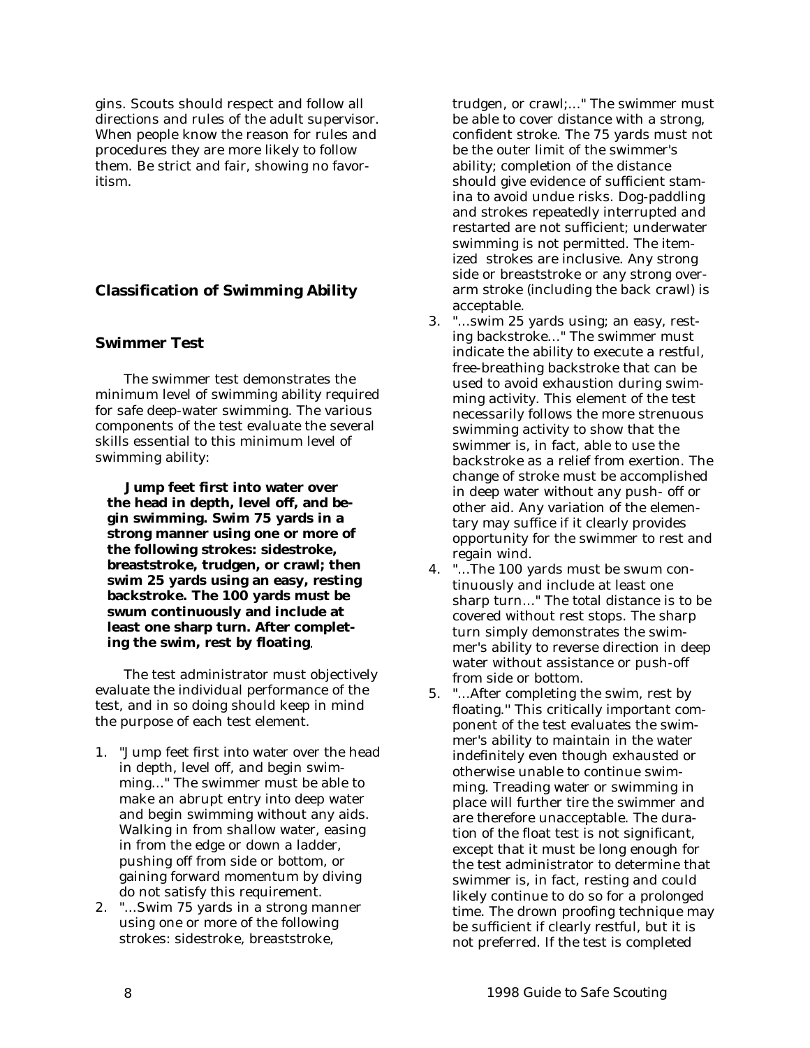gins. Scouts should respect and follow all directions and rules of the adult supervisor. When people know the reason for rules and procedures they are more likely to follow them. Be strict and fair, showing no favoritism.

## Classification of Swimming Ability

### Swimmer Test

The swimmer test demonstrates the minimum level of swimming ability required for safe deep-water swimming. The various components of the test evaluate the several skills essential to this minimum level of swimming ability:

> **Jump feet first into water over the head in depth, level off, and begin swimming. Swim 75 yards in a strong manner using one or more of the following strokes: sidestroke, breaststroke, trudgen, or crawl; then swim 25 yards using an easy, resting backstroke. The 100 yards must be swum continuously and include at least one sharp turn. After completing the swim, rest by floating**.

The test administrator must objectively evaluate the individual performance of the test, and in so doing should keep in mind the purpose of each test element.

1. "Jump feet first into water over the head in depth, level off, and begin swimming..." The swimmer must be able to make an abrupt entry into deep water and begin swimming without any aids. Walking in from shallow water, easing in from the edge or down a ladder, pushing off from side or bottom, or gaining forward momentum by diving do not satisfy this requirement.
2. "...Swim 75 yards in a strong manner using one or more of the following strokes: sidestroke, breaststroke, trudgen, or crawl;..." The swimmer must be able to cover distance with a strong, confident stroke. The 75 yards must not be the outer limit of the swimmer's ability; completion of the distance should give evidence of sufficient stamina to avoid undue risks. Dog-paddling and strokes repeatedly interrupted and restarted are not sufficient; underwater swimming is not permitted. The itemized strokes are inclusive. Any strong side or breaststroke or any strong overarm stroke (including the back crawl) is acceptable.
3. "...swim 25 yards using; an easy, resting backstroke..." The swimmer must indicate the ability to execute a restful, free-breathing backstroke that can be used to avoid exhaustion during swimming activity. This element of the test necessarily follows the more strenuous swimming activity to show that the swimmer is, in fact, able to use the backstroke as a relief from exertion. The change of stroke must be accomplished in deep water without any push- off or other aid. Any variation of the elementary may suffice if it clearly provides opportunity for the swimmer to rest and regain wind.
4. "...The 100 yards must be swum continuously and include at least one sharp turn..." The total distance is to be covered without rest stops. The sharp turn simply demonstrates the swimmer's ability to reverse direction in deep water without assistance or push-off from side or bottom.
5. "...After completing the swim, rest by floating." This critically important component of the test evaluates the swimmer's ability to maintain in the water indefinitely even though exhausted or otherwise unable to continue swimming. Treading water or swimming in place will further tire the swimmer and are therefore unacceptable. The duration of the float test is not significant, except that it must be long enough for the test administrator to determine that swimmer is, in fact, resting and could likely continue to do so for a prolonged time. The drown proofing technique may be sufficient if clearly restful, but it is not preferred. If the test is completed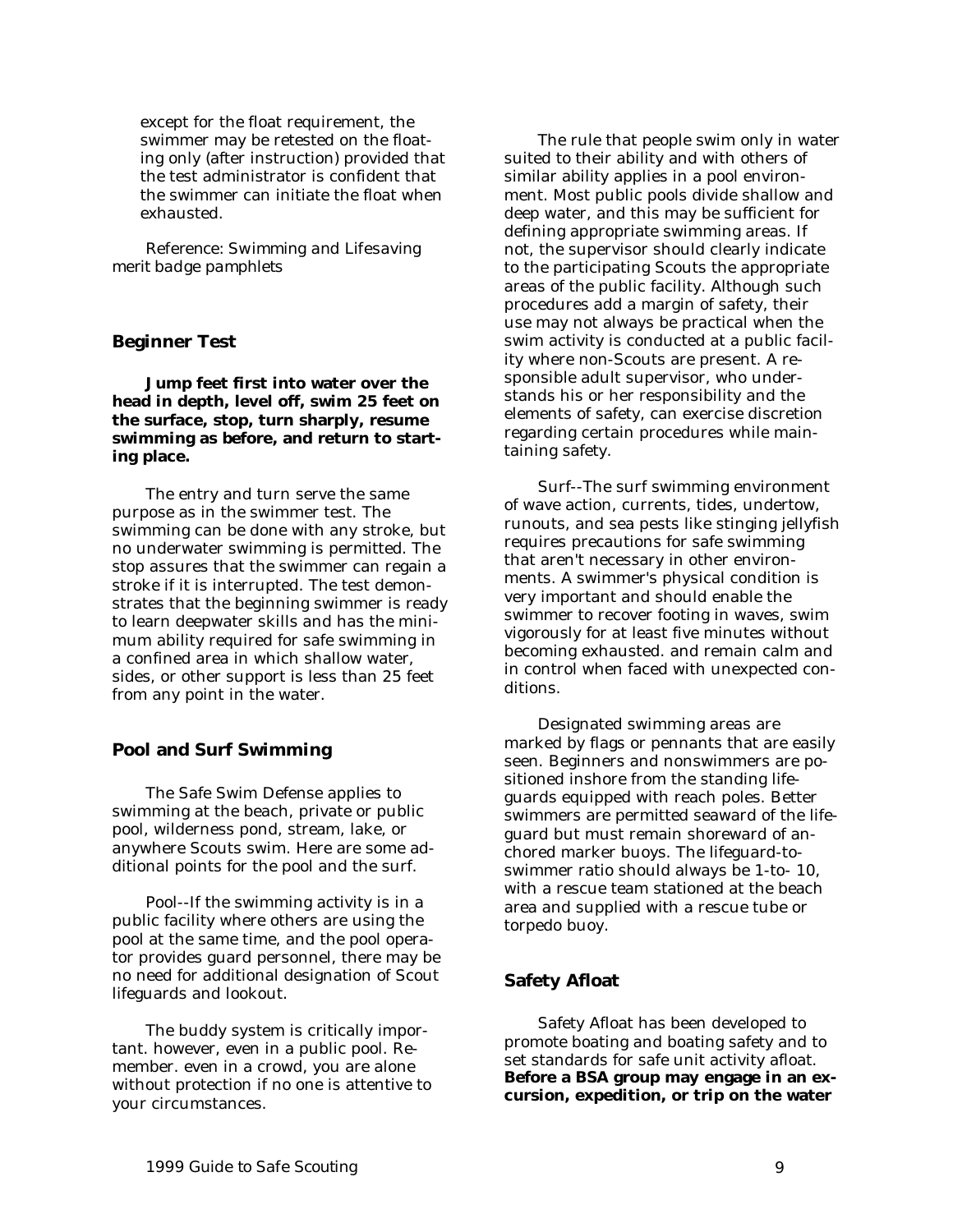except for the float requirement, the swimmer may be retested on the floating only (after instruction) provided that the test administrator is confident that the swimmer can initiate the float when exhausted.

Reference: *Swimming* and *Lifesaving* merit badge pamphlets

### Beginner Test

**Jump feet first into water over the head in depth, level off, swim 25 feet on the surface, stop, turn sharply, resume swimming as before, and return to starting place.**

The entry and turn serve the same purpose as in the swimmer test. The swimming can be done with any stroke, but no underwater swimming is permitted. The stop assures that the swimmer can regain a stroke if it is interrupted. The test demonstrates that the beginning swimmer is ready to learn deepwater skills and has the minimum ability required for safe swimming in a confined area in which shallow water, sides, or other support is less than 25 feet from any point in the water.

### Pool and Surf Swimming

The Safe Swim Defense applies to swimming at the beach, private or public pool, wilderness pond, stream, lake, or anywhere Scouts swim. Here are some additional points for the pool and the surf.

*Pool*--If the swimming activity is in a public facility where others are using the pool at the same time, and the pool operator provides guard personnel, there may be no need for additional designation of Scout lifeguards and lookout.

The buddy system is critically important. however, even in a public pool. Remember. even in a crowd, you are alone without protection if no one is attentive to your circumstances.

The rule that people swim only in water suited to their ability and with others of similar ability applies in a pool environment. Most public pools divide shallow and deep water, and this may be sufficient for defining appropriate swimming areas. If not, the supervisor should clearly indicate to the participating Scouts the appropriate areas of the public facility. Although such procedures add a margin of safety, their use may not always be practical when the swim activity is conducted at a public facility where non-Scouts are present. A responsible adult supervisor, who understands his or her responsibility and the elements of safety, can exercise discretion regarding certain procedures while maintaining safety.

*Surf*--The surf swimming environment of wave action, currents, tides, undertow, runouts, and sea pests like stinging jellyfish requires precautions for safe swimming that aren't necessary in other environments. A swimmer's physical condition is very important and should enable the swimmer to recover footing in waves, swim vigorously for at least five minutes without becoming exhausted. and remain calm and in control when faced with unexpected conditions.

Designated swimming areas are marked by flags or pennants that are easily seen. Beginners and nonswimmers are positioned inshore from the standing lifeguards equipped with reach poles. Better swimmers are permitted seaward of the lifeguard but must remain shoreward of anchored marker buoys. The lifeguard-to-swimmer ratio should always be 1-to- 10, with a rescue team stationed at the beach area and supplied with a rescue tube or torpedo buoy.

### Safety Afloat

Safety Afloat has been developed to promote boating and boating safety and to set standards for safe unit activity afloat. **Before a BSA group may engage in an excursion, expedition, or trip on the water**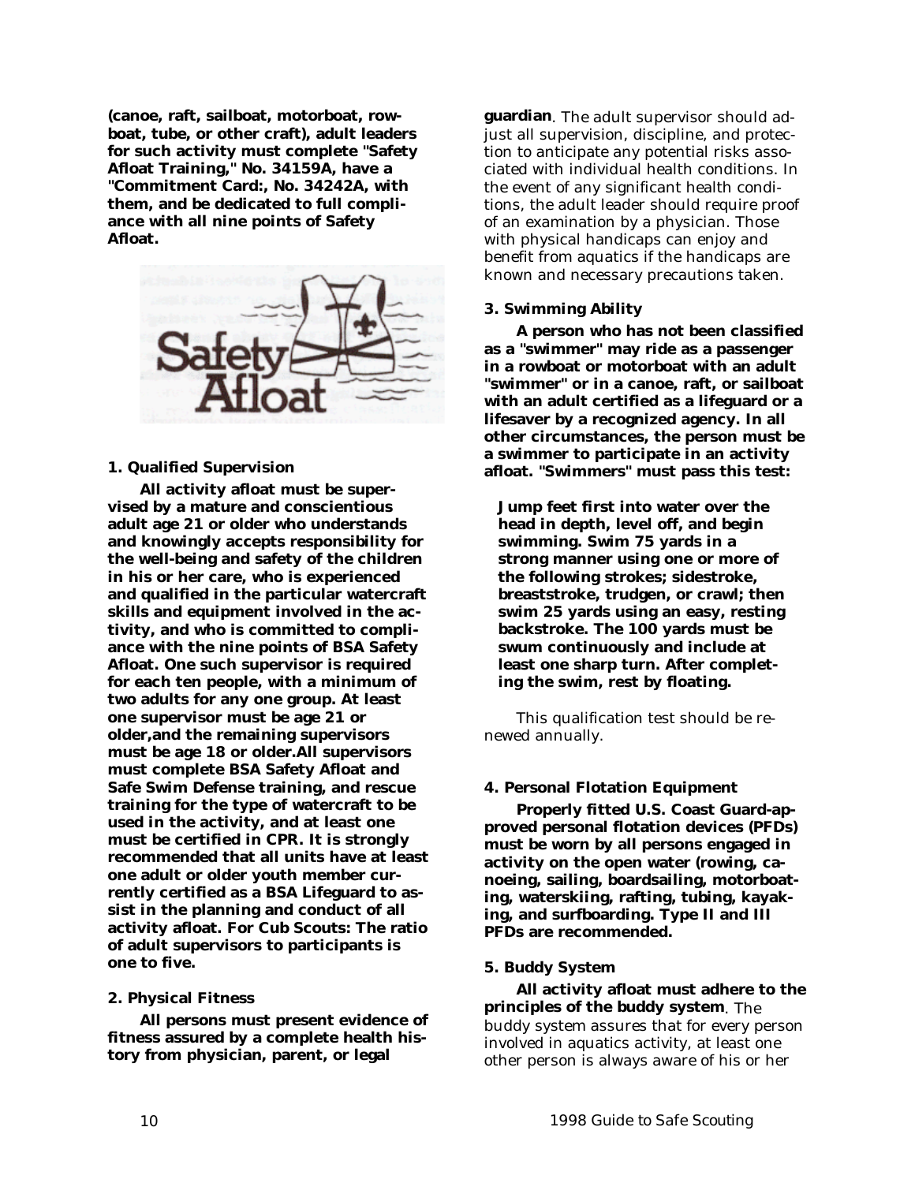**(canoe, raft, sailboat, motorboat, rowboat, tube, or other craft), adult leaders for such activity must complete "Safety Afloat Training," No. 34159A, have a "Commitment Card:, No. 34242A, with them, and be dedicated to full compliance with all nine points of Safety Afloat.**

### 1. Qualified Supervision

**All activity afloat must be supervised by a mature and conscientious adult age 21 or older who understands and knowingly accepts responsibility for the well-being and safety of the children in his or her care, who is experienced and qualified in the particular watercraft skills and equipment involved in the activity, and who is committed to compliance with the nine points of BSA Safety Afloat. One such supervisor is required for each ten people, with a minimum of two adults for any one group. At least one supervisor must be age 21 or older,and the remaining supervisors must be age 18 or older.All supervisors must complete BSA Safety Afloat and Safe Swim Defense training, and rescue training for the type of watercraft to be used in the activity, and at least one must be certified in CPR. It is strongly recommended that all units have at least one adult or older youth member currently certified as a BSA Lifeguard to assist in the planning and conduct of all activity afloat. For Cub Scouts: The ratio of adult supervisors to participants is one to five.**

### 2. Physical Fitness

**All persons must present evidence of fitness assured by a complete health history from physician, parent, or legal guardian**. The adult supervisor should adjust all supervision, discipline, and protection to anticipate any potential risks associated with individual health conditions. In the event of any significant health conditions, the adult leader should require proof of an examination by a physician. Those with physical handicaps can enjoy and benefit from aquatics if the handicaps are known and necessary precautions taken.

### 3. Swimming Ability

**A person who has not been classified as a "swimmer" may ride as a passenger in a rowboat or motorboat with an adult "swimmer" or in a canoe, raft, or sailboat with an adult certified as a lifeguard or a lifesaver by a recognized agency. In all other circumstances, the person must be a swimmer to participate in an activity afloat. "Swimmers" must pass this test:**

> **Jump feet first into water over the head in depth, level off, and begin swimming. Swim 75 yards in a strong manner using one or more of the following strokes; sidestroke, breaststroke, trudgen, or crawl; then swim 25 yards using an easy, resting backstroke. The 100 yards must be swum continuously and include at least one sharp turn. After completing the swim, rest by floating.**

This qualification test should be renewed annually.

### 4. Personal Flotation Equipment

**Properly fitted U.S. Coast Guard-approved personal flotation devices (PFDs) must be worn by all persons engaged in activity on the open water (rowing, canoeing, sailing, boardsailing, motorboating, waterskiing, rafting, tubing, kayaking, and surfboarding. Type II and III PFDs are recommended.**

### 5. Buddy System

**All activity afloat must adhere to the principles of the buddy system**. The buddy system assures that for every person involved in aquatics activity, at least one other person is always aware of his or her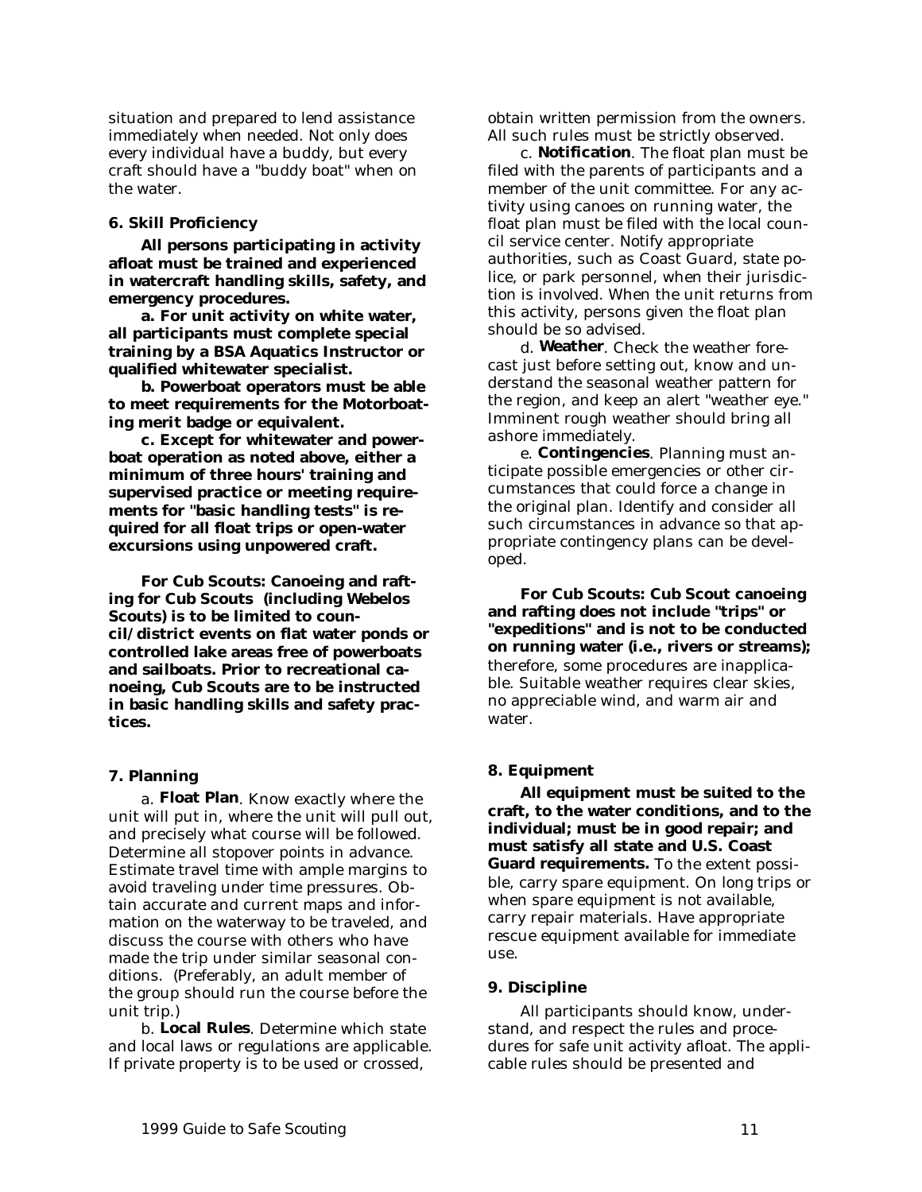situation and prepared to lend assistance immediately when needed. Not only does every individual have a buddy, but every craft should have a "buddy boat" when on the water.

### 6. Skill Proficiency

**All persons participating in activity afloat must be trained and experienced in watercraft handling skills, safety, and emergency procedures.**

**a. For unit activity on white water, all participants must complete special training by a BSA Aquatics Instructor or qualified whitewater specialist.**

**b. Powerboat operators must be able to meet requirements for the Motorboating merit badge or equivalent.**

**c. Except for whitewater and powerboat operation as noted above, either a minimum of three hours' training and supervised practice or meeting requirements for "basic handling tests" is required for all float trips or open-water excursions using unpowered craft.**

**For Cub Scouts: Canoeing and rafting for Cub Scouts (including Webelos Scouts) is to be limited to council/district events on flat water ponds or controlled lake areas free of powerboats and sailboats. Prior to recreational canoeing, Cub Scouts are to be instructed in basic handling skills and safety practices.**

### 7. Planning

a. **Float Plan**. Know exactly where the unit will put in, where the unit will pull out, and precisely what course will be followed. Determine all stopover points in advance. Estimate travel time with ample margins to avoid traveling under time pressures. Obtain accurate and current maps and information on the waterway to be traveled, and discuss the course with others who have made the trip under similar seasonal conditions. (Preferably, an adult member of the group should run the course before the unit trip.)

b. **Local Rules**. Determine which state and local laws or regulations are applicable. If private property is to be used or crossed, obtain written permission from the owners. All such rules must be strictly observed.

c. **Notification**. The float plan must be filed with the parents of participants and a member of the unit committee. For any activity using canoes on running water, the float plan must be filed with the local council service center. Notify appropriate authorities, such as Coast Guard, state police, or park personnel, when their jurisdiction is involved. When the unit returns from this activity, persons given the float plan should be so advised.

d. **Weather**. Check the weather forecast just before setting out, know and understand the seasonal weather pattern for the region, and keep an alert "weather eye." Imminent rough weather should bring all ashore immediately.

e. **Contingencies**. Planning must anticipate possible emergencies or other circumstances that could force a change in the original plan. Identify and consider all such circumstances in advance so that appropriate contingency plans can be developed.

**For Cub Scouts: Cub Scout canoeing and rafting does not include "trips" or "expeditions" and is not to be conducted on running water (i.e., rivers or streams);** therefore, some procedures are inapplicable. Suitable weather requires clear skies, no appreciable wind, and warm air and water.

### 8. Equipment

**All equipment must be suited to the craft, to the water conditions, and to the individual; must be in good repair; and must satisfy all state and U.S. Coast Guard requirements.** To the extent possible, carry spare equipment. On long trips or when spare equipment is not available, carry repair materials. Have appropriate rescue equipment available for immediate use.

### 9. Discipline

All participants should know, understand, and respect the rules and procedures for safe unit activity afloat. The applicable rules should be presented and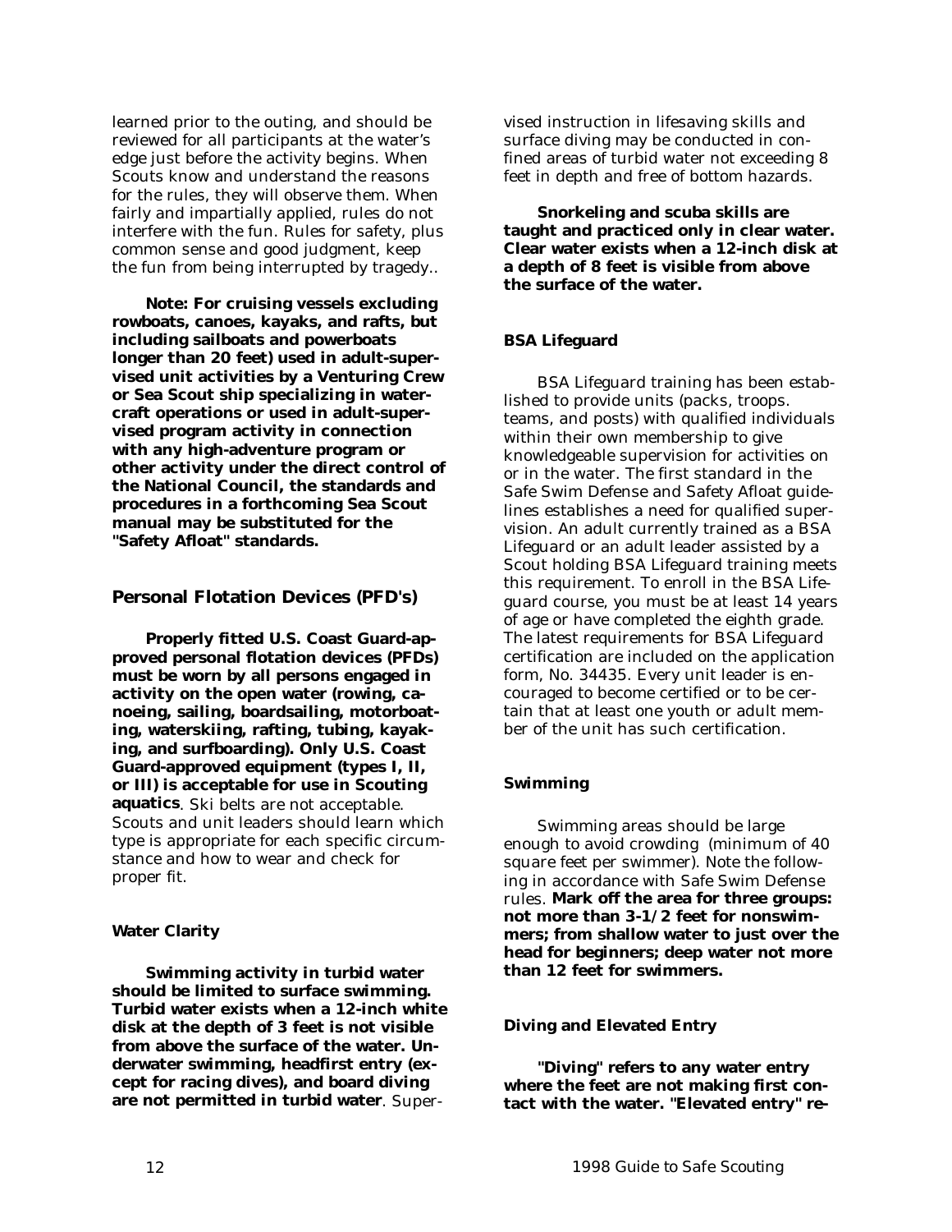learned prior to the outing, and should be reviewed for all participants at the water's edge just before the activity begins. When Scouts know and understand the reasons for the rules, they will observe them. When fairly and impartially applied, rules do not interfere with the fun. Rules for safety, plus common sense and good judgment, keep the fun from being interrupted by tragedy..

**Note: For cruising vessels excluding rowboats, canoes, kayaks, and rafts, but including sailboats and powerboats longer than 20 feet) used in adult-supervised unit activities by a Venturing Crew or Sea Scout ship specializing in watercraft operations or used in adult-supervised program activity in connection with any high-adventure program or other activity under the direct control of the National Council, the standards and procedures in a forthcoming Sea Scout manual may be substituted for the "Safety Afloat" standards.**

## Personal Flotation Devices (PFD's)

**Properly fitted U.S. Coast Guard-approved personal flotation devices (PFDs) must be worn by all persons engaged in activity on the open water (rowing, canoeing, sailing, boardsailing, motorboating, waterskiing, rafting, tubing, kayaking, and surfboarding). Only U.S. Coast Guard-approved equipment (types I, II, or III) is acceptable for use in Scouting aquatics**. Ski belts are not acceptable. Scouts and unit leaders should learn which type is appropriate for each specific circumstance and how to wear and check for proper fit.

### Water Clarity

**Swimming activity in turbid water should be limited to surface swimming. Turbid water exists when a 12-inch white disk at the depth of 3 feet is not visible from above the surface of the water. Underwater swimming, headfirst entry (except for racing dives), and board diving are not permitted in turbid water**. Supervised instruction in lifesaving skills and surface diving may be conducted in confined areas of turbid water not exceeding 8 feet in depth and free of bottom hazards.

**Snorkeling and scuba skills are taught and practiced only in clear water. Clear water exists when a 12-inch disk at a depth of 8 feet is visible from above the surface of the water.**

### BSA Lifeguard

BSA Lifeguard training has been established to provide units (packs, troops. teams, and posts) with qualified individuals within their own membership to give knowledgeable supervision for activities on or in the water. The first standard in the Safe Swim Defense and Safety Afloat guidelines establishes a need for qualified supervision. An adult currently trained as a BSA Lifeguard or an adult leader assisted by a Scout holding BSA Lifeguard training meets this requirement. To enroll in the BSA Lifeguard course, you must be at least 14 years of age or have completed the eighth grade. The latest requirements for BSA Lifeguard certification are included on the application form, No. 34435. Every unit leader is encouraged to become certified or to be certain that at least one youth or adult member of the unit has such certification.

### Swimming

Swimming areas should be large enough to avoid crowding (minimum of 40 square feet per swimmer). Note the following in accordance with Safe Swim Defense rules. **Mark off the area for three groups: not more than 3-1/2 feet for nonswimmers; from shallow water to just over the head for beginners; deep water not more than 12 feet for swimmers.**

### Diving and Elevated Entry

**"Diving" refers to any water entry where the feet are not making first contact with the water. "Elevated entry" re-**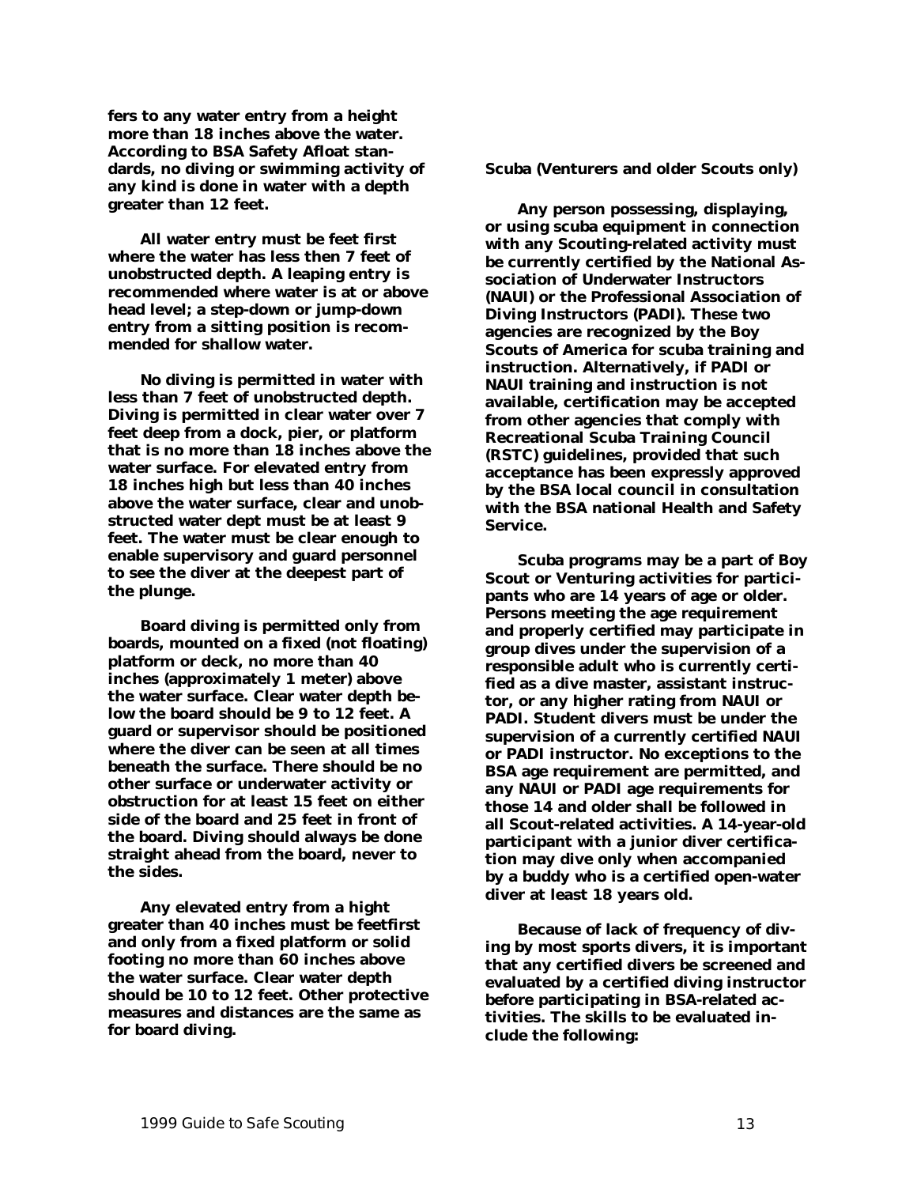fers to any water entry from a height more than 18 inches above the water. According to BSA Safety Afloat standards, no diving or swimming activity of any kind is done in water with a depth greater than 12 feet.

All water entry must be feet first where the water has less then 7 feet of unobstructed depth. A leaping entry is recommended where water is at or above head level; a step-down or jump-down entry from a sitting position is recommended for shallow water.

No diving is permitted in water with less than 7 feet of unobstructed depth. Diving is permitted in clear water over 7 feet deep from a dock, pier, or platform that is no more than 18 inches above the water surface. For elevated entry from 18 inches high but less than 40 inches above the water surface, clear and unobstructed water dept must be at least 9 feet. The water must be clear enough to enable supervisory and guard personnel to see the diver at the deepest part of the plunge.

Board diving is permitted only from boards, mounted on a fixed (not floating) platform or deck, no more than 40 inches (approximately 1 meter) above the water surface. Clear water depth below the board should be 9 to 12 feet. A guard or supervisor should be positioned where the diver can be seen at all times beneath the surface. There should be no other surface or underwater activity or obstruction for at least 15 feet on either side of the board and 25 feet in front of the board. Diving should always be done straight ahead from the board, never to the sides.

Any elevated entry from a hight greater than 40 inches must be feetfirst and only from a fixed platform or solid footing no more than 60 inches above the water surface. Clear water depth should be 10 to 12 feet. Other protective measures and distances are the same as for board diving.

**Scuba (Venturers and older Scouts only)**

Any person possessing, displaying, or using scuba equipment in connection with any Scouting-related activity must be currently certified by the National Association of Underwater Instructors (NAUI) or the Professional Association of Diving Instructors (PADI). These two agencies are recognized by the Boy Scouts of America for scuba training and instruction. Alternatively, if PADI or NAUI training and instruction is not available, certification may be accepted from other agencies that comply with Recreational Scuba Training Council (RSTC) guidelines, provided that such acceptance has been expressly approved by the BSA local council in consultation with the BSA national Health and Safety Service.

Scuba programs may be a part of Boy Scout or Venturing activities for participants who are 14 years of age or older. Persons meeting the age requirement and properly certified may participate in group dives under the supervision of a responsible adult who is currently certified as a dive master, assistant instructor, or any higher rating from NAUI or PADI. Student divers must be under the supervision of a currently certified NAUI or PADI instructor. No exceptions to the BSA age requirement are permitted, and any NAUI or PADI age requirements for those 14 and older shall be followed in all Scout-related activities. A 14-year-old participant with a junior diver certification may dive only when accompanied by a buddy who is a certified open-water diver at least 18 years old.

Because of lack of frequency of diving by most sports divers, it is important that any certified divers be screened and evaluated by a certified diving instructor before participating in BSA-related activities. The skills to be evaluated include the following: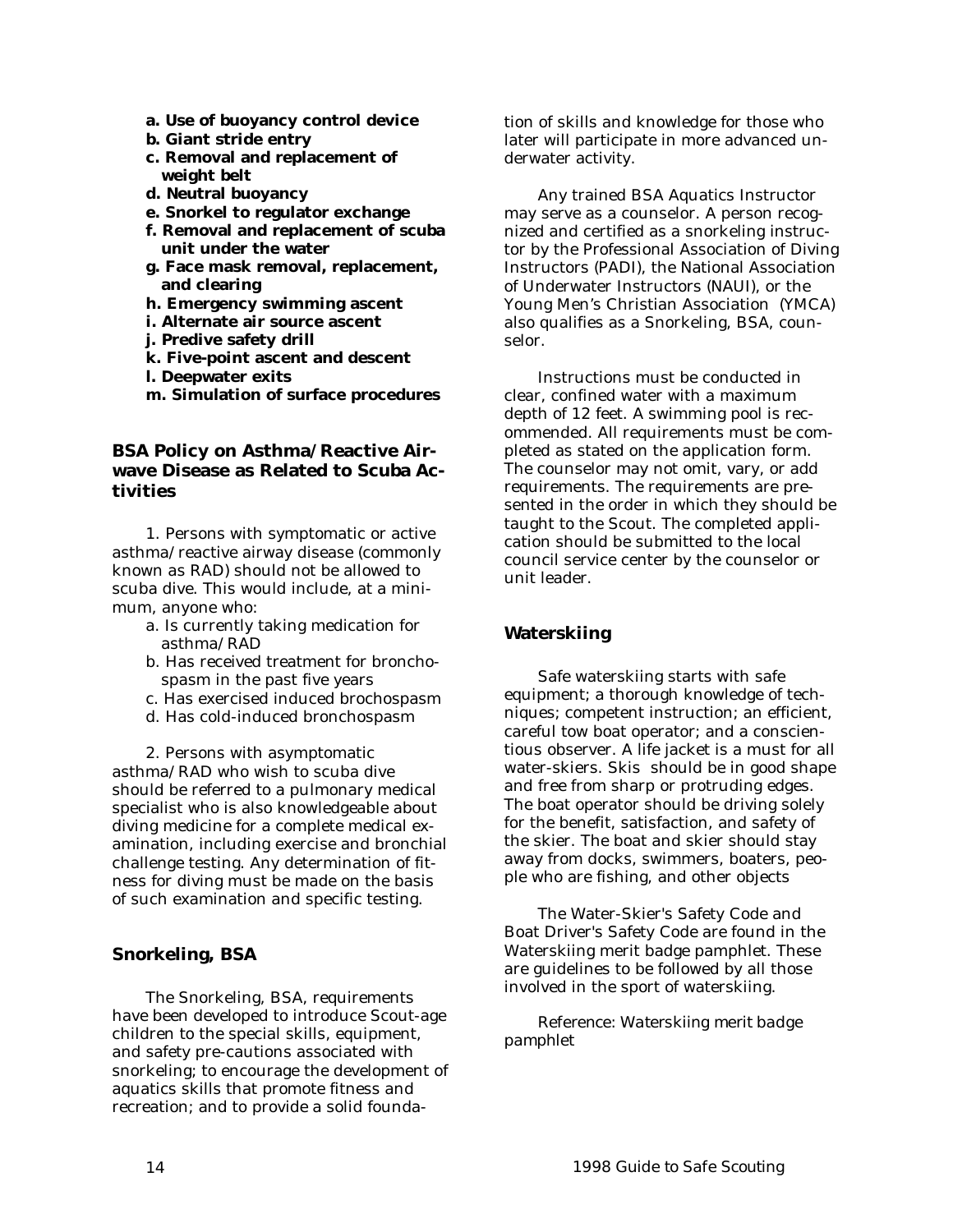- **a. Use of buoyancy control device**
- **b. Giant stride entry**
- **c. Removal and replacement of weight belt**
- **d. Neutral buoyancy**
- **e. Snorkel to regulator exchange**
- **f. Removal and replacement of scuba unit under the water**
- **g. Face mask removal, replacement, and clearing**
- **h. Emergency swimming ascent**
- **i. Alternate air source ascent**
- **j. Predive safety drill**
- **k. Five-point ascent and descent**
- **l. Deepwater exits**
- **m. Simulation of surface procedures**

## BSA Policy on Asthma/Reactive Airwave Disease as Related to Scuba Activities

1. Persons with symptomatic or active asthma/reactive airway disease (commonly known as RAD) should not be allowed to scuba dive. This would include, at a minimum, anyone who:
   - a. Is currently taking medication for asthma/RAD
   - b. Has received treatment for bronchospasm in the past five years
   - c. Has exercised induced brochospasm
   - d. Has cold-induced bronchospasm

2. Persons with asymptomatic asthma/RAD who wish to scuba dive should be referred to a pulmonary medical specialist who is also knowledgeable about diving medicine for a complete medical examination, including exercise and bronchial challenge testing. Any determination of fitness for diving must be made on the basis of such examination and specific testing.

## Snorkeling, BSA

The Snorkeling, BSA, requirements have been developed to introduce Scout-age children to the special skills, equipment, and safety pre-cautions associated with snorkeling; to encourage the development of aquatics skills that promote fitness and recreation; and to provide a solid foundation of skills and knowledge for those who later will participate in more advanced underwater activity.

Any trained BSA Aquatics Instructor may serve as a counselor. A person recognized and certified as a snorkeling instructor by the Professional Association of Diving Instructors (PADI), the National Association of Underwater Instructors (NAUI), or the Young Men's Christian Association (YMCA) also qualifies as a Snorkeling, BSA, counselor.

Instructions must be conducted in clear, confined water with a maximum depth of 12 feet. A swimming pool is recommended. All requirements must be completed as stated on the application form. The counselor may not omit, vary, or add requirements. The requirements are presented in the order in which they should be taught to the Scout. The completed application should be submitted to the local council service center by the counselor or unit leader.

## Waterskiing

Safe waterskiing starts with safe equipment; a thorough knowledge of techniques; competent instruction; an efficient, careful tow boat operator; and a conscientious observer. A life jacket is a must for all water-skiers. Skis should be in good shape and free from sharp or protruding edges. The boat operator should be driving solely for the benefit, satisfaction, and safety of the skier. The boat and skier should stay away from docks, swimmers, boaters, people who are fishing, and other objects

The Water-Skier's Safety Code and Boat Driver's Safety Code are found in the Waterskiing merit badge pamphlet. These are guidelines to be followed by all those involved in the sport of waterskiing.

Reference: *Waterskiing* merit badge pamphlet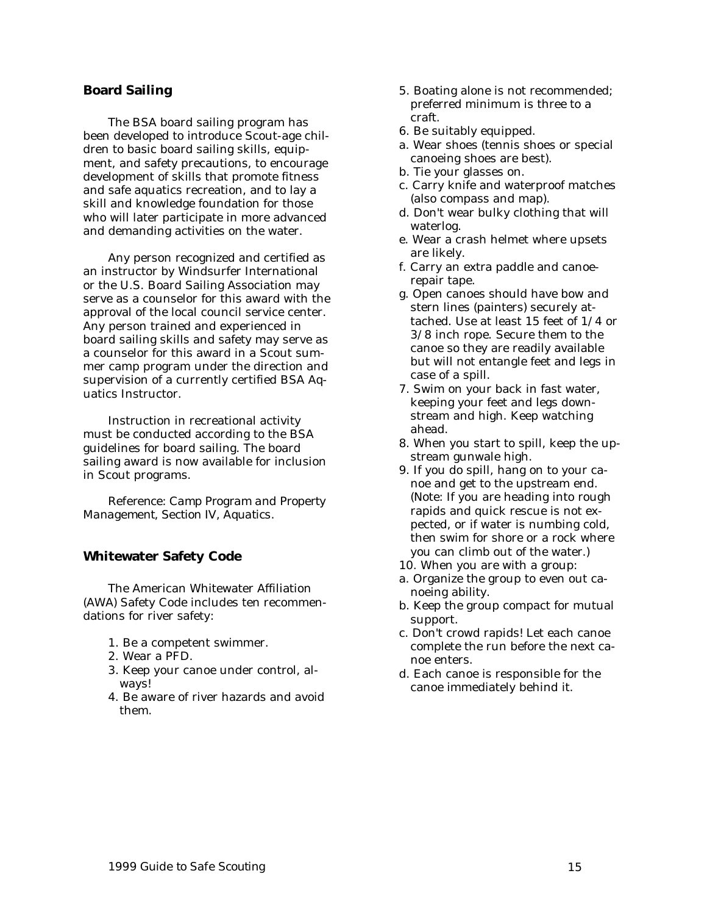## Board Sailing

The BSA board sailing program has been developed to introduce Scout-age children to basic board sailing skills, equipment, and safety precautions, to encourage development of skills that promote fitness and safe aquatics recreation, and to lay a skill and knowledge foundation for those who will later participate in more advanced and demanding activities on the water.

Any person recognized and certified as an instructor by Windsurfer International or the U.S. Board Sailing Association may serve as a counselor for this award with the approval of the local council service center. Any person trained and experienced in board sailing skills and safety may serve as a counselor for this award in a Scout summer camp program under the direction and supervision of a currently certified BSA Aquatics Instructor.

Instruction in recreational activity must be conducted according to the BSA guidelines for board sailing. The board sailing award is now available for inclusion in Scout programs.

Reference: *Camp Program and Property Management*, Section IV, Aquatics.

## Whitewater Safety Code

The American Whitewater Affiliation (AWA) Safety Code includes ten recommendations for river safety:

1. Be a competent swimmer.
2. Wear a PFD.
3. Keep your canoe under control, always!
4. Be aware of river hazards and avoid them.
5. Boating alone is not recommended; preferred minimum is three to a craft.
6. Be suitably equipped.
   a. Wear shoes (tennis shoes or special canoeing shoes are best).
   b. Tie your glasses on.
   c. Carry knife and waterproof matches (also compass and map).
   d. Don't wear bulky clothing that will waterlog.
   e. Wear a crash helmet where upsets are likely.
   f. Carry an extra paddle and canoe-repair tape.
   g. Open canoes should have bow and stern lines (painters) securely attached. Use at least 15 feet of 1/4 or 3/8 inch rope. Secure them to the canoe so they are readily available but will not entangle feet and legs in case of a spill.
7. Swim on your back in fast water, keeping your feet and legs downstream and high. Keep watching ahead.
8. When you start to spill, keep the upstream gunwale high.
9. If you do spill, hang on to your canoe and get to the upstream end. (Note: If you are heading into rough rapids and quick rescue is not expected, or if water is numbing cold, then swim for shore or a rock where you can climb out of the water.)
10. When you are with a group:
    a. Organize the group to even out canoeing ability.
    b. Keep the group compact for mutual support.
    c. Don't crowd rapids! Let each canoe complete the run before the next canoe enters.
    d. Each canoe is responsible for the canoe immediately behind it.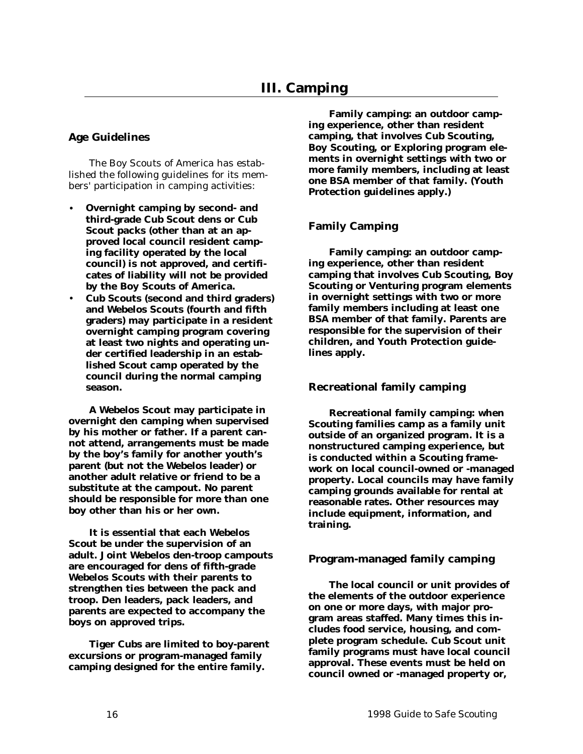# III. Camping

## Age Guidelines

The Boy Scouts of America has established the following guidelines for its members' participation in camping activities:

- **Overnight camping by second- and third-grade Cub Scout dens or Cub Scout packs (other than at an approved local council resident camping facility operated by the local council) is not approved, and certificates of liability will not be provided by the Boy Scouts of America.**
- **Cub Scouts (second and third graders) and Webelos Scouts (fourth and fifth graders) may participate in a resident overnight camping program covering at least two nights and operating under certified leadership in an established Scout camp operated by the council during the normal camping season.**

**A Webelos Scout may participate in overnight den camping when supervised by his mother or father. If a parent cannot attend, arrangements must be made by the boy's family for another youth's parent (but not the Webelos leader) or another adult relative or friend to be a substitute at the campout. No parent should be responsible for more than one boy other than his or her own.**

**It is essential that each Webelos Scout be under the supervision of an adult. Joint Webelos den-troop campouts are encouraged for dens of fifth-grade Webelos Scouts with their parents to strengthen ties between the pack and troop. Den leaders, pack leaders, and parents are expected to accompany the boys on approved trips.**

**Tiger Cubs are limited to boy-parent excursions or program-managed family camping designed for the entire family.**

**Family camping: an outdoor camping experience, other than resident camping, that involves Cub Scouting, Boy Scouting, or Exploring program elements in overnight settings with two or more family members, including at least one BSA member of that family. (Youth Protection guidelines apply.)**

## Family Camping

**Family camping: an outdoor camping experience, other than resident camping that involves Cub Scouting, Boy Scouting or Venturing program elements in overnight settings with two or more family members including at least one BSA member of that family. Parents are responsible for the supervision of their children, and Youth Protection guidelines apply.**

## Recreational family camping

**Recreational family camping: when Scouting families camp as a family unit outside of an organized program. It is a nonstructured camping experience, but is conducted within a Scouting framework on local council-owned or -managed property. Local councils may have family camping grounds available for rental at reasonable rates. Other resources may include equipment, information, and training.**

## Program-managed family camping

**The local council or unit provides of the elements of the outdoor experience on one or more days, with major program areas staffed. Many times this includes food service, housing, and complete program schedule. Cub Scout unit family programs must have local council approval. These events must be held on council owned or -managed property or,**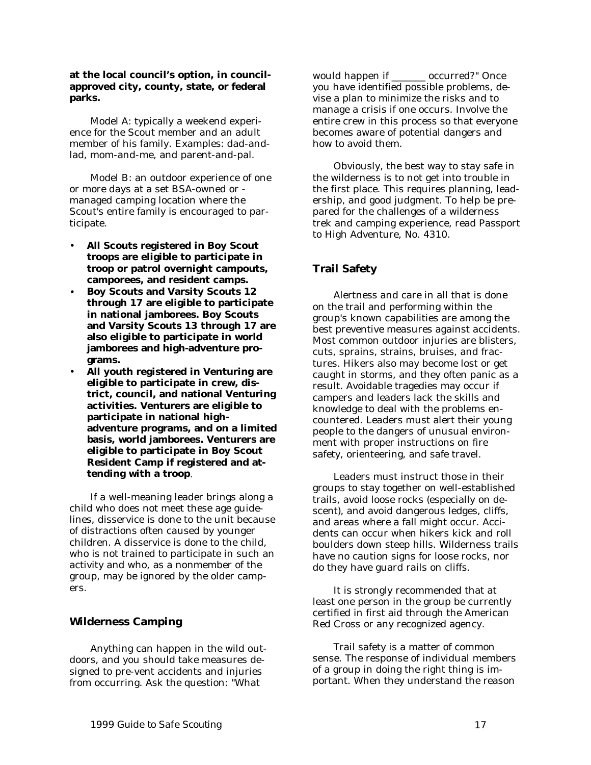**at the local council's option, in council-approved city, county, state, or federal parks.**

Model A: typically a weekend experience for the Scout member and an adult member of his family. Examples: dad-and-lad, mom-and-me, and parent-and-pal.

Model B: an outdoor experience of one or more days at a set BSA-owned or -managed camping location where the Scout's entire family is encouraged to participate.

- **All Scouts registered in Boy Scout troops are eligible to participate in troop or patrol overnight campouts, camporees, and resident camps.**
- **Boy Scouts and Varsity Scouts 12 through 17 are eligible to participate in national jamborees. Boy Scouts and Varsity Scouts 13 through 17 are also eligible to participate in world jamborees and high-adventure programs.**
- **All youth registered in Venturing are eligible to participate in crew, district, council, and national Venturing activities. Venturers are eligible to participate in national high-adventure programs, and on a limited basis, world jamborees. Venturers are eligible to participate in Boy Scout Resident Camp if registered and attending with a troop**.

If a well-meaning leader brings along a child who does not meet these age guidelines, disservice is done to the unit because of distractions often caused by younger children. A disservice is done to the child, who is not trained to participate in such an activity and who, as a nonmember of the group, may be ignored by the older campers.

## Wilderness Camping

Anything can happen in the wild outdoors, and you should take measures designed to pre-vent accidents and injuries from occurring. Ask the question: "What would happen if _______ occurred?" Once you have identified possible problems, devise a plan to minimize the risks and to manage a crisis if one occurs. Involve the entire crew in this process so that everyone becomes aware of potential dangers and how to avoid them.

Obviously, the best way to stay safe in the wilderness is to not get into trouble in the first place. This requires planning, leadership, and good judgment. To help be prepared for the challenges of a wilderness trek and camping experience, read Passport to High Adventure, No. 4310.

## Trail Safety

Alertness and care in all that is done on the trail and performing within the group's known capabilities are among the best preventive measures against accidents. Most common outdoor injuries are blisters, cuts, sprains, strains, bruises, and fractures. Hikers also may become lost or get caught in storms, and they often panic as a result. Avoidable tragedies may occur if campers and leaders lack the skills and knowledge to deal with the problems encountered. Leaders must alert their young people to the dangers of unusual environment with proper instructions on fire safety, orienteering, and safe travel.

Leaders must instruct those in their groups to stay together on well-established trails, avoid loose rocks (especially on descent), and avoid dangerous ledges, cliffs, and areas where a fall might occur. Accidents can occur when hikers kick and roll boulders down steep hills. Wilderness trails have no caution signs for loose rocks, nor do they have guard rails on cliffs.

It is strongly recommended that at least one person in the group be currently certified in first aid through the American Red Cross or any recognized agency.

Trail safety is a matter of common sense. The response of individual members of a group in doing the right thing is important. When they understand the reason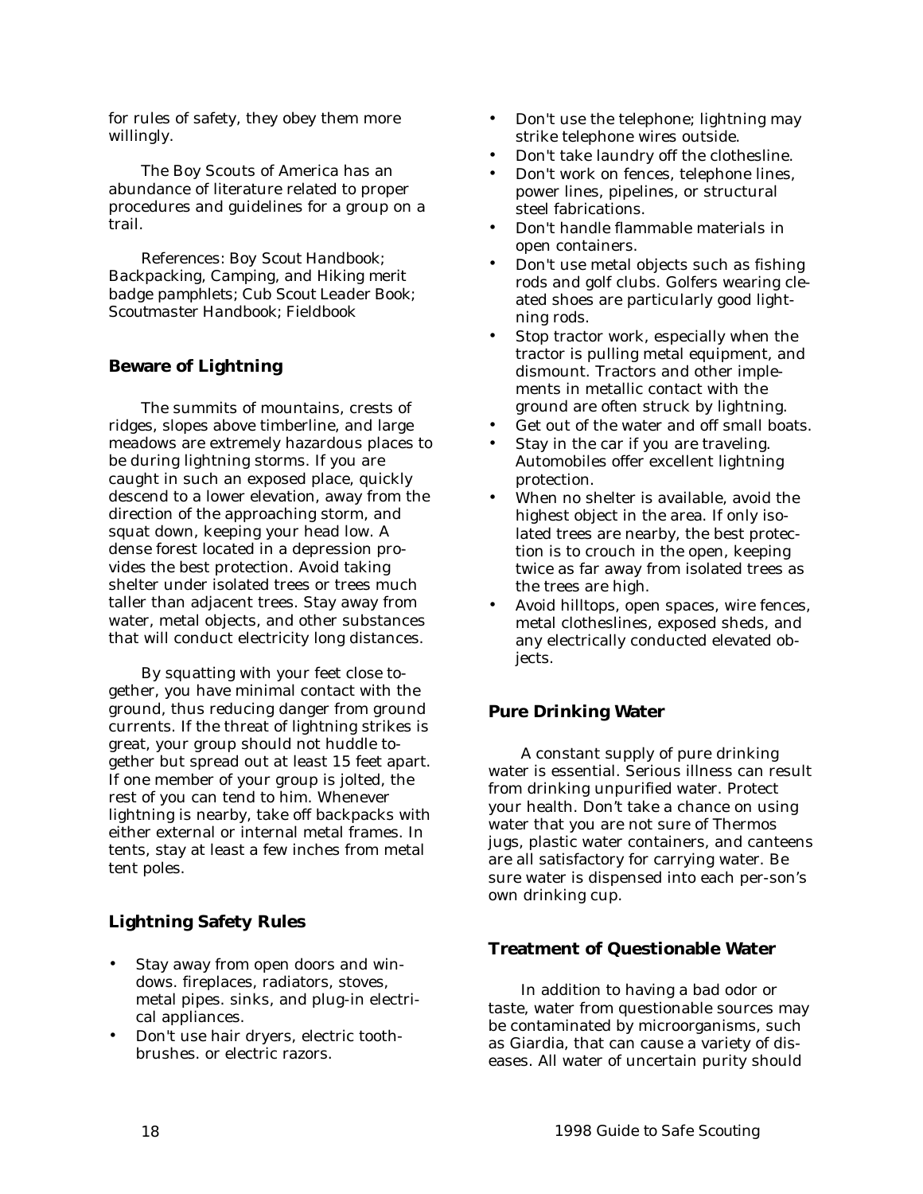for rules of safety, they obey them more willingly.

The Boy Scouts of America has an abundance of literature related to proper procedures and guidelines for a group on a trail.

References: *Boy Scout Handbook*; Backpacking, Camping, and Hiking merit badge pamphlets; *Cub Scout Leader Book*; *Scoutmaster Handbook*; *Fieldbook*

## Beware of Lightning

The summits of mountains, crests of ridges, slopes above timberline, and large meadows are extremely hazardous places to be during lightning storms. If you are caught in such an exposed place, quickly descend to a lower elevation, away from the direction of the approaching storm, and squat down, keeping your head low. A dense forest located in a depression provides the best protection. Avoid taking shelter under isolated trees or trees much taller than adjacent trees. Stay away from water, metal objects, and other substances that will conduct electricity long distances.

By squatting with your feet close together, you have minimal contact with the ground, thus reducing danger from ground currents. If the threat of lightning strikes is great, your group should not huddle together but spread out at least 15 feet apart. If one member of your group is jolted, the rest of you can tend to him. Whenever lightning is nearby, take off backpacks with either external or internal metal frames. In tents, stay at least a few inches from metal tent poles.

## Lightning Safety Rules

- Stay away from open doors and windows. fireplaces, radiators, stoves, metal pipes. sinks, and plug-in electrical appliances.
- Don't use hair dryers, electric toothbrushes. or electric razors.
- Don't use the telephone; lightning may strike telephone wires outside.
- Don't take laundry off the clothesline.
- Don't work on fences, telephone lines, power lines, pipelines, or structural steel fabrications.
- Don't handle flammable materials in open containers.
- Don't use metal objects such as fishing rods and golf clubs. Golfers wearing cleated shoes are particularly good lightning rods.
- Stop tractor work, especially when the tractor is pulling metal equipment, and dismount. Tractors and other implements in metallic contact with the ground are often struck by lightning.
- Get out of the water and off small boats.
- Stay in the car if you are traveling. Automobiles offer excellent lightning protection.
- When no shelter is available, avoid the highest object in the area. If only isolated trees are nearby, the best protection is to crouch in the open, keeping twice as far away from isolated trees as the trees are high.
- Avoid hilltops, open spaces, wire fences, metal clotheslines, exposed sheds, and any electrically conducted elevated objects.

## Pure Drinking Water

A constant supply of pure drinking water is essential. Serious illness can result from drinking unpurified water. Protect your health. Don't take a chance on using water that you are not sure of Thermos jugs, plastic water containers, and canteens are all satisfactory for carrying water. Be sure water is dispensed into each per-son's own drinking cup.

## Treatment of Questionable Water

In addition to having a bad odor or taste, water from questionable sources may be contaminated by microorganisms, such as Giardia, that can cause a variety of diseases. All water of uncertain purity should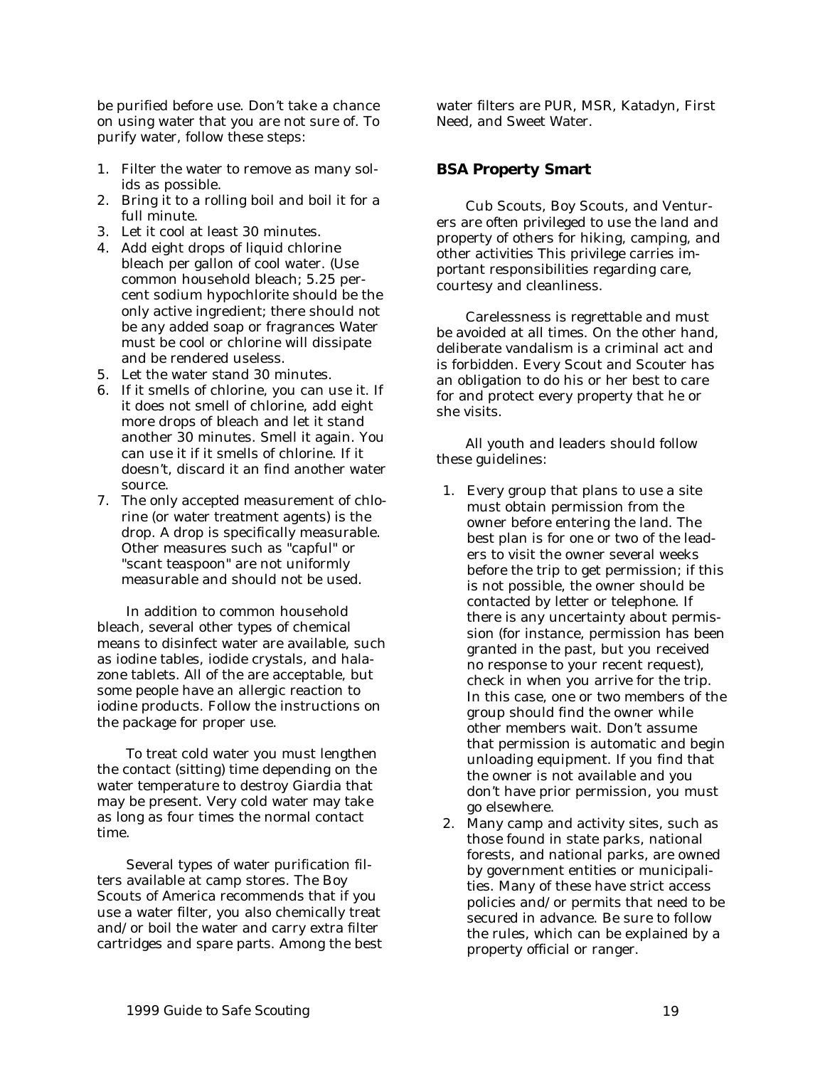be purified before use. Don't take a chance on using water that you are not sure of. To purify water, follow these steps:

1. Filter the water to remove as many solids as possible.
2. Bring it to a rolling boil and boil it for a full minute.
3. Let it cool at least 30 minutes.
4. Add eight drops of liquid chlorine bleach per gallon of cool water. (Use common household bleach; 5.25 percent sodium hypochlorite should be the only active ingredient; there should not be any added soap or fragrances Water must be cool or chlorine will dissipate and be rendered useless.
5. Let the water stand 30 minutes.
6. If it smells of chlorine, you can use it. If it does not smell of chlorine, add eight more drops of bleach and let it stand another 30 minutes. Smell it again. You can use it if it smells of chlorine. If it doesn't, discard it an find another water source.
7. The only accepted measurement of chlorine (or water treatment agents) is the drop. A drop is specifically measurable. Other measures such as "capful" or "scant teaspoon" are not uniformly measurable and should not be used.

In addition to common household bleach, several other types of chemical means to disinfect water are available, such as iodine tables, iodide crystals, and halazone tablets. All of the are acceptable, but some people have an allergic reaction to iodine products. Follow the instructions on the package for proper use.

To treat cold water you must lengthen the contact (sitting) time depending on the water temperature to destroy Giardia that may be present. Very cold water may take as long as four times the normal contact time.

Several types of water purification filters available at camp stores. The Boy Scouts of America recommends that if you use a water filter, you also chemically treat and/or boil the water and carry extra filter cartridges and spare parts. Among the best water filters are PUR, MSR, Katadyn, First Need, and Sweet Water.

## BSA Property Smart

Cub Scouts, Boy Scouts, and Venturers are often privileged to use the land and property of others for hiking, camping, and other activities This privilege carries important responsibilities regarding care, courtesy and cleanliness.

Carelessness is regrettable and must be avoided at all times. On the other hand, deliberate vandalism is a criminal act and is forbidden. Every Scout and Scouter has an obligation to do his or her best to care for and protect every property that he or she visits.

All youth and leaders should follow these guidelines:

1. Every group that plans to use a site must obtain permission from the owner before entering the land. The best plan is for one or two of the leaders to visit the owner several weeks before the trip to get permission; if this is not possible, the owner should be contacted by letter or telephone. If there is any uncertainty about permission (for instance, permission has been granted in the past, but you received no response to your recent request), check in when you arrive for the trip. In this case, one or two members of the group should find the owner while other members wait. Don't assume that permission is automatic and begin unloading equipment. If you find that the owner is not available and you don't have prior permission, you must go elsewhere.
2. Many camp and activity sites, such as those found in state parks, national forests, and national parks, are owned by government entities or municipalities. Many of these have strict access policies and/or permits that need to be secured in advance. Be sure to follow the rules, which can be explained by a property official or ranger.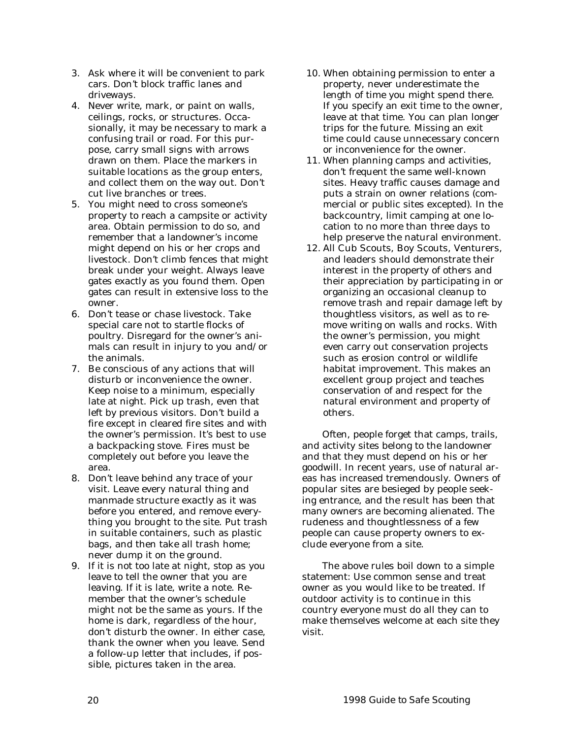3. Ask where it will be convenient to park cars. Don't block traffic lanes and driveways.
4. Never write, mark, or paint on walls, ceilings, rocks, or structures. Occasionally, it may be necessary to mark a confusing trail or road. For this purpose, carry small signs with arrows drawn on them. Place the markers in suitable locations as the group enters, and collect them on the way out. Don't cut live branches or trees.
5. You might need to cross someone's property to reach a campsite or activity area. Obtain permission to do so, and remember that a landowner's income might depend on his or her crops and livestock. Don't climb fences that might break under your weight. Always leave gates exactly as you found them. Open gates can result in extensive loss to the owner.
6. Don't tease or chase livestock. Take special care not to startle flocks of poultry. Disregard for the owner's animals can result in injury to you and/or the animals.
7. Be conscious of any actions that will disturb or inconvenience the owner. Keep noise to a minimum, especially late at night. Pick up trash, even that left by previous visitors. Don't build a fire except in cleared fire sites and with the owner's permission. It's best to use a backpacking stove. Fires must be completely out before you leave the area.
8. Don't leave behind any trace of your visit. Leave every natural thing and manmade structure exactly as it was before you entered, and remove everything you brought to the site. Put trash in suitable containers, such as plastic bags, and then take all trash home; never dump it on the ground.
9. If it is not too late at night, stop as you leave to tell the owner that you are leaving. If it is late, write a note. Remember that the owner's schedule might not be the same as yours. If the home is dark, regardless of the hour, don't disturb the owner. In either case, thank the owner when you leave. Send a follow-up letter that includes, if possible, pictures taken in the area.
10. When obtaining permission to enter a property, never underestimate the length of time you might spend there. If you specify an exit time to the owner, leave at that time. You can plan longer trips for the future. Missing an exit time could cause unnecessary concern or inconvenience for the owner.
11. When planning camps and activities, don't frequent the same well-known sites. Heavy traffic causes damage and puts a strain on owner relations (commercial or public sites excepted). In the backcountry, limit camping at one location to no more than three days to help preserve the natural environment.
12. All Cub Scouts, Boy Scouts, Venturers, and leaders should demonstrate their interest in the property of others and their appreciation by participating in or organizing an occasional cleanup to remove trash and repair damage left by thoughtless visitors, as well as to remove writing on walls and rocks. With the owner's permission, you might even carry out conservation projects such as erosion control or wildlife habitat improvement. This makes an excellent group project and teaches conservation of and respect for the natural environment and property of others.

Often, people forget that camps, trails, and activity sites belong to the landowner and that they must depend on his or her goodwill. In recent years, use of natural areas has increased tremendously. Owners of popular sites are besieged by people seeking entrance, and the result has been that many owners are becoming alienated. The rudeness and thoughtlessness of a few people can cause property owners to exclude everyone from a site.

The above rules boil down to a simple statement: Use common sense and treat owner as you would like to be treated. If outdoor activity is to continue in this country everyone must do all they can to make themselves welcome at each site they visit.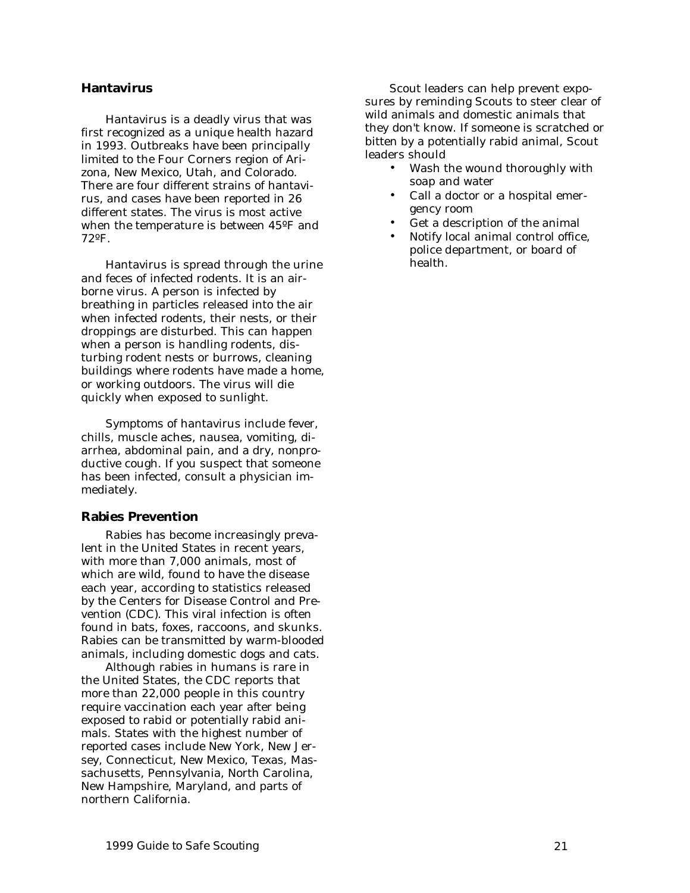## Hantavirus

Hantavirus is a deadly virus that was first recognized as a unique health hazard in 1993. Outbreaks have been principally limited to the Four Corners region of Arizona, New Mexico, Utah, and Colorado. There are four different strains of hantavirus, and cases have been reported in 26 different states. The virus is most active when the temperature is between 45ºF and 72ºF.

Hantavirus is spread through the urine and feces of infected rodents. It is an airborne virus. A person is infected by breathing in particles released into the air when infected rodents, their nests, or their droppings are disturbed. This can happen when a person is handling rodents, disturbing rodent nests or burrows, cleaning buildings where rodents have made a home, or working outdoors. The virus will die quickly when exposed to sunlight.

Symptoms of hantavirus include fever, chills, muscle aches, nausea, vomiting, diarrhea, abdominal pain, and a dry, nonproductive cough. If you suspect that someone has been infected, consult a physician immediately.

## Rabies Prevention

Rabies has become increasingly prevalent in the United States in recent years, with more than 7,000 animals, most of which are wild, found to have the disease each year, according to statistics released by the Centers for Disease Control and Prevention (CDC). This viral infection is often found in bats, foxes, raccoons, and skunks. Rabies can be transmitted by warm-blooded animals, including domestic dogs and cats.

Although rabies in humans is rare in the United States, the CDC reports that more than 22,000 people in this country require vaccination each year after being exposed to rabid or potentially rabid animals. States with the highest number of reported cases include New York, New Jersey, Connecticut, New Mexico, Texas, Massachusetts, Pennsylvania, North Carolina, New Hampshire, Maryland, and parts of northern California.

Scout leaders can help prevent exposures by reminding Scouts to steer clear of wild animals and domestic animals that they don't know. If someone is scratched or bitten by a potentially rabid animal, Scout leaders should

- Wash the wound thoroughly with soap and water
- Call a doctor or a hospital emergency room
- Get a description of the animal
- Notify local animal control office, police department, or board of health.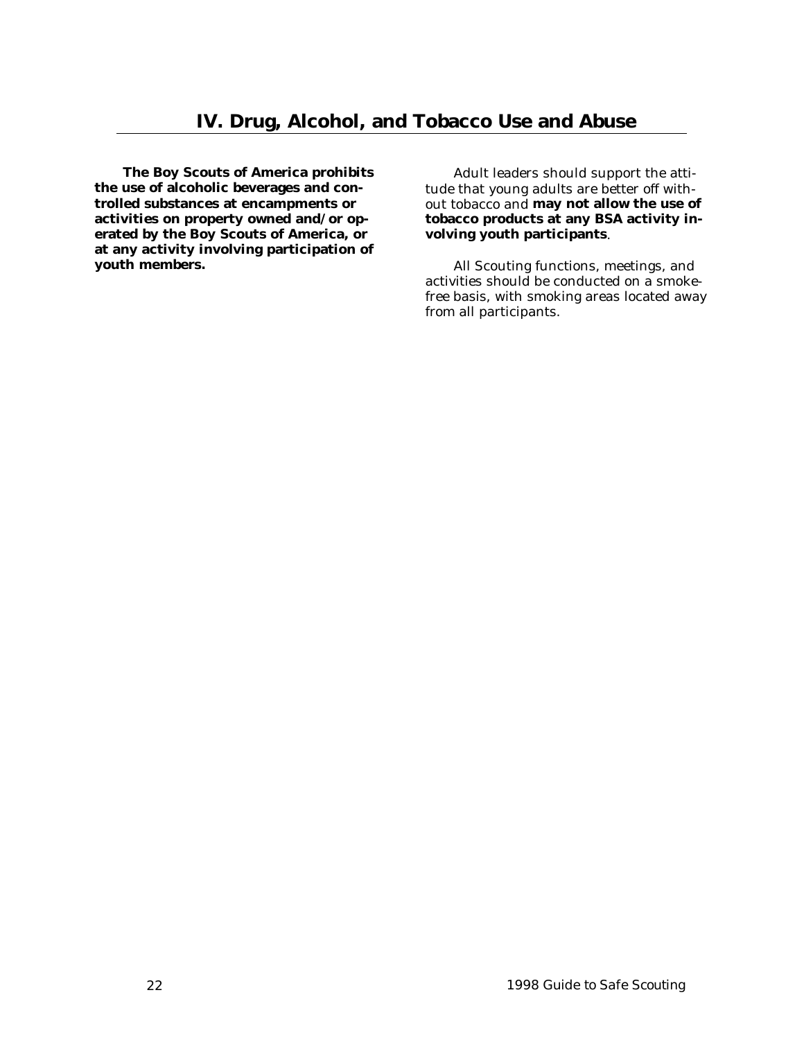# IV. Drug, Alcohol, and Tobacco Use and Abuse

**The Boy Scouts of America prohibits the use of alcoholic beverages and controlled substances at encampments or activities on property owned and/or operated by the Boy Scouts of America, or at any activity involving participation of youth members.**

Adult leaders should support the attitude that young adults are better off without tobacco and **may not allow the use of tobacco products at any BSA activity involving youth participants**.

All Scouting functions, meetings, and activities should be conducted on a smoke-free basis, with smoking areas located away from all participants.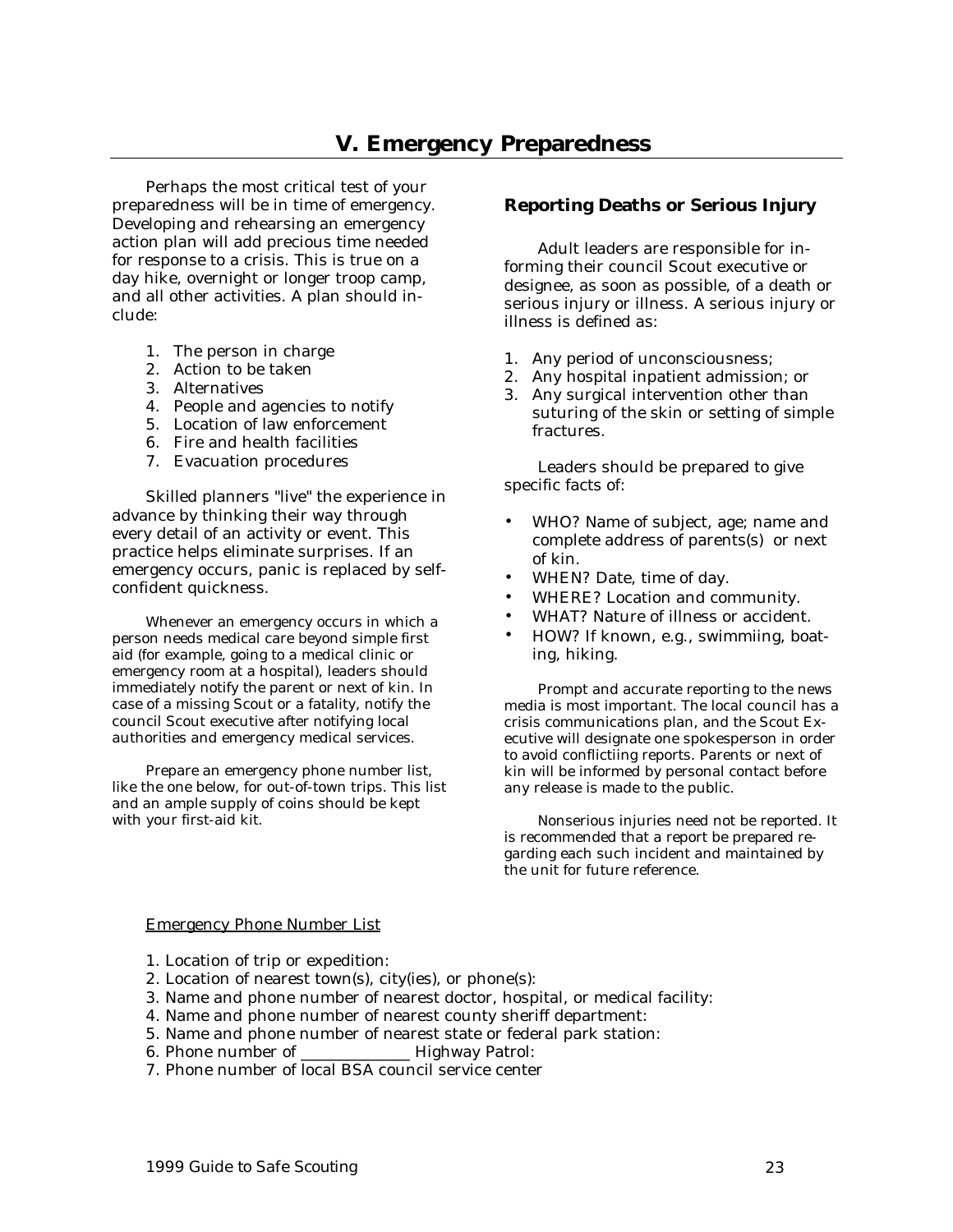# V. Emergency Preparedness

Perhaps the most critical test of your preparedness will be in time of emergency. Developing and rehearsing an emergency action plan will add precious time needed for response to a crisis. This is true on a day hike, overnight or longer troop camp, and all other activities. A plan should include:

1. The person in charge
2. Action to be taken
3. Alternatives
4. People and agencies to notify
5. Location of law enforcement
6. Fire and health facilities
7. Evacuation procedures

Skilled planners "live" the experience in advance by thinking their way through every detail of an activity or event. This practice helps eliminate surprises. If an emergency occurs, panic is replaced by self-confident quickness.

Whenever an emergency occurs in which a person needs medical care beyond simple first aid (for example, going to a medical clinic or emergency room at a hospital), leaders should immediately notify the parent or next of kin. In case of a missing Scout or a fatality, notify the council Scout executive after notifying local authorities and emergency medical services.

Prepare an emergency phone number list, like the one below, for out-of-town trips. This list and an ample supply of coins should be kept with your first-aid kit.

## Reporting Deaths or Serious Injury

Adult leaders are responsible for informing their council Scout executive or designee, as soon as possible, of a death or serious injury or illness. A serious injury or illness is defined as:

1. Any period of unconsciousness;
2. Any hospital inpatient admission; or
3. Any surgical intervention other than suturing of the skin or setting of simple fractures.

Leaders should be prepared to give specific facts of:

- WHO? Name of subject, age; name and complete address of parents(s) or next of kin.
- WHEN? Date, time of day.
- WHERE? Location and community.
- WHAT? Nature of illness or accident.
- HOW? If known, e.g., swimmiing, boating, hiking.

Prompt and accurate reporting to the news media is most important. The local council has a crisis communications plan, and the Scout Executive will designate one spokesperson in order to avoid conflictiing reports. Parents or next of kin will be informed by personal contact before any release is made to the public.

Nonserious injuries need not be reported. It is recommended that a report be prepared regarding each such incident and maintained by the unit for future reference.

Emergency Phone Number List

1. Location of trip or expedition:
2. Location of nearest town(s), city(ies), or phone(s):
3. Name and phone number of nearest doctor, hospital, or medical facility:
4. Name and phone number of nearest county sheriff department:
5. Name and phone number of nearest state or federal park station:
6. Phone number of _____________ Highway Patrol:
7. Phone number of local BSA council service center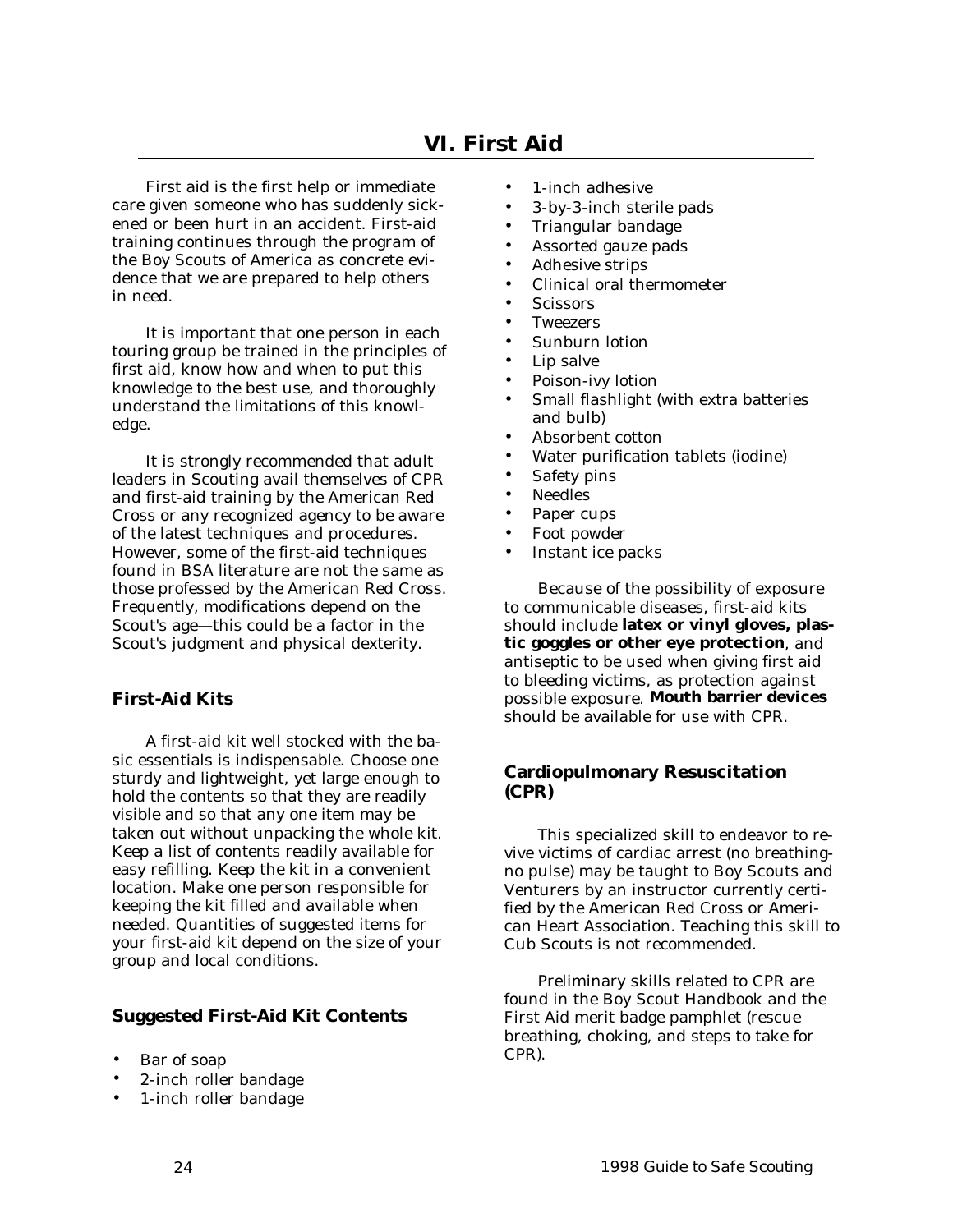# VI. First Aid

First aid is the first help or immediate care given someone who has suddenly sickened or been hurt in an accident. First-aid training continues through the program of the Boy Scouts of America as concrete evidence that we are prepared to help others in need.

It is important that one person in each touring group be trained in the principles of first aid, know how and when to put this knowledge to the best use, and thoroughly understand the limitations of this knowledge.

It is strongly recommended that adult leaders in Scouting avail themselves of CPR and first-aid training by the American Red Cross or any recognized agency to be aware of the latest techniques and procedures. However, some of the first-aid techniques found in BSA literature are not the same as those professed by the American Red Cross. Frequently, modifications depend on the Scout's age—this could be a factor in the Scout's judgment and physical dexterity.

## First-Aid Kits

A first-aid kit well stocked with the basic essentials is indispensable. Choose one sturdy and lightweight, yet large enough to hold the contents so that they are readily visible and so that any one item may be taken out without unpacking the whole kit. Keep a list of contents readily available for easy refilling. Keep the kit in a convenient location. Make one person responsible for keeping the kit filled and available when needed. Quantities of suggested items for your first-aid kit depend on the size of your group and local conditions.

## Suggested First-Aid Kit Contents

- Bar of soap
- 2-inch roller bandage
- 1-inch roller bandage
- 1-inch adhesive
- 3-by-3-inch sterile pads
- Triangular bandage
- Assorted gauze pads
- Adhesive strips
- Clinical oral thermometer
- Scissors
- Tweezers
- Sunburn lotion
- Lip salve
- Poison-ivy lotion
- Small flashlight (with extra batteries and bulb)
- Absorbent cotton
- Water purification tablets (iodine)
- Safety pins
- Needles
- Paper cups
- Foot powder
- Instant ice packs

Because of the possibility of exposure to communicable diseases, first-aid kits should include **latex or vinyl gloves, plastic goggles or other eye protection**, and antiseptic to be used when giving first aid to bleeding victims, as protection against possible exposure. **Mouth barrier devices** should be available for use with CPR.

## Cardiopulmonary Resuscitation (CPR)

This specialized skill to endeavor to revive victims of cardiac arrest (no breathing-no pulse) may be taught to Boy Scouts and Venturers by an instructor currently certified by the American Red Cross or American Heart Association. Teaching this skill to Cub Scouts is not recommended.

Preliminary skills related to CPR are found in the Boy Scout Handbook and the First Aid merit badge pamphlet (rescue breathing, choking, and steps to take for CPR).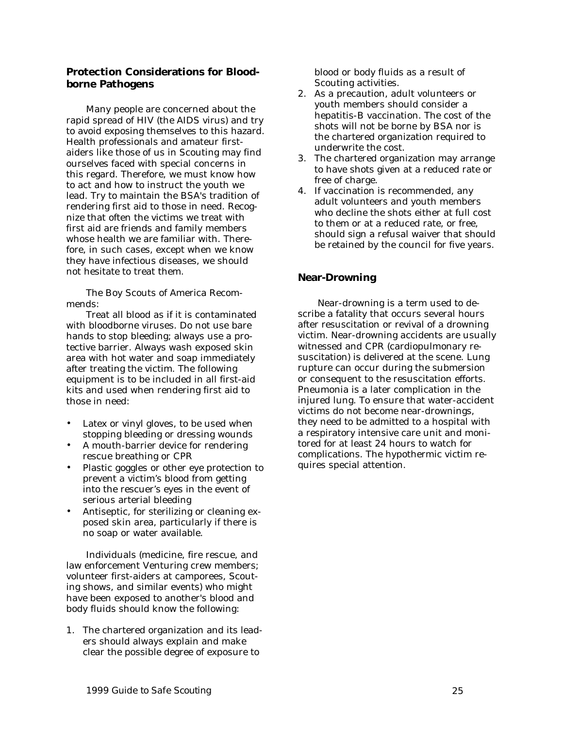## Protection Considerations for Bloodborne Pathogens

Many people are concerned about the rapid spread of HIV (the AIDS virus) and try to avoid exposing themselves to this hazard. Health professionals and amateur first-aiders like those of us in Scouting may find ourselves faced with special concerns in this regard. Therefore, we must know how to act and how to instruct the youth we lead. Try to maintain the BSA's tradition of rendering first aid to those in need. Recognize that often the victims we treat with first aid are friends and family members whose health we are familiar with. Therefore, in such cases, except when we know they have infectious diseases, we should not hesitate to treat them.

The Boy Scouts of America Recommends:

Treat all blood as if it is contaminated with bloodborne viruses. Do not use bare hands to stop bleeding; always use a protective barrier. Always wash exposed skin area with hot water and soap immediately after treating the victim. The following equipment is to be included in all first-aid kits and used when rendering first aid to those in need:

- Latex or vinyl gloves, to be used when stopping bleeding or dressing wounds
- A mouth-barrier device for rendering rescue breathing or CPR
- Plastic goggles or other eye protection to prevent a victim's blood from getting into the rescuer's eyes in the event of serious arterial bleeding
- Antiseptic, for sterilizing or cleaning exposed skin area, particularly if there is no soap or water available.

Individuals (medicine, fire rescue, and law enforcement Venturing crew members; volunteer first-aiders at camporees, Scouting shows, and similar events) who might have been exposed to another's blood and body fluids should know the following:

1. The chartered organization and its leaders should always explain and make clear the possible degree of exposure to blood or body fluids as a result of Scouting activities.
2. As a precaution, adult volunteers or youth members should consider a hepatitis-B vaccination. The cost of the shots will not be borne by BSA nor is the chartered organization required to underwrite the cost.
3. The chartered organization may arrange to have shots given at a reduced rate or free of charge.
4. If vaccination is recommended, any adult volunteers and youth members who decline the shots either at full cost to them or at a reduced rate, or free, should sign a refusal waiver that should be retained by the council for five years.

## Near-Drowning

Near-drowning is a term used to describe a fatality that occurs several hours after resuscitation or revival of a drowning victim. Near-drowning accidents are usually witnessed and CPR (cardiopulmonary resuscitation) is delivered at the scene. Lung rupture can occur during the submersion or consequent to the resuscitation efforts. Pneumonia is a later complication in the injured lung. To ensure that water-accident victims do not become near-drownings, they need to be admitted to a hospital with a respiratory intensive care unit and monitored for at least 24 hours to watch for complications. The hypothermic victim requires special attention.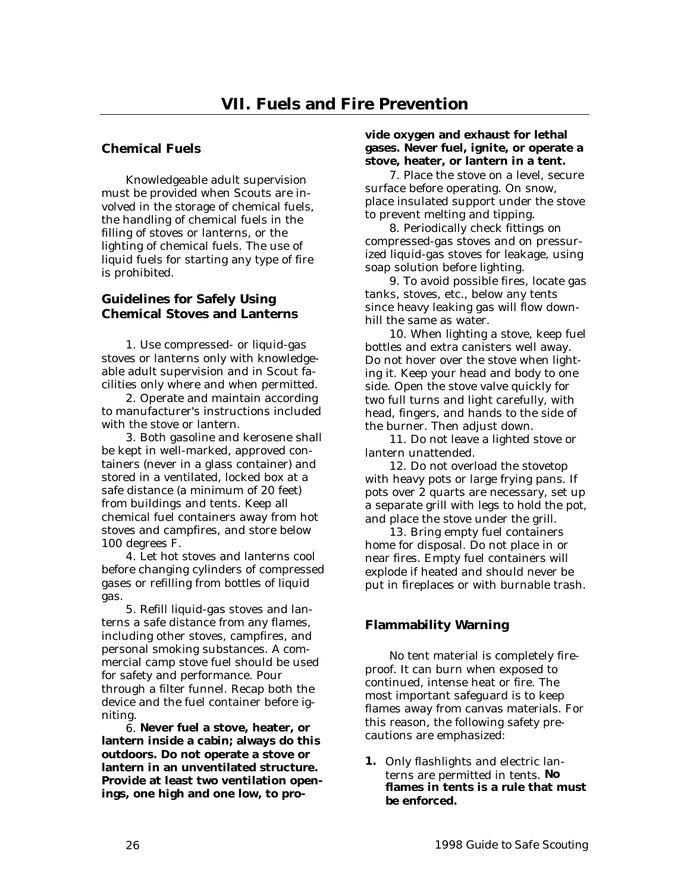# VII. Fuels and Fire Prevention

## Chemical Fuels

Knowledgeable adult supervision must be provided when Scouts are involved in the storage of chemical fuels, the handling of chemical fuels in the filling of stoves or lanterns, or the lighting of chemical fuels. The use of liquid fuels for starting any type of fire is prohibited.

## Guidelines for Safely Using Chemical Stoves and Lanterns

1. Use compressed- or liquid-gas stoves or lanterns only with knowledgeable adult supervision and in Scout facilities only where and when permitted.

2. Operate and maintain according to manufacturer's instructions included with the stove or lantern.

3. Both gasoline and kerosene shall be kept in well-marked, approved containers (never in a glass container) and stored in a ventilated, locked box at a safe distance (a minimum of 20 feet) from buildings and tents. Keep all chemical fuel containers away from hot stoves and campfires, and store below 100 degrees F.

4. Let hot stoves and lanterns cool before changing cylinders of compressed gases or refilling from bottles of liquid gas.

5. Refill liquid-gas stoves and lanterns a safe distance from any flames, including other stoves, campfires, and personal smoking substances. A commercial camp stove fuel should be used for safety and performance. Pour through a filter funnel. Recap both the device and the fuel container before igniting.

6. **Never fuel a stove, heater, or lantern inside a cabin; always do this outdoors. Do not operate a stove or lantern in an unventilated structure. Provide at least two ventilation openings, one high and one low, to provide oxygen and exhaust for lethal gases. Never fuel, ignite, or operate a stove, heater, or lantern in a tent.**

7. Place the stove on a level, secure surface before operating. On snow, place insulated support under the stove to prevent melting and tipping.

8. Periodically check fittings on compressed-gas stoves and on pressurized liquid-gas stoves for leakage, using soap solution before lighting.

9. To avoid possible fires, locate gas tanks, stoves, etc., below any tents since heavy leaking gas will flow downhill the same as water.

10. When lighting a stove, keep fuel bottles and extra canisters well away. Do not hover over the stove when lighting it. Keep your head and body to one side. Open the stove valve quickly for two full turns and light carefully, with head, fingers, and hands to the side of the burner. Then adjust down.

11. Do not leave a lighted stove or lantern unattended.

12. Do not overload the stovetop with heavy pots or large frying pans. If pots over 2 quarts are necessary, set up a separate grill with legs to hold the pot, and place the stove under the grill.

13. Bring empty fuel containers home for disposal. Do not place in or near fires. Empty fuel containers will explode if heated and should never be put in fireplaces or with burnable trash.

## Flammability Warning

No tent material is completely fireproof. It can burn when exposed to continued, intense heat or fire. The most important safeguard is to keep flames away from canvas materials. For this reason, the following safety precautions are emphasized:

1. Only flashlights and electric lanterns are permitted in tents. **No flames in tents is a rule that must be enforced.**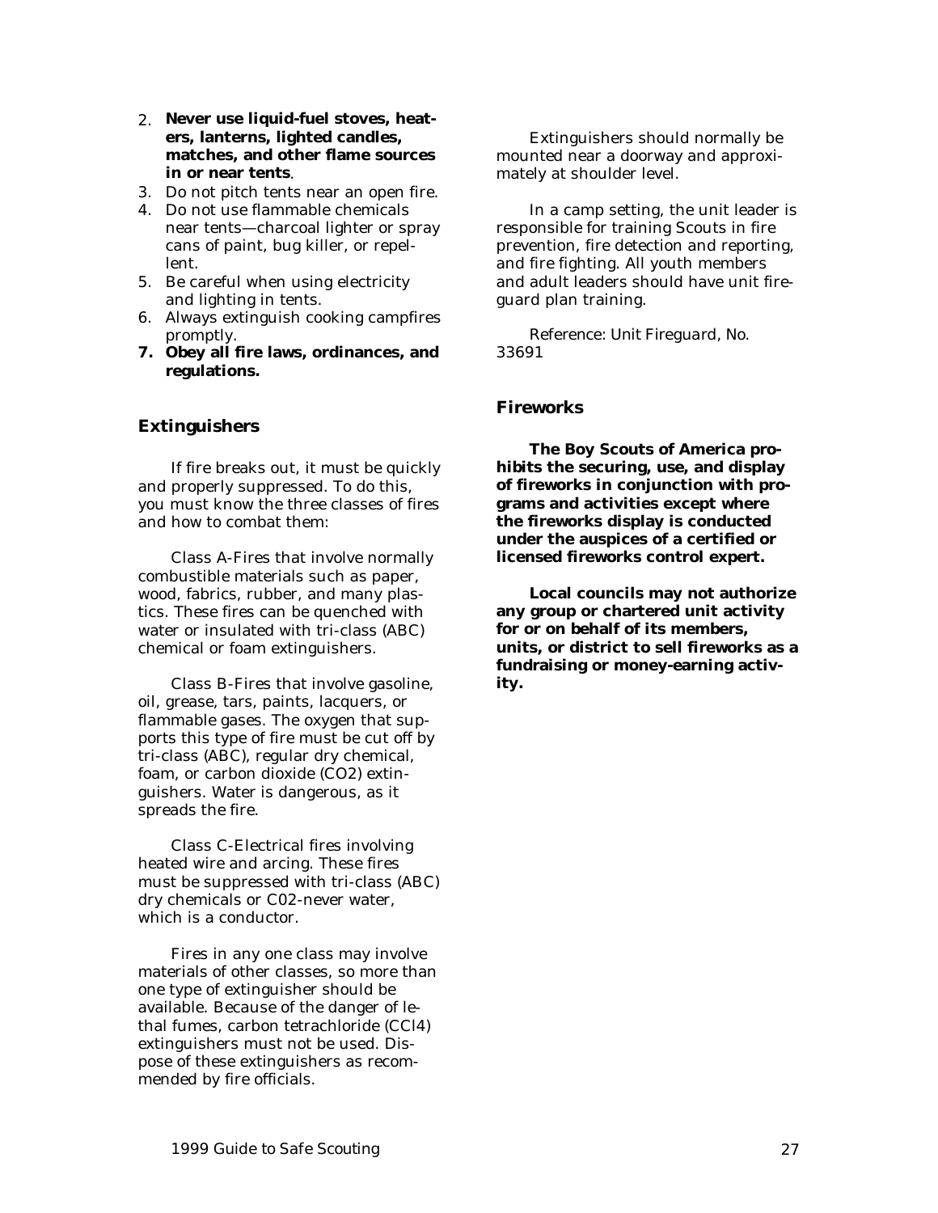2. **Never use liquid-fuel stoves, heaters, lanterns, lighted candles, matches, and other flame sources in or near tents**.
3. Do not pitch tents near an open fire.
4. Do not use flammable chemicals near tents—charcoal lighter or spray cans of paint, bug killer, or repellent.
5. Be careful when using electricity and lighting in tents.
6. Always extinguish cooking campfires promptly.
7. **Obey all fire laws, ordinances, and regulations.**

## Extinguishers

If fire breaks out, it must be quickly and properly suppressed. To do this, you must know the three classes of fires and how to combat them:

Class A-Fires that involve normally combustible materials such as paper, wood, fabrics, rubber, and many plastics. These fires can be quenched with water or insulated with tri-class (ABC) chemical or foam extinguishers.

Class B-Fires that involve gasoline, oil, grease, tars, paints, lacquers, or flammable gases. The oxygen that supports this type of fire must be cut off by tri-class (ABC), regular dry chemical, foam, or carbon dioxide ($CO_2$) extinguishers. Water is dangerous, as it spreads the fire.

Class C-Electrical fires involving heated wire and arcing. These fires must be suppressed with tri-class (ABC) dry chemicals or C02-never water, which is a conductor.

Fires in any one class may involve materials of other classes, so more than one type of extinguisher should be available. Because of the danger of lethal fumes, carbon tetrachloride ($CCl_4$) extinguishers must not be used. Dispose of these extinguishers as recommended by fire officials.

Extinguishers should normally be mounted near a doorway and approximately at shoulder level.

In a camp setting, the unit leader is responsible for training Scouts in fire prevention, fire detection and reporting, and fire fighting. All youth members and adult leaders should have unit fireguard plan training.

Reference: *Unit Fireguard*, No. 33691

## Fireworks

**The Boy Scouts of America prohibits the securing, use, and display of fireworks in conjunction with programs and activities except where the fireworks display is conducted under the auspices of a certified or licensed fireworks control expert.**

**Local councils may not authorize any group or chartered unit activity for or on behalf of its members, units, or district to sell fireworks as a fundraising or money-earning activity.**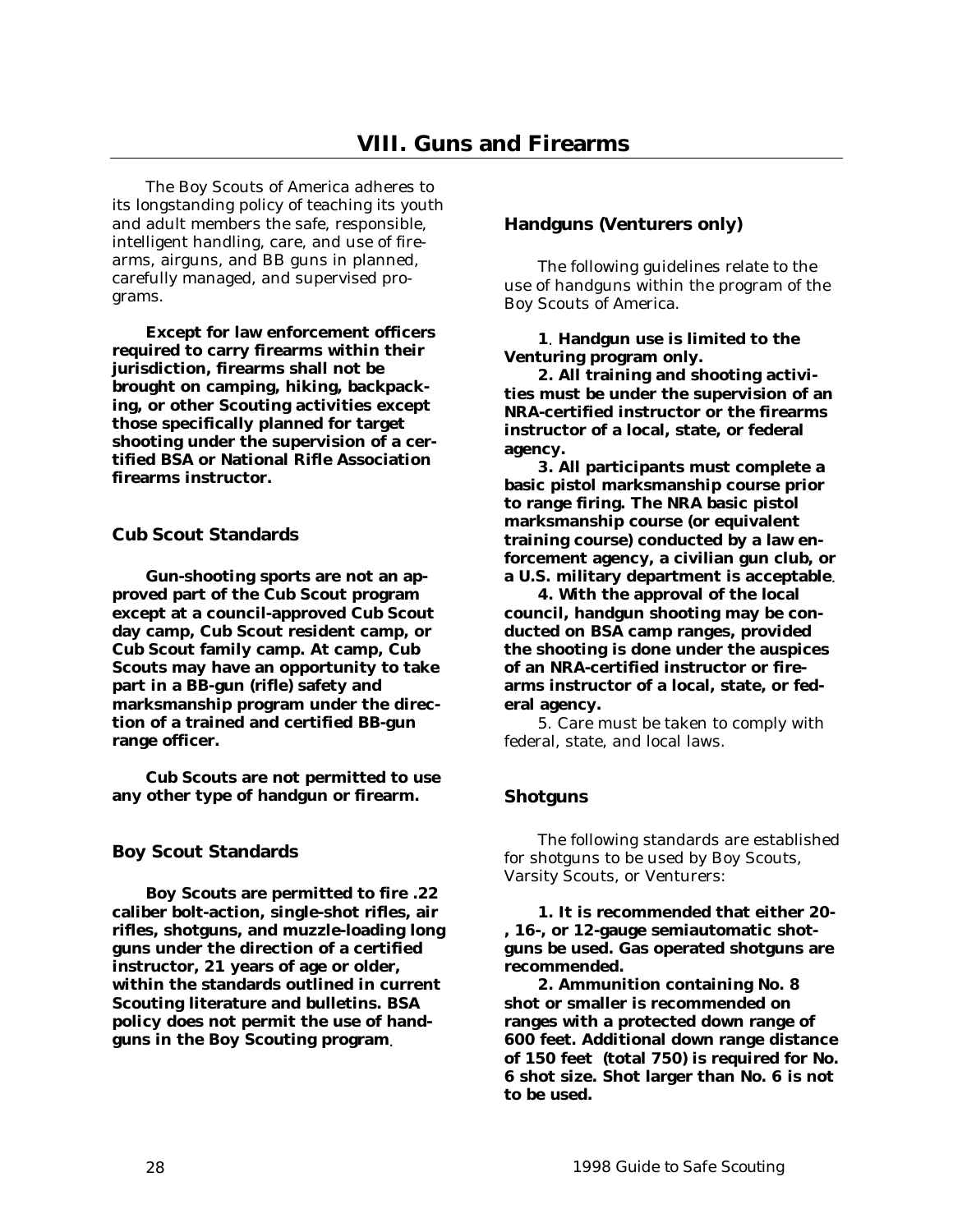# VIII. Guns and Firearms

The Boy Scouts of America adheres to its longstanding policy of teaching its youth and adult members the safe, responsible, intelligent handling, care, and use of firearms, airguns, and BB guns in planned, carefully managed, and supervised programs.

**Except for law enforcement officers required to carry firearms within their jurisdiction, firearms shall not be brought on camping, hiking, backpacking, or other Scouting activities except those specifically planned for target shooting under the supervision of a certified BSA or National Rifle Association firearms instructor.**

### Cub Scout Standards

**Gun-shooting sports are not an approved part of the Cub Scout program except at a council-approved Cub Scout day camp, Cub Scout resident camp, or Cub Scout family camp. At camp, Cub Scouts may have an opportunity to take part in a BB-gun (rifle) safety and marksmanship program under the direction of a trained and certified BB-gun range officer.**

**Cub Scouts are not permitted to use any other type of handgun or firearm.**

### Boy Scout Standards

**Boy Scouts are permitted to fire .22 caliber bolt-action, single-shot rifles, air rifles, shotguns, and muzzle-loading long guns under the direction of a certified instructor, 21 years of age or older, within the standards outlined in current Scouting literature and bulletins. BSA policy does not permit the use of handguns in the Boy Scouting program**.

### Handguns (Venturers only)

The following guidelines relate to the use of handguns within the program of the Boy Scouts of America.

**1**. **Handgun use is limited to the Venturing program only.**

**2. All training and shooting activities must be under the supervision of an NRA-certified instructor or the firearms instructor of a local, state, or federal agency.**

**3. All participants must complete a basic pistol marksmanship course prior to range firing. The NRA basic pistol marksmanship course (or equivalent training course) conducted by a law enforcement agency, a civilian gun club, or a U.S. military department is acceptable**.

**4. With the approval of the local council, handgun shooting may be conducted on BSA camp ranges, provided the shooting is done under the auspices of an NRA-certified instructor or firearms instructor of a local, state, or federal agency.**

5. Care must be taken to comply with federal, state, and local laws.

### Shotguns

The following standards are established for shotguns to be used by Boy Scouts, Varsity Scouts, or Venturers:

**1. It is recommended that either 20-, 16-, or 12-gauge semiautomatic shotguns be used. Gas operated shotguns are recommended.**

**2. Ammunition containing No. 8 shot or smaller is recommended on ranges with a protected down range of 600 feet. Additional down range distance of 150 feet (total 750) is required for No. 6 shot size. Shot larger than No. 6 is not to be used.**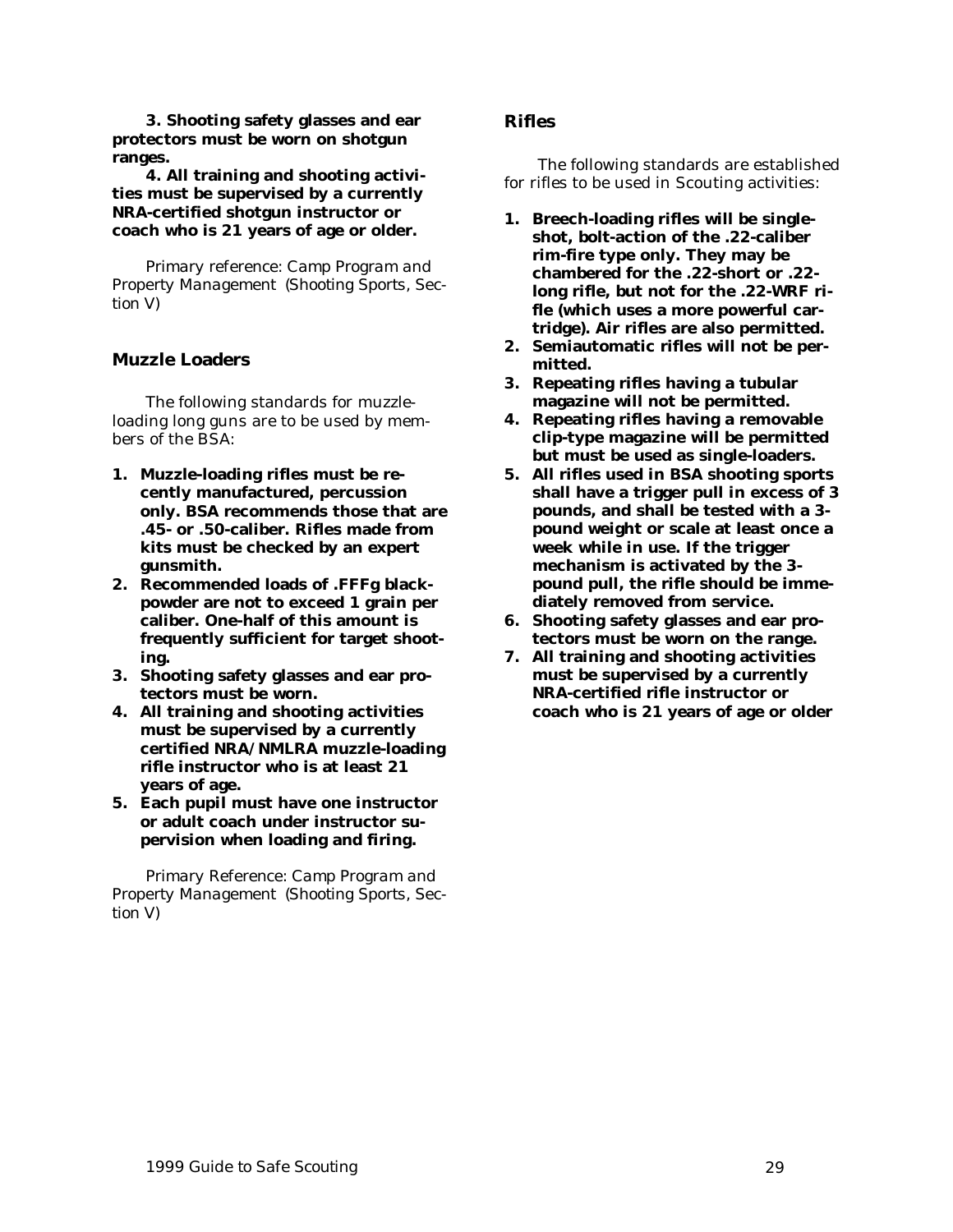**3. Shooting safety glasses and ear protectors must be worn on shotgun ranges.**

**4. All training and shooting activities must be supervised by a currently NRA-certified shotgun instructor or coach who is 21 years of age or older.**

*Primary reference: Camp Program and Property Management (Shooting Sports, Section V)*

## Muzzle Loaders

*The following standards for muzzle-loading long guns are to be used by members of the BSA:*

1. **Muzzle-loading rifles must be recently manufactured, percussion only. BSA recommends those that are .45- or .50-caliber. Rifles made from kits must be checked by an expert gunsmith.**
2. **Recommended loads of .FFFg black-powder are not to exceed 1 grain per caliber. One-half of this amount is frequently sufficient for target shooting.**
3. **Shooting safety glasses and ear protectors must be worn.**
4. **All training and shooting activities must be supervised by a currently certified NRA/NMLRA muzzle-loading rifle instructor who is at least 21 years of age.**
5. **Each pupil must have one instructor or adult coach under instructor supervision when loading and firing.**

*Primary Reference: Camp Program and Property Management (Shooting Sports, Section V)*

## Rifles

*The following standards are established for rifles to be used in Scouting activities:*

1. **Breech-loading rifles will be single-shot, bolt-action of the .22-caliber rim-fire type only. They may be chambered for the .22-short or .22-long rifle, but not for the .22-WRF rifle (which uses a more powerful cartridge). Air rifles are also permitted.**
2. **Semiautomatic rifles will not be permitted.**
3. **Repeating rifles having a tubular magazine will not be permitted.**
4. **Repeating rifles having a removable clip-type magazine will be permitted but must be used as single-loaders.**
5. **All rifles used in BSA shooting sports shall have a trigger pull in excess of 3 pounds, and shall be tested with a 3-pound weight or scale at least once a week while in use. If the trigger mechanism is activated by the 3-pound pull, the rifle should be immediately removed from service.**
6. **Shooting safety glasses and ear protectors must be worn on the range.**
7. **All training and shooting activities must be supervised by a currently NRA-certified rifle instructor or coach who is 21 years of age or older**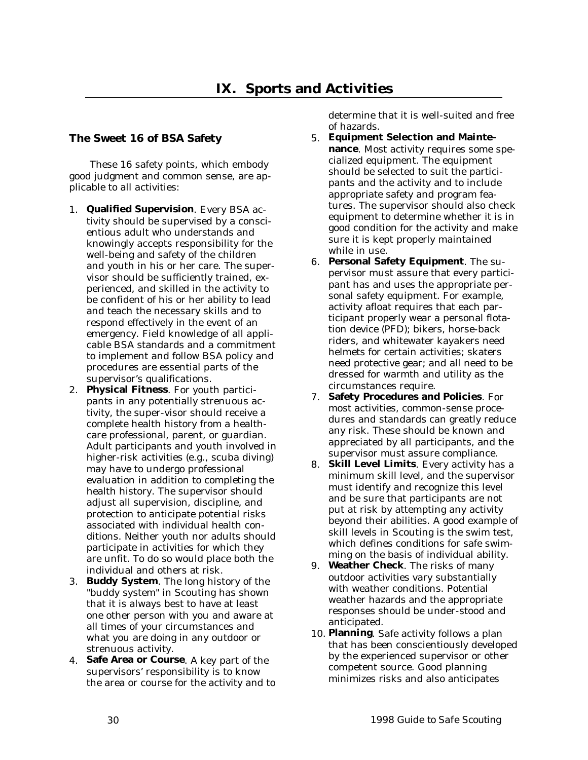# IX. Sports and Activities

## The Sweet 16 of BSA Safety

These 16 safety points, which embody good judgment and common sense, are applicable to all activities:

1. **Qualified Supervision**. Every BSA activity should be supervised by a conscientious adult who understands and knowingly accepts responsibility for the well-being and safety of the children and youth in his or her care. The supervisor should be sufficiently trained, experienced, and skilled in the activity to be confident of his or her ability to lead and teach the necessary skills and to respond effectively in the event of an emergency. Field knowledge of all applicable BSA standards and a commitment to implement and follow BSA policy and procedures are essential parts of the supervisor's qualifications.
2. **Physical Fitness**. For youth participants in any potentially strenuous activity, the super-visor should receive a complete health history from a health-care professional, parent, or guardian. Adult participants and youth involved in higher-risk activities (e.g., scuba diving) may have to undergo professional evaluation in addition to completing the health history. The supervisor should adjust all supervision, discipline, and protection to anticipate potential risks associated with individual health conditions. Neither youth nor adults should participate in activities for which they are unfit. To do so would place both the individual and others at risk.
3. **Buddy System**. The long history of the "buddy system" in Scouting has shown that it is always best to have at least one other person with you and aware at all times of your circumstances and what you are doing in any outdoor or strenuous activity.
4. **Safe Area or Course**. A key part of the supervisors' responsibility is to know the area or course for the activity and to determine that it is well-suited and free of hazards.
5. **Equipment Selection and Maintenance**. Most activity requires some specialized equipment. The equipment should be selected to suit the participants and the activity and to include appropriate safety and program features. The supervisor should also check equipment to determine whether it is in good condition for the activity and make sure it is kept properly maintained while in use.
6. **Personal Safety Equipment**. The supervisor must assure that every participant has and uses the appropriate personal safety equipment. For example, activity afloat requires that each participant properly wear a personal flotation device (PFD); bikers, horse-back riders, and whitewater kayakers need helmets for certain activities; skaters need protective gear; and all need to be dressed for warmth and utility as the circumstances require.
7. **Safety Procedures and Policies**. For most activities, common-sense procedures and standards can greatly reduce any risk. These should be known and appreciated by all participants, and the supervisor must assure compliance.
8. **Skill Level Limits**. Every activity has a minimum skill level, and the supervisor must identify and recognize this level and be sure that participants are not put at risk by attempting any activity beyond their abilities. A good example of skill levels in Scouting is the swim test, which defines conditions for safe swimming on the basis of individual ability.
9. **Weather Check**. The risks of many outdoor activities vary substantially with weather conditions. Potential weather hazards and the appropriate responses should be under-stood and anticipated.
10. **Planning**. Safe activity follows a plan that has been conscientiously developed by the experienced supervisor or other competent source. Good planning minimizes risks and also anticipates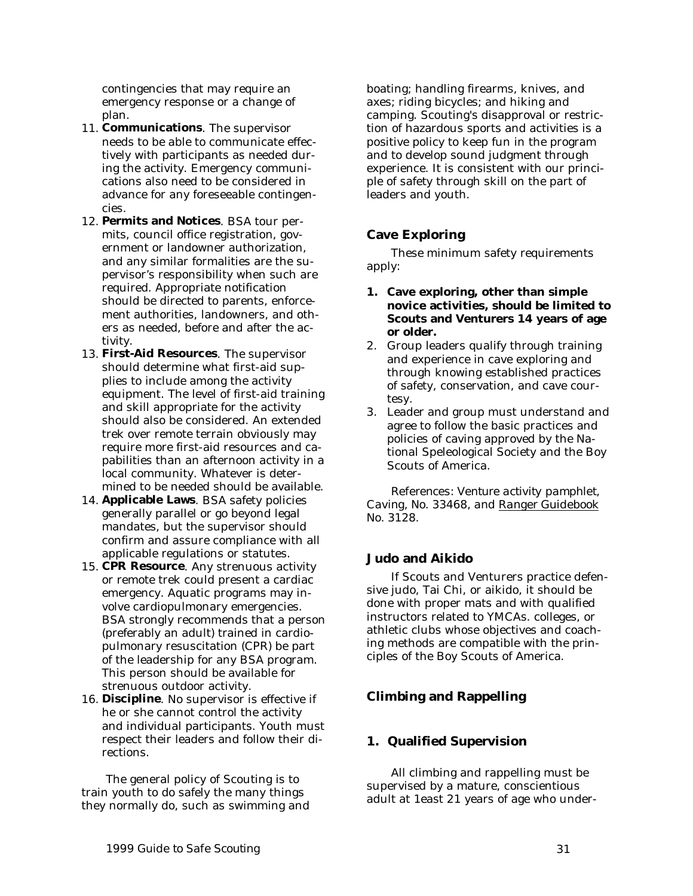contingencies that may require an emergency response or a change of plan.

11. **Communications**. The supervisor needs to be able to communicate effectively with participants as needed during the activity. Emergency communications also need to be considered in advance for any foreseeable contingencies.
12. **Permits and Notices**. BSA tour permits, council office registration, government or landowner authorization, and any similar formalities are the supervisor's responsibility when such are required. Appropriate notification should be directed to parents, enforcement authorities, landowners, and others as needed, before and after the activity.
13. **First-Aid Resources**. The supervisor should determine what first-aid supplies to include among the activity equipment. The level of first-aid training and skill appropriate for the activity should also be considered. An extended trek over remote terrain obviously may require more first-aid resources and capabilities than an afternoon activity in a local community. Whatever is determined to be needed should be available.
14. **Applicable Laws**. BSA safety policies generally parallel or go beyond legal mandates, but the supervisor should confirm and assure compliance with all applicable regulations or statutes.
15. **CPR Resource**. Any strenuous activity or remote trek could present a cardiac emergency. Aquatic programs may involve cardiopulmonary emergencies. BSA strongly recommends that a person (preferably an adult) trained in cardiopulmonary resuscitation (CPR) be part of the leadership for any BSA program. This person should be available for strenuous outdoor activity.
16. **Discipline**. No supervisor is effective if he or she cannot control the activity and individual participants. Youth must respect their leaders and follow their directions.

The general policy of Scouting is to train youth to do safely the many things they normally do, such as swimming and boating; handling firearms, knives, and axes; riding bicycles; and hiking and camping. Scouting's disapproval or restriction of hazardous sports and activities is a positive policy to keep fun in the program and to develop sound judgment through experience. It is consistent with our principle of safety through skill on the part of leaders and youth.

## Cave Exploring

These minimum safety requirements apply:

1. **Cave exploring, other than simple novice activities, should be limited to Scouts and Venturers 14 years of age or older.**
2. Group leaders qualify through training and experience in cave exploring and through knowing established practices of safety, conservation, and cave courtesy.
3. Leader and group must understand and agree to follow the basic practices and policies of caving approved by the National Speleological Society and the Boy Scouts of America.

References: Venture activity pamphlet, Caving, No. 33468, and Ranger Guidebook No. 3128.

## Judo and Aikido

If Scouts and Venturers practice defensive judo, Tai Chi, or aikido, it should be done with proper mats and with qualified instructors related to YMCAs. colleges, or athletic clubs whose objectives and coaching methods are compatible with the principles of the Boy Scouts of America.

## Climbing and Rappelling

### 1. Qualified Supervision

All climbing and rappelling must be supervised by a mature, conscientious adult at 1east 21 years of age who under-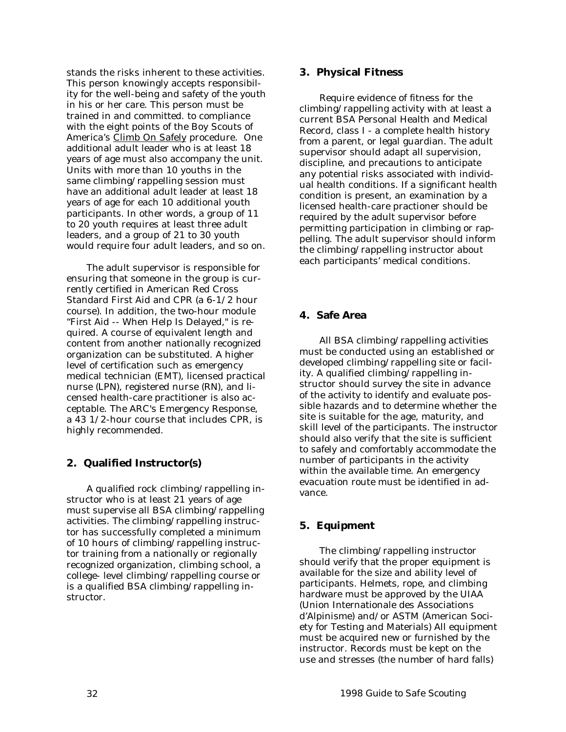stands the risks inherent to these activities. This person knowingly accepts responsibility for the well-being and safety of the youth in his or her care. This person must be trained in and committed. to compliance with the eight points of the Boy Scouts of America's Climb On Safely procedure. One additional adult leader who is at least 18 years of age must also accompany the unit. Units with more than 10 youths in the same climbing/rappelling session must have an additional adult leader at least 18 years of age for each 10 additional youth participants. In other words, a group of 11 to 20 youth requires at least three adult leaders, and a group of 21 to 30 youth would require four adult leaders, and so on.

The adult supervisor is responsible for ensuring that someone in the group is currently certified in American Red Cross Standard First Aid and CPR (a 6-1/2 hour course). In addition, the two-hour module "First Aid -- When Help Is Delayed," is required. A course of equivalent length and content from another nationally recognized organization can be substituted. A higher level of certification such as emergency medical technician (EMT), licensed practical nurse (LPN), registered nurse (RN), and licensed health-care practitioner is also acceptable. The ARC's Emergency Response, a 43 1/2-hour course that includes CPR, is highly recommended.

## 2. Qualified Instructor(s)

A qualified rock climbing/rappelling instructor who is at least 21 years of age must supervise all BSA climbing/rappelling activities. The climbing/rappelling instructor has successfully completed a minimum of 10 hours of climbing/rappelling instructor training from a nationally or regionally recognized organization, climbing school, a college- level climbing/rappelling course or is a qualified BSA climbing/rappelling instructor.

## 3. Physical Fitness

Require evidence of fitness for the climbing/rappelling activity with at least a current BSA Personal Health and Medical Record, class I - a complete health history from a parent, or legal guardian. The adult supervisor should adapt all supervision, discipline, and precautions to anticipate any potential risks associated with individual health conditions. If a significant health condition is present, an examination by a licensed health-care practioner should be required by the adult supervisor before permitting participation in climbing or rappelling. The adult supervisor should inform the climbing/rappelling instructor about each participants' medical conditions.

## 4. Safe Area

All BSA climbing/rappelling activities must be conducted using an established or developed climbing/rappelling site or facility. A qualified climbing/rappelling instructor should survey the site in advance of the activity to identify and evaluate possible hazards and to determine whether the site is suitable for the age, maturity, and skill level of the participants. The instructor should also verify that the site is sufficient to safely and comfortably accommodate the number of participants in the activity within the available time. An emergency evacuation route must be identified in advance.

## 5. Equipment

The climbing/rappelling instructor should verify that the proper equipment is available for the size and ability level of participants. Helmets, rope, and climbing hardware must be approved by the UIAA (Union Internationale des Associations d'Alpinisme) and/or ASTM (American Society for Testing and Materials) All equipment must be acquired new or furnished by the instructor. Records must be kept on the use and stresses (the number of hard falls)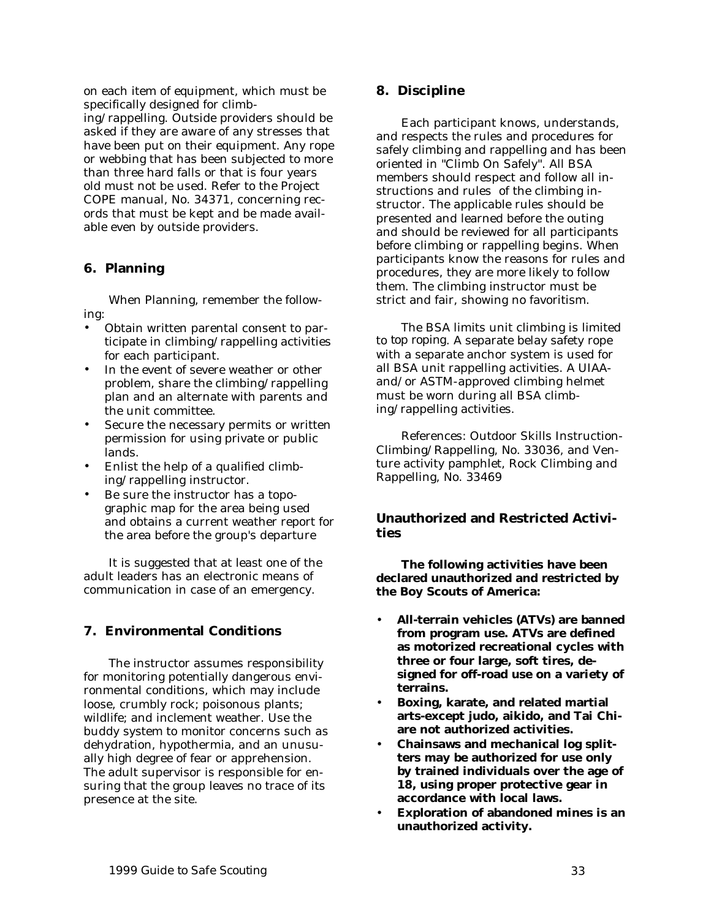on each item of equipment, which must be specifically designed for climbing/rappelling. Outside providers should be asked if they are aware of any stresses that have been put on their equipment. Any rope or webbing that has been subjected to more than three hard falls or that is four years old must not be used. Refer to the Project COPE manual, No. 34371, concerning records that must be kept and be made available even by outside providers.

## 6. Planning

When Planning, remember the following:

- Obtain written parental consent to participate in climbing/rappelling activities for each participant.
- In the event of severe weather or other problem, share the climbing/rappelling plan and an alternate with parents and the unit committee.
- Secure the necessary permits or written permission for using private or public lands.
- Enlist the help of a qualified climbing/rappelling instructor.
- Be sure the instructor has a topographic map for the area being used and obtains a current weather report for the area before the group's departure

It is suggested that at least one of the adult leaders has an electronic means of communication in case of an emergency.

## 7. Environmental Conditions

The instructor assumes responsibility for monitoring potentially dangerous environmental conditions, which may include loose, crumbly rock; poisonous plants; wildlife; and inclement weather. Use the buddy system to monitor concerns such as dehydration, hypothermia, and an unusually high degree of fear or apprehension. The adult supervisor is responsible for ensuring that the group leaves no trace of its presence at the site.

## 8. Discipline

Each participant knows, understands, and respects the rules and procedures for safely climbing and rappelling and has been oriented in "Climb On Safely". All BSA members should respect and follow all instructions and rules of the climbing instructor. The applicable rules should be presented and learned before the outing and should be reviewed for all participants before climbing or rappelling begins. When participants know the reasons for rules and procedures, they are more likely to follow them. The climbing instructor must be strict and fair, showing no favoritism.

The BSA limits unit climbing is limited to top roping. A separate belay safety rope with a separate anchor system is used for all BSA unit rappelling activities. A UIAA- and/or ASTM-approved climbing helmet must be worn during all BSA climbing/rappelling activities.

References: Outdoor Skills Instruction-Climbing/Rappelling, No. 33036, and Venture activity pamphlet, Rock Climbing and Rappelling, No. 33469

## Unauthorized and Restricted Activities

**The following activities have been declared unauthorized and restricted by the Boy Scouts of America:**

- **All-terrain vehicles (ATVs) are banned from program use. ATVs are defined as motorized recreational cycles with three or four large, soft tires, designed for off-road use on a variety of terrains.**
- **Boxing, karate, and related martial arts-except judo, aikido, and Tai Chi-are not authorized activities.**
- **Chainsaws and mechanical log splitters may be authorized for use only by trained individuals over the age of 18, using proper protective gear in accordance with local laws.**
- **Exploration of abandoned mines is an unauthorized activity.**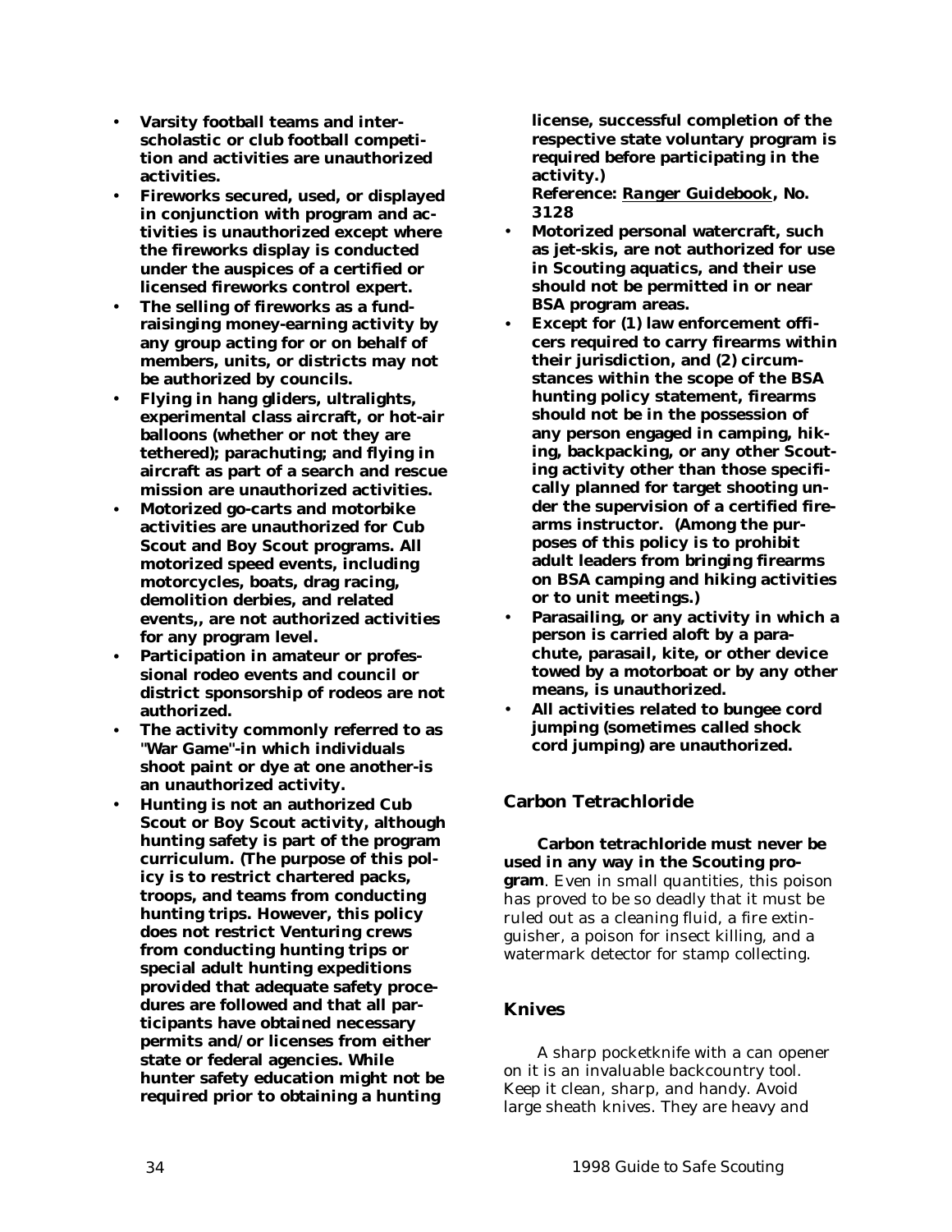- **Varsity football teams and interscholastic or club football competition and activities are unauthorized activities.**
- **Fireworks secured, used, or displayed in conjunction with program and activities is unauthorized except where the fireworks display is conducted under the auspices of a certified or licensed fireworks control expert.**
- **The selling of fireworks as a fund-raisinging money-earning activity by any group acting for or on behalf of members, units, or districts may not be authorized by councils.**
- **Flying in hang gliders, ultralights, experimental class aircraft, or hot-air balloons (whether or not they are tethered); parachuting; and flying in aircraft as part of a search and rescue mission are unauthorized activities.**
- **Motorized go-carts and motorbike activities are unauthorized for Cub Scout and Boy Scout programs. All motorized speed events, including motorcycles, boats, drag racing, demolition derbies, and related events,, are not authorized activities for any program level.**
- **Participation in amateur or professional rodeo events and council or district sponsorship of rodeos are not authorized.**
- **The activity commonly referred to as "War Game"-in which individuals shoot paint or dye at one another-is an unauthorized activity.**
- **Hunting is not an authorized Cub Scout or Boy Scout activity, although hunting safety is part of the program curriculum. (The purpose of this policy is to restrict chartered packs, troops, and teams from conducting hunting trips. However, this policy does not restrict Venturing crews from conducting hunting trips or special adult hunting expeditions provided that adequate safety procedures are followed and that all participants have obtained necessary permits and/or licenses from either state or federal agencies. While hunter safety education might not be required prior to obtaining a hunting license, successful completion of the respective state voluntary program is required before participating in the activity.)**
  **Reference: *Ranger Guidebook*, No. 3128**
- **Motorized personal watercraft, such as jet-skis, are not authorized for use in Scouting aquatics, and their use should not be permitted in or near BSA program areas.**
- **Except for (1) law enforcement officers required to carry firearms within their jurisdiction, and (2) circumstances within the scope of the BSA hunting policy statement, firearms should not be in the possession of any person engaged in camping, hiking, backpacking, or any other Scouting activity other than those specifically planned for target shooting under the supervision of a certified firearms instructor. (Among the purposes of this policy is to prohibit adult leaders from bringing firearms on BSA camping and hiking activities or to unit meetings.)**
- **Parasailing, or any activity in which a person is carried aloft by a parachute, parasail, kite, or other device towed by a motorboat or by any other means, is unauthorized.**
- **All activities related to bungee cord jumping (sometimes called shock cord jumping) are unauthorized.**

## Carbon Tetrachloride

**Carbon tetrachloride must never be used in any way in the Scouting program**. Even in small quantities, this poison has proved to be so deadly that it must be ruled out as a cleaning fluid, a fire extinguisher, a poison for insect killing, and a watermark detector for stamp collecting.

## Knives

A sharp pocketknife with a can opener on it is an invaluable backcountry tool. Keep it clean, sharp, and handy. Avoid large sheath knives. They are heavy and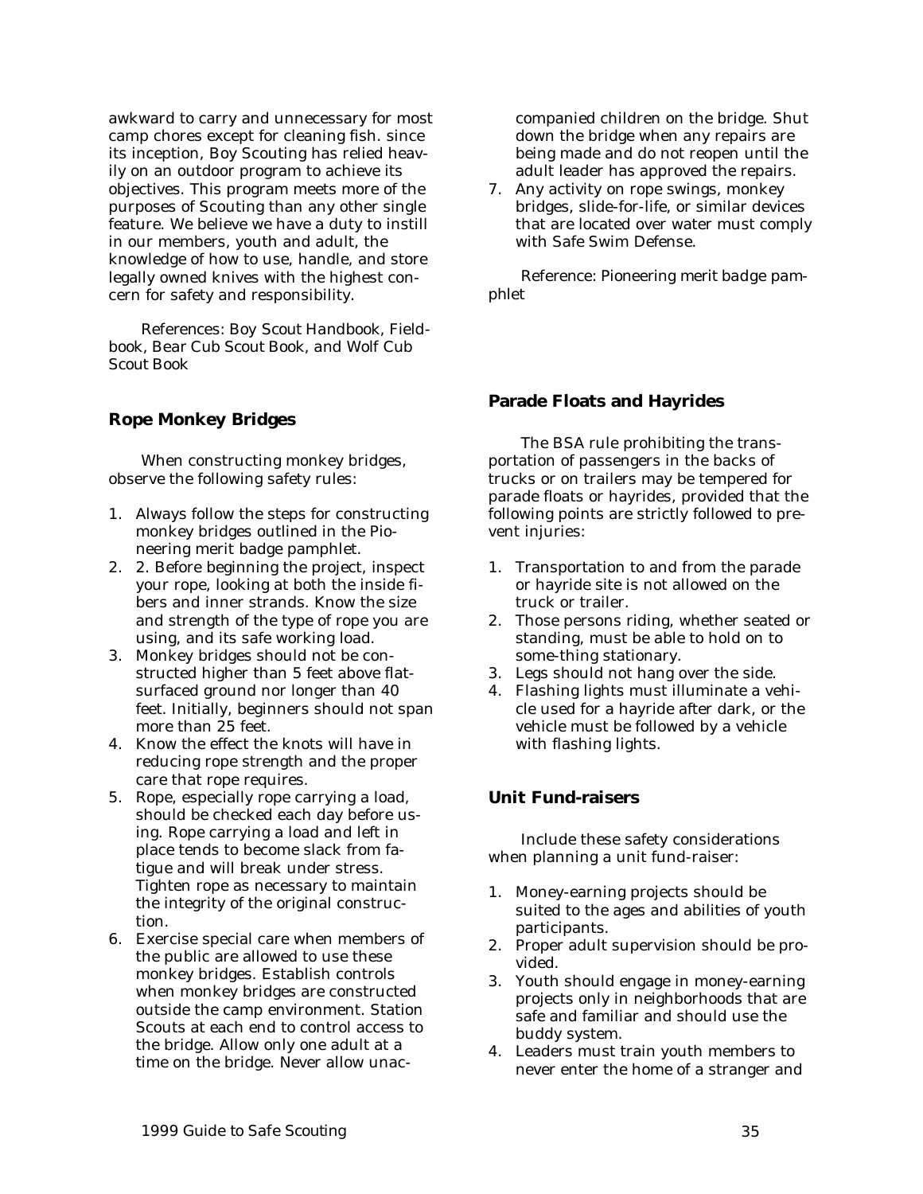awkward to carry and unnecessary for most camp chores except for cleaning fish. since its inception, Boy Scouting has relied heavily on an outdoor program to achieve its objectives. This program meets more of the purposes of Scouting than any other single feature. We believe we have a duty to instill in our members, youth and adult, the knowledge of how to use, handle, and store legally owned knives with the highest concern for safety and responsibility.

References: *Boy Scout Handbook, Fieldbook, Bear Cub Scout Book,* and *Wolf Cub Scout Book*

### Rope Monkey Bridges

When constructing monkey bridges, observe the following safety rules:

1. Always follow the steps for constructing monkey bridges outlined in the *Pioneering* merit badge pamphlet.
2. 2. Before beginning the project, inspect your rope, looking at both the inside fibers and inner strands. Know the size and strength of the type of rope you are using, and its safe working load.
3. Monkey bridges should not be constructed higher than 5 feet above flat-surfaced ground nor longer than 40 feet. Initially, beginners should not span more than 25 feet.
4. Know the effect the knots will have in reducing rope strength and the proper care that rope requires.
5. Rope, especially rope carrying a load, should be checked each day before using. Rope carrying a load and left in place tends to become slack from fatigue and will break under stress. Tighten rope as necessary to maintain the integrity of the original construction.
6. Exercise special care when members of the public are allowed to use these monkey bridges. Establish controls when monkey bridges are constructed outside the camp environment. Station Scouts at each end to control access to the bridge. Allow only one adult at a time on the bridge. Never allow unaccompanied children on the bridge. Shut down the bridge when any repairs are being made and do not reopen until the adult leader has approved the repairs.
7. Any activity on rope swings, monkey bridges, slide-for-life, or similar devices that are located over water must comply with Safe Swim Defense.

Reference: *Pioneering* merit badge pamphlet

### Parade Floats and Hayrides

The BSA rule prohibiting the transportation of passengers in the backs of trucks or on trailers may be tempered for parade floats or hayrides, provided that the following points are strictly followed to prevent injuries:

1. Transportation to and from the parade or hayride site is not allowed on the truck or trailer.
2. Those persons riding, whether seated or standing, must be able to hold on to some-thing stationary.
3. Legs should not hang over the side.
4. Flashing lights must illuminate a vehicle used for a hayride after dark, or the vehicle must be followed by a vehicle with flashing lights.

### Unit Fund-raisers

Include these safety considerations when planning a unit fund-raiser:

1. Money-earning projects should be suited to the ages and abilities of youth participants.
2. Proper adult supervision should be provided.
3. Youth should engage in money-earning projects only in neighborhoods that are safe and familiar and should use the buddy system.
4. Leaders must train youth members to never enter the home of a stranger and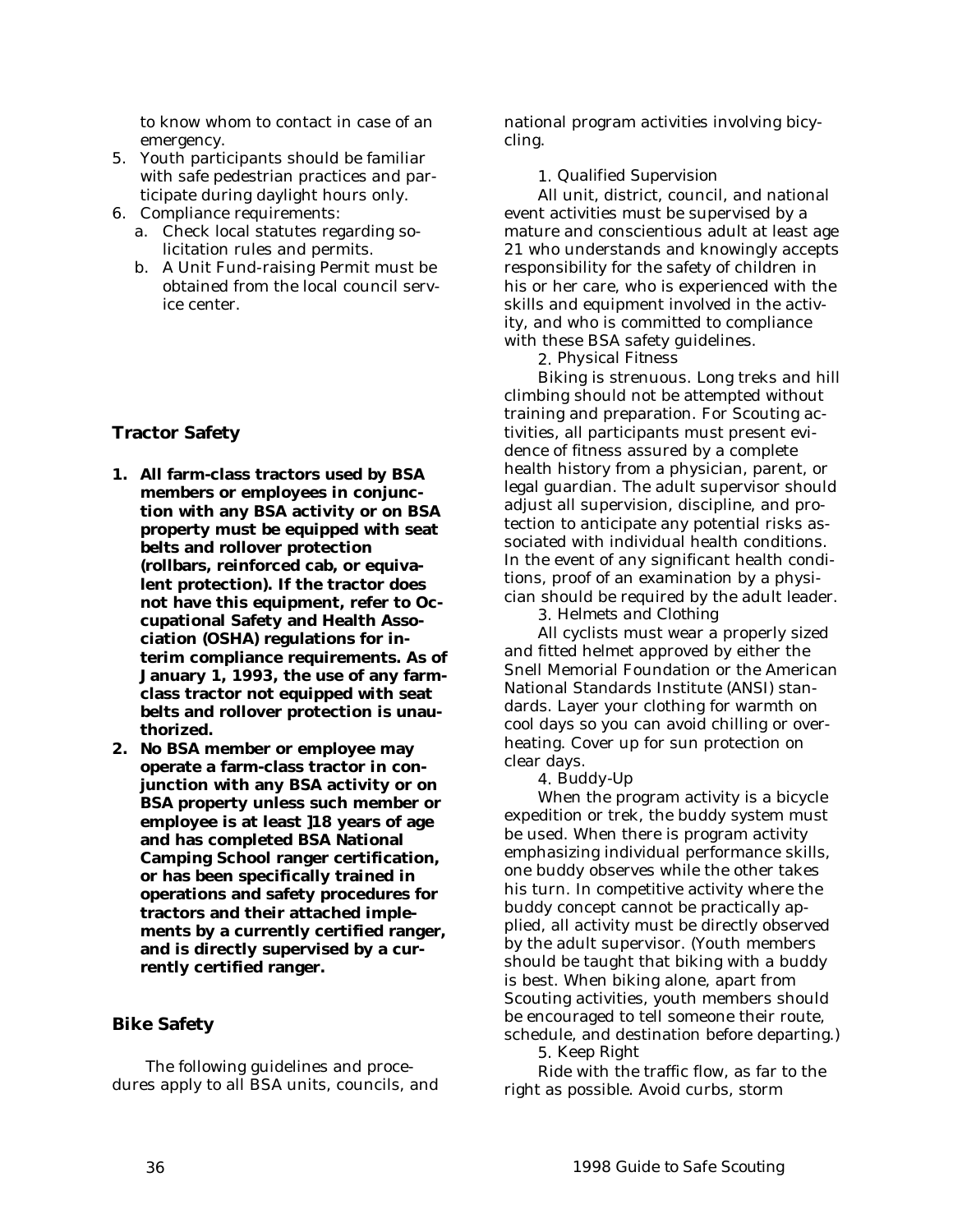to know whom to contact in case of an emergency.

5. Youth participants should be familiar with safe pedestrian practices and participate during daylight hours only.
6. Compliance requirements:
   a. Check local statutes regarding solicitation rules and permits.
   b. A Unit Fund-raising Permit must be obtained from the local council service center.

## Tractor Safety

1. **All farm-class tractors used by BSA members or employees in conjunction with any BSA activity or on BSA property must be equipped with seat belts and rollover protection (rollbars, reinforced cab, or equivalent protection). If the tractor does not have this equipment, refer to Occupational Safety and Health Association (OSHA) regulations for interim compliance requirements. As of January 1, 1993, the use of any farm-class tractor not equipped with seat belts and rollover protection is unauthorized.**
2. **No BSA member or employee may operate a farm-class tractor in conjunction with any BSA activity or on BSA property unless such member or employee is at least ]18 years of age and has completed BSA National Camping School ranger certification, or has been specifically trained in operations and safety procedures for tractors and their attached implements by a currently certified ranger, and is directly supervised by a currently certified ranger.**

## Bike Safety

The following guidelines and procedures apply to all BSA units, councils, and national program activities involving bicycling.

1. Qualified Supervision

All unit, district, council, and national event activities must be supervised by a mature and conscientious adult at least age 21 who understands and knowingly accepts responsibility for the safety of children in his or her care, who is experienced with the skills and equipment involved in the activity, and who is committed to compliance with these BSA safety guidelines.

2. Physical Fitness

Biking is strenuous. Long treks and hill climbing should not be attempted without training and preparation. For Scouting activities, all participants must present evidence of fitness assured by a complete health history from a physician, parent, or legal guardian. The adult supervisor should adjust all supervision, discipline, and protection to anticipate any potential risks associated with individual health conditions. In the event of any significant health conditions, proof of an examination by a physician should be required by the adult leader.

3. Helmets and Clothing

All cyclists must wear a properly sized and fitted helmet approved by either the Snell Memorial Foundation or the American National Standards Institute (ANSI) standards. Layer your clothing for warmth on cool days so you can avoid chilling or overheating. Cover up for sun protection on clear days.

4. Buddy-Up

When the program activity is a bicycle expedition or trek, the buddy system must be used. When there is program activity emphasizing individual performance skills, one buddy observes while the other takes his turn. In competitive activity where the buddy concept cannot be practically applied, all activity must be directly observed by the adult supervisor. (Youth members should be taught that biking with a buddy is best. When biking alone, apart from Scouting activities, youth members should be encouraged to tell someone their route, schedule, and destination before departing.)

5. Keep Right

Ride with the traffic flow, as far to the right as possible. Avoid curbs, storm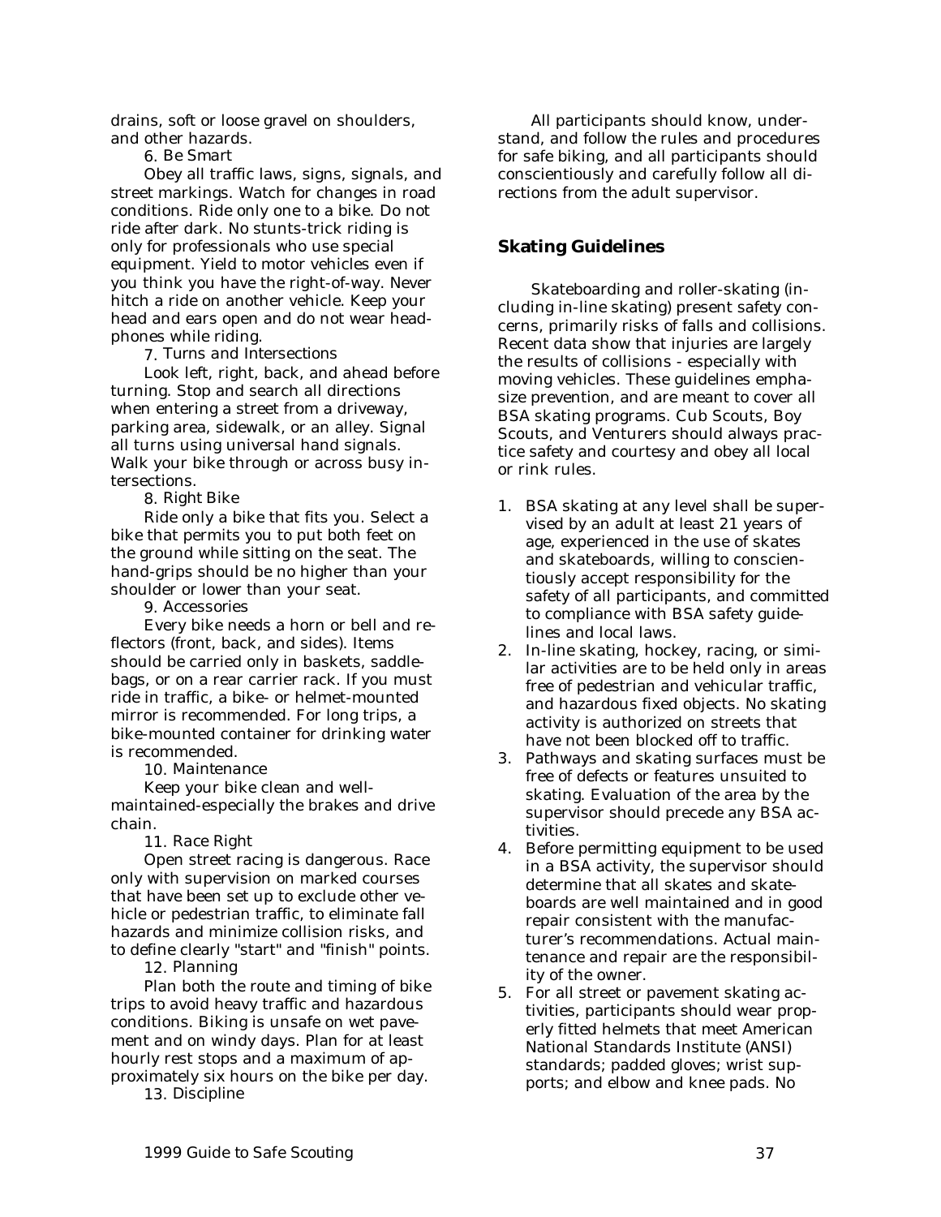drains, soft or loose gravel on shoulders, and other hazards.

6. Be Smart

Obey all traffic laws, signs, signals, and street markings. Watch for changes in road conditions. Ride only one to a bike. Do not ride after dark. No stunts-trick riding is only for professionals who use special equipment. Yield to motor vehicles even if you think you have the right-of-way. Never hitch a ride on another vehicle. Keep your head and ears open and do not wear headphones while riding.

7. Turns and Intersections

Look left, right, back, and ahead before turning. Stop and search all directions when entering a street from a driveway, parking area, sidewalk, or an alley. Signal all turns using universal hand signals. Walk your bike through or across busy intersections.

8. Right Bike

Ride only a bike that fits you. Select a bike that permits you to put both feet on the ground while sitting on the seat. The hand-grips should be no higher than your shoulder or lower than your seat.

9. Accessories

Every bike needs a horn or bell and reflectors (front, back, and sides). Items should be carried only in baskets, saddlebags, or on a rear carrier rack. If you must ride in traffic, a bike- or helmet-mounted mirror is recommended. For long trips, a bike-mounted container for drinking water is recommended.

10. Maintenance

Keep your bike clean and well-maintained-especially the brakes and drive chain.

11. Race Right

Open street racing is dangerous. Race only with supervision on marked courses that have been set up to exclude other vehicle or pedestrian traffic, to eliminate fall hazards and minimize collision risks, and to define clearly "start" and "finish" points.

12. Planning

Plan both the route and timing of bike trips to avoid heavy traffic and hazardous conditions. Biking is unsafe on wet pavement and on windy days. Plan for at least hourly rest stops and a maximum of approximately six hours on the bike per day.

13. Discipline

All participants should know, understand, and follow the rules and procedures for safe biking, and all participants should conscientiously and carefully follow all directions from the adult supervisor.

## Skating Guidelines

Skateboarding and roller-skating (including in-line skating) present safety concerns, primarily risks of falls and collisions. Recent data show that injuries are largely the results of collisions - especially with moving vehicles. These guidelines emphasize prevention, and are meant to cover all BSA skating programs. Cub Scouts, Boy Scouts, and Venturers should always practice safety and courtesy and obey all local or rink rules.

1. BSA skating at any level shall be supervised by an adult at least 21 years of age, experienced in the use of skates and skateboards, willing to conscientiously accept responsibility for the safety of all participants, and committed to compliance with BSA safety guidelines and local laws.
2. In-line skating, hockey, racing, or similar activities are to be held only in areas free of pedestrian and vehicular traffic, and hazardous fixed objects. No skating activity is authorized on streets that have not been blocked off to traffic.
3. Pathways and skating surfaces must be free of defects or features unsuited to skating. Evaluation of the area by the supervisor should precede any BSA activities.
4. Before permitting equipment to be used in a BSA activity, the supervisor should determine that all skates and skateboards are well maintained and in good repair consistent with the manufacturer's recommendations. Actual maintenance and repair are the responsibility of the owner.
5. For all street or pavement skating activities, participants should wear properly fitted helmets that meet American National Standards Institute (ANSI) standards; padded gloves; wrist supports; and elbow and knee pads. No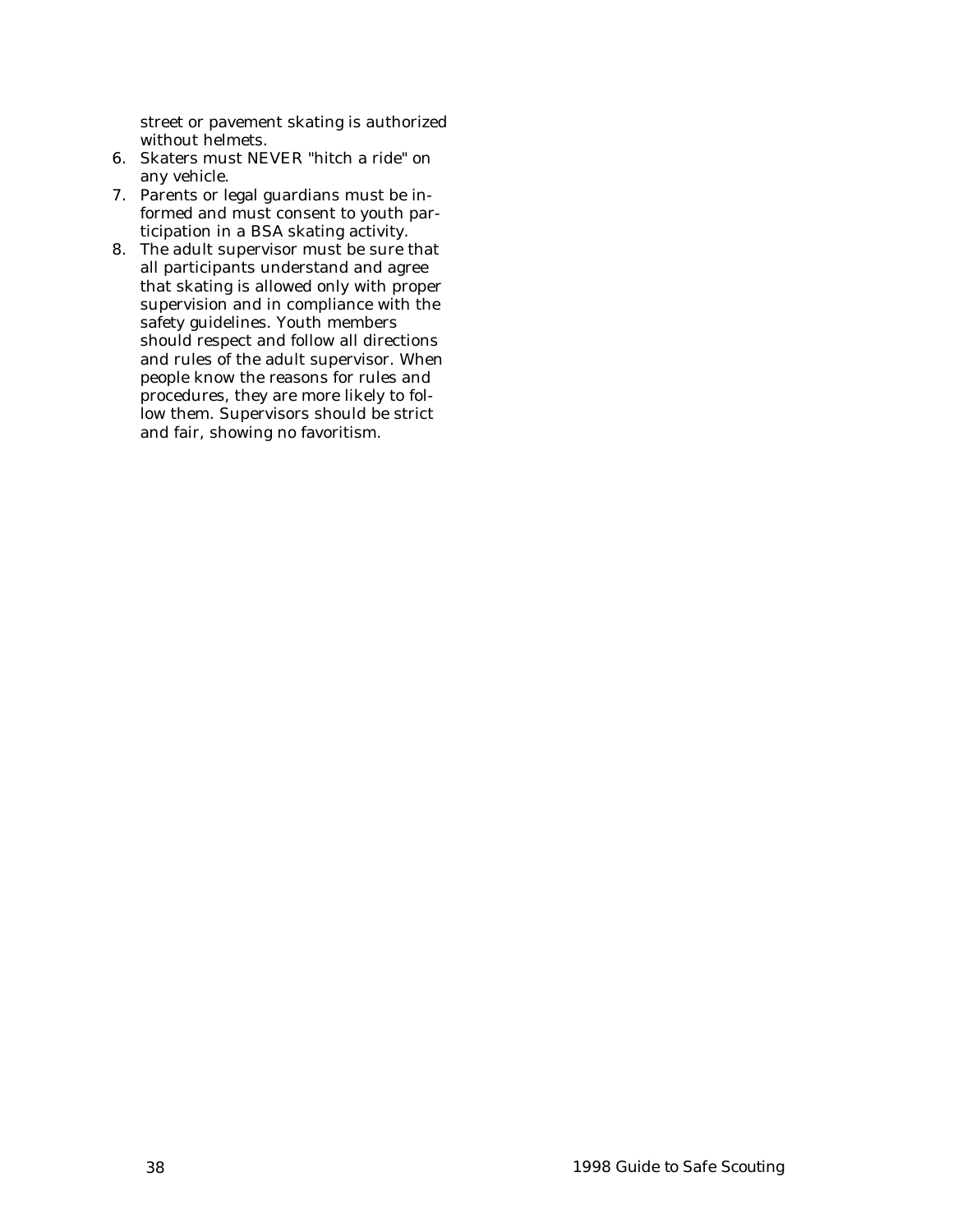street or pavement skating is authorized without helmets.

6. Skaters must NEVER "hitch a ride" on any vehicle.
7. Parents or legal guardians must be informed and must consent to youth participation in a BSA skating activity.
8. The adult supervisor must be sure that all participants understand and agree that skating is allowed only with proper supervision and in compliance with the safety guidelines. Youth members should respect and follow all directions and rules of the adult supervisor. When people know the reasons for rules and procedures, they are more likely to follow them. Supervisors should be strict and fair, showing no favoritism.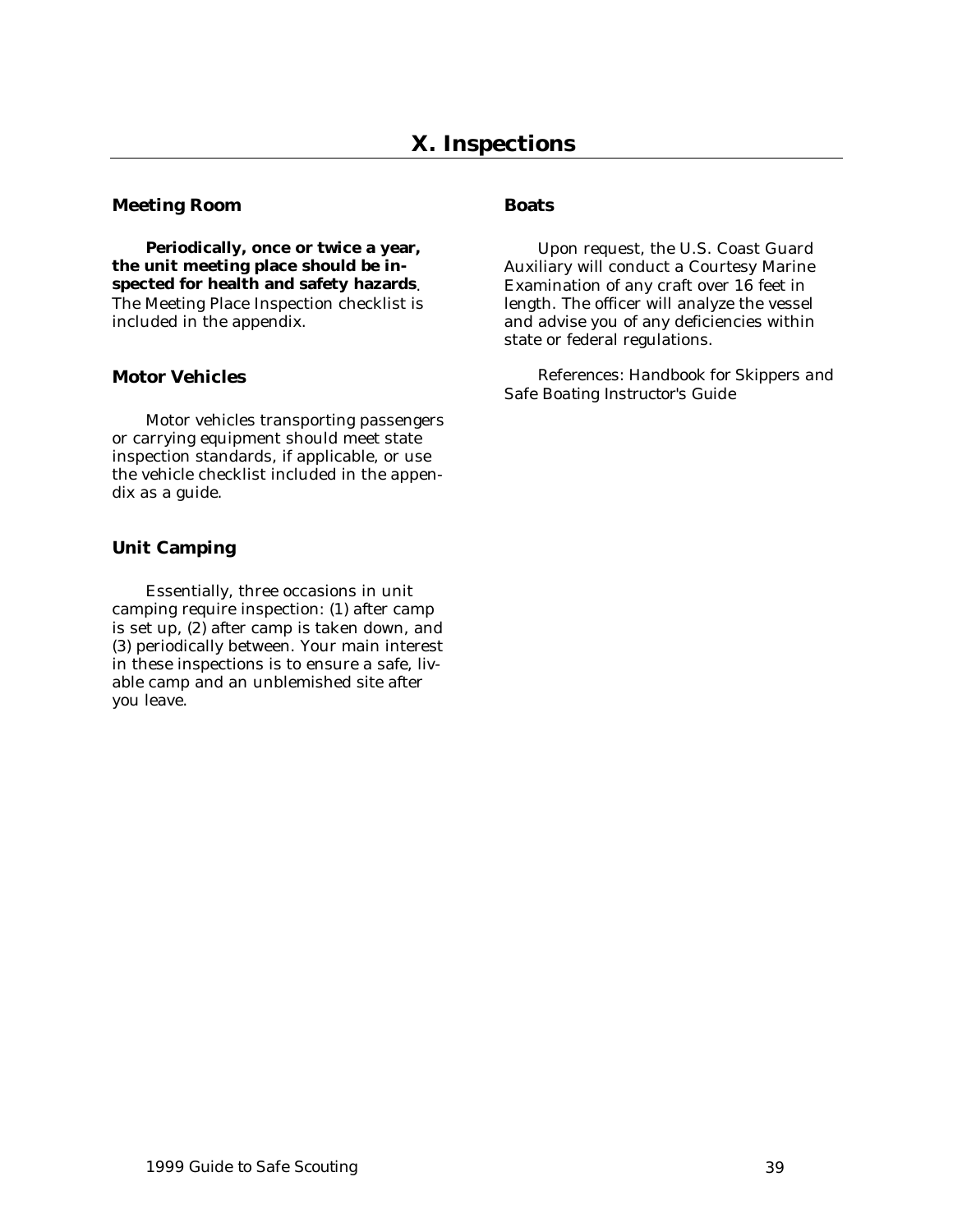# X. Inspections

## Meeting Room

**Periodically, once or twice a year, the unit meeting place should be inspected for health and safety hazards**. The Meeting Place Inspection checklist is included in the appendix.

## Motor Vehicles

Motor vehicles transporting passengers or carrying equipment should meet state inspection standards, if applicable, or use the vehicle checklist included in the appendix as a guide.

## Unit Camping

Essentially, three occasions in unit camping require inspection: (1) after camp is set up, (2) after camp is taken down, and (3) periodically between. Your main interest in these inspections is to ensure a safe, livable camp and an unblemished site after you leave.

## Boats

Upon request, the U.S. Coast Guard Auxiliary will conduct a Courtesy Marine Examination of any craft over 16 feet in length. The officer will analyze the vessel and advise you of any deficiencies within state or federal regulations.

References: *Handbook for Skippers* and *Safe Boating Instructor's Guide*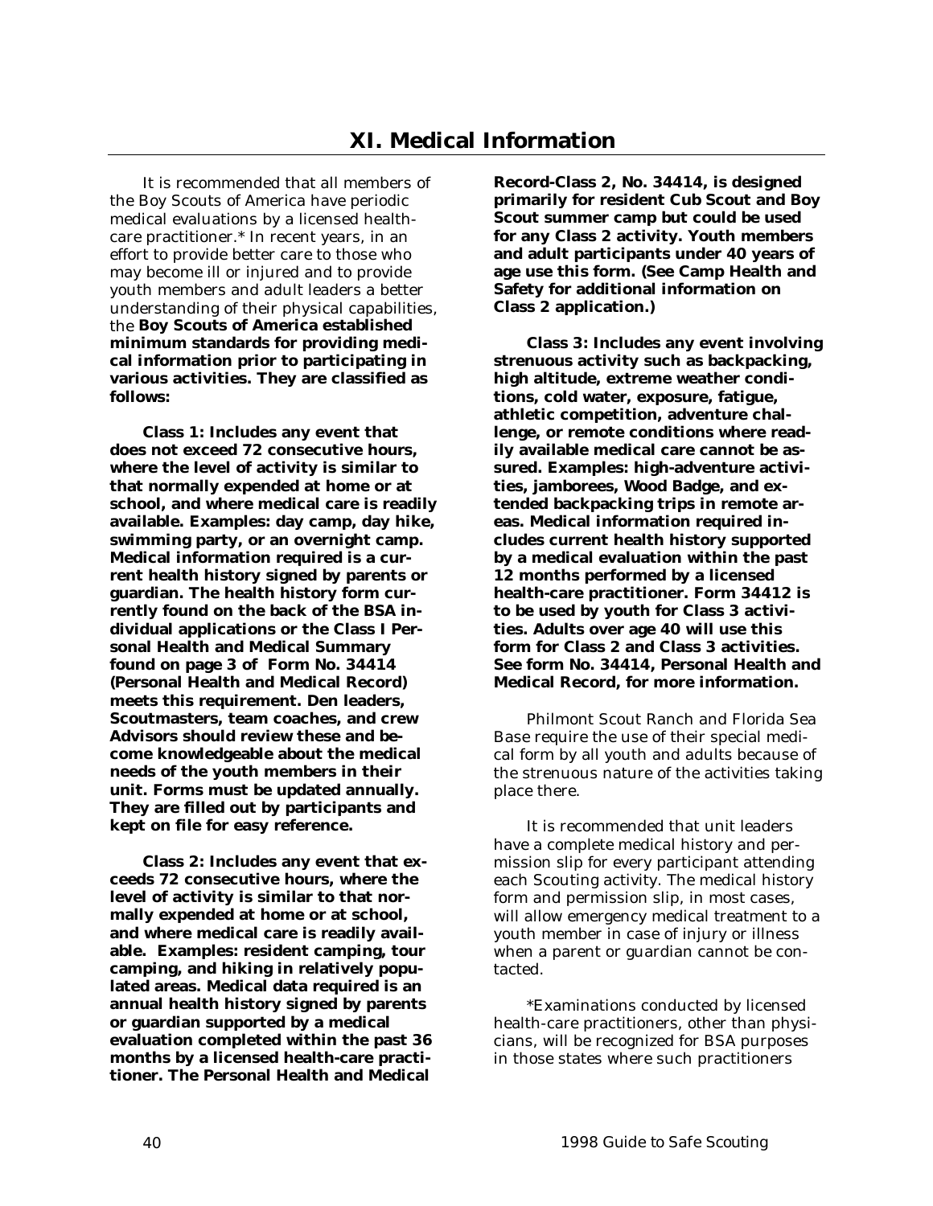# XI. Medical Information

It is recommended that all members of the Boy Scouts of America have periodic medical evaluations by a licensed health-care practitioner.* In recent years, in an effort to provide better care to those who may become ill or injured and to provide youth members and adult leaders a better understanding of their physical capabilities, the **Boy Scouts of America established minimum standards for providing medical information prior to participating in various activities. They are classified as follows:**

**Class 1: Includes any event that does not exceed 72 consecutive hours, where the level of activity is similar to that normally expended at home or at school, and where medical care is readily available. Examples: day camp, day hike, swimming party, or an overnight camp. Medical information required is a current health history signed by parents or guardian. The health history form currently found on the back of the BSA individual applications or the Class I Personal Health and Medical Summary found on page 3 of Form No. 34414 (Personal Health and Medical Record) meets this requirement. Den leaders, Scoutmasters, team coaches, and crew Advisors should review these and become knowledgeable about the medical needs of the youth members in their unit. Forms must be updated annually. They are filled out by participants and kept on file for easy reference.**

**Class 2: Includes any event that exceeds 72 consecutive hours, where the level of activity is similar to that normally expended at home or at school, and where medical care is readily available. Examples: resident camping, tour camping, and hiking in relatively populated areas. Medical data required is an annual health history signed by parents or guardian supported by a medical evaluation completed within the past 36 months by a licensed health-care practitioner. The Personal Health and Medical Record-Class 2, No. 34414, is designed primarily for resident Cub Scout and Boy Scout summer camp but could be used for any Class 2 activity. Youth members and adult participants under 40 years of age use this form. (See Camp Health and Safety for additional information on Class 2 application.)**

**Class 3: Includes any event involving strenuous activity such as backpacking, high altitude, extreme weather conditions, cold water, exposure, fatigue, athletic competition, adventure challenge, or remote conditions where readily available medical care cannot be assured. Examples: high-adventure activities, jamborees, Wood Badge, and extended backpacking trips in remote areas. Medical information required includes current health history supported by a medical evaluation within the past 12 months performed by a licensed health-care practitioner. Form 34412 is to be used by youth for Class 3 activities. Adults over age 40 will use this form for Class 2 and Class 3 activities. See form No. 34414, Personal Health and Medical Record, for more information.**

Philmont Scout Ranch and Florida Sea Base require the use of their special medical form by all youth and adults because of the strenuous nature of the activities taking place there.

It is recommended that unit leaders have a complete medical history and permission slip for every participant attending each Scouting activity. The medical history form and permission slip, in most cases, will allow emergency medical treatment to a youth member in case of injury or illness when a parent or guardian cannot be contacted.

*Examinations conducted by licensed health-care practitioners, other than physicians, will be recognized for BSA purposes in those states where such practitioners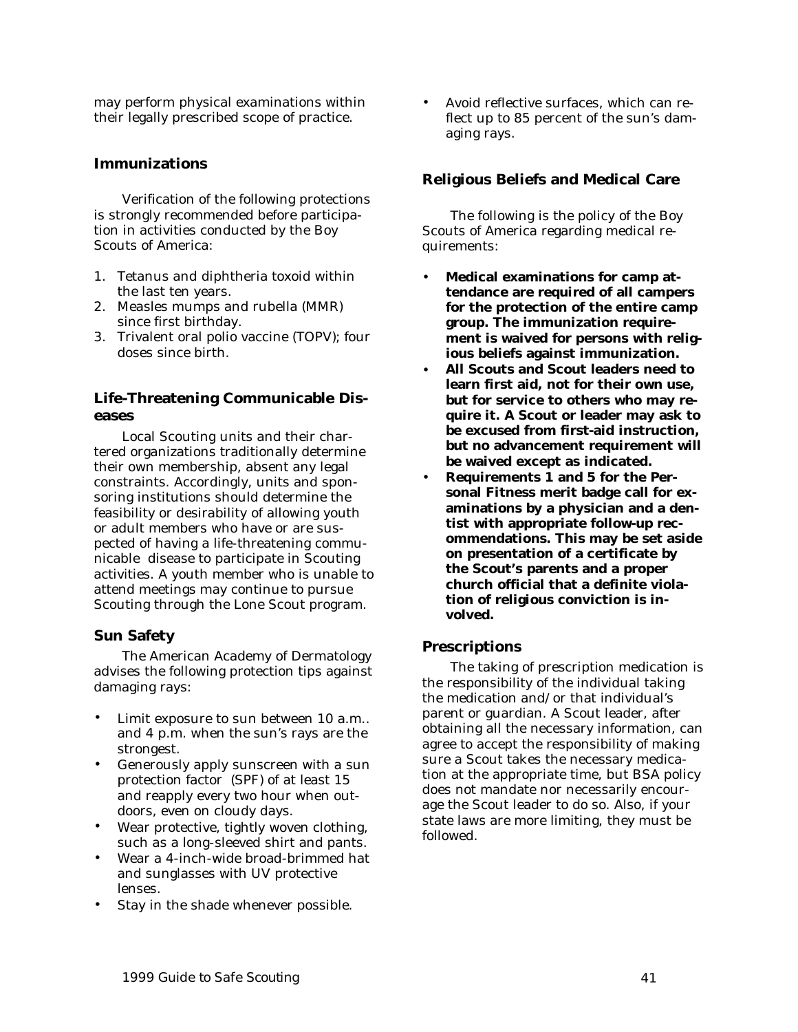may perform physical examinations within their legally prescribed scope of practice.

### Immunizations

Verification of the following protections is strongly recommended before participation in activities conducted by the Boy Scouts of America:

1. Tetanus and diphtheria toxoid within the last ten years.
2. Measles mumps and rubella (MMR) since first birthday.
3. Trivalent oral polio vaccine (TOPV); four doses since birth.

### Life-Threatening Communicable Diseases

Local Scouting units and their chartered organizations traditionally determine their own membership, absent any legal constraints. Accordingly, units and sponsoring institutions should determine the feasibility or desirability of allowing youth or adult members who have or are suspected of having a life-threatening communicable disease to participate in Scouting activities. A youth member who is unable to attend meetings may continue to pursue Scouting through the Lone Scout program.

### Sun Safety

The American Academy of Dermatology advises the following protection tips against damaging rays:

- Limit exposure to sun between 10 a.m.. and 4 p.m. when the sun's rays are the strongest.
- Generously apply sunscreen with a sun protection factor (SPF) of at least 15 and reapply every two hour when outdoors, even on cloudy days.
- Wear protective, tightly woven clothing, such as a long-sleeved shirt and pants.
- Wear a 4-inch-wide broad-brimmed hat and sunglasses with UV protective lenses.
- Stay in the shade whenever possible.
- Avoid reflective surfaces, which can reflect up to 85 percent of the sun's damaging rays.

### Religious Beliefs and Medical Care

The following is the policy of the Boy Scouts of America regarding medical requirements:

- **Medical examinations for camp attendance are required of all campers for the protection of the entire camp group. The immunization requirement is waived for persons with religious beliefs against immunization.**
- **All Scouts and Scout leaders need to learn first aid, not for their own use, but for service to others who may require it. A Scout or leader may ask to be excused from first-aid instruction, but no advancement requirement will be waived except as indicated.**
- **Requirements 1 and 5 for the Personal Fitness merit badge call for examinations by a physician and a dentist with appropriate follow-up recommendations. This may be set aside on presentation of a certificate by the Scout's parents and a proper church official that a definite violation of religious conviction is involved.**

### Prescriptions

The taking of prescription medication is the responsibility of the individual taking the medication and/or that individual's parent or guardian. A Scout leader, after obtaining all the necessary information, can agree to accept the responsibility of making sure a Scout takes the necessary medication at the appropriate time, but BSA policy does not mandate nor necessarily encourage the Scout leader to do so. Also, if your state laws are more limiting, they must be followed.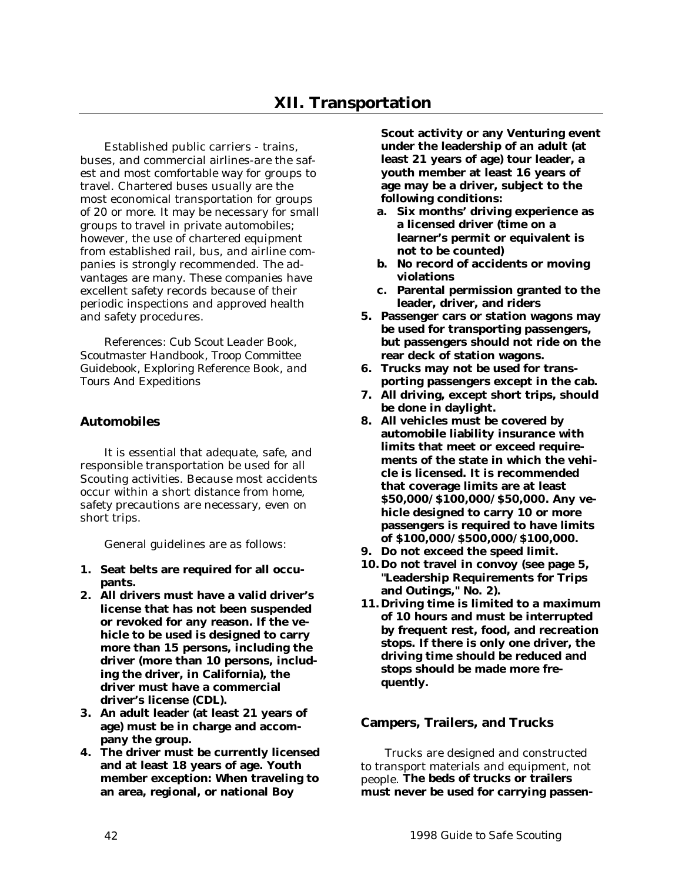# XII. Transportation

Established public carriers - trains, buses, and commercial airlines-are the safest and most comfortable way for groups to travel. Chartered buses usually are the most economical transportation for groups of 20 or more. It may be necessary for small groups to travel in private automobiles; however, the use of chartered equipment from established rail, bus, and airline companies is strongly recommended. The advantages are many. These companies have excellent safety records because of their periodic inspections and approved health and safety procedures.

References: *Cub Scout Leader Book, Scoutmaster Handbook, Troop Committee Guidebook, Exploring Reference Book,* and *Tours And Expeditions*

## Automobiles

It is essential that adequate, safe, and responsible transportation be used for all Scouting activities. Because most accidents occur within a short distance from home, safety precautions are necessary, even on short trips.

General guidelines are as follows:

1. **Seat belts are required for all occupants.**
2. **All drivers must have a valid driver's license that has not been suspended or revoked for any reason. If the vehicle to be used is designed to carry more than 15 persons, including the driver (more than 10 persons, including the driver, in California), the driver must have a commercial driver's license (CDL).**
3. **An adult leader (at least 21 years of age) must be in charge and accompany the group.**
4. **The driver must be currently licensed and at least 18 years of age. Youth member exception: When traveling to an area, regional, or national Boy Scout activity or any Venturing event under the leadership of an adult (at least 21 years of age) tour leader, a youth member at least 16 years of age may be a driver, subject to the following conditions:**
   a. **Six months' driving experience as a licensed driver (time on a learner's permit or equivalent is not to be counted)**
   b. **No record of accidents or moving violations**
   c. **Parental permission granted to the leader, driver, and riders**
5. **Passenger cars or station wagons may be used for transporting passengers, but passengers should not ride on the rear deck of station wagons.**
6. **Trucks may not be used for transporting passengers except in the cab.**
7. **All driving, except short trips, should be done in daylight.**
8. **All vehicles must be covered by automobile liability insurance with limits that meet or exceed requirements of the state in which the vehicle is licensed. It is recommended that coverage limits are at least $50,000/$100,000/$50,000. Any vehicle designed to carry 10 or more passengers is required to have limits of $100,000/$500,000/$100,000.**
9. **Do not exceed the speed limit.**
10. **Do not travel in convoy (see page 5, "Leadership Requirements for Trips and Outings," No. 2).**
11. **Driving time is limited to a maximum of 10 hours and must be interrupted by frequent rest, food, and recreation stops. If there is only one driver, the driving time should be reduced and stops should be made more frequently.**

## Campers, Trailers, and Trucks

Trucks are designed and constructed to transport materials and equipment, not people. **The beds of trucks or trailers must never be used for carrying passen-**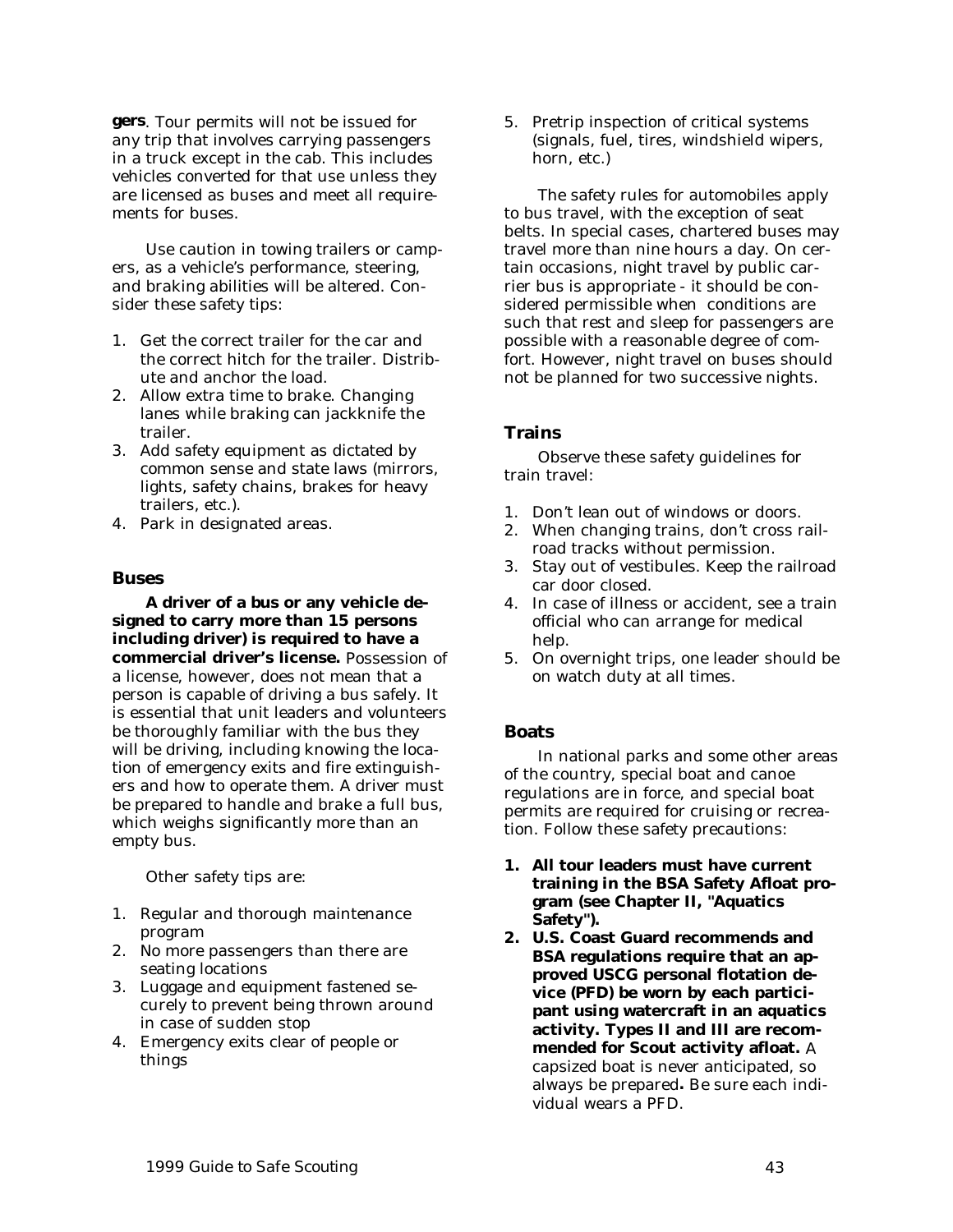**gers**. Tour permits will not be issued for any trip that involves carrying passengers in a truck except in the cab. This includes vehicles converted for that use unless they are licensed as buses and meet all requirements for buses.

Use caution in towing trailers or campers, as a vehicle's performance, steering, and braking abilities will be altered. Consider these safety tips:

1. Get the correct trailer for the car and the correct hitch for the trailer. Distribute and anchor the load.
2. Allow extra time to brake. Changing lanes while braking can jackknife the trailer.
3. Add safety equipment as dictated by common sense and state laws (mirrors, lights, safety chains, brakes for heavy trailers, etc.).
4. Park in designated areas.

### Buses

**A driver of a bus or any vehicle designed to carry more than 15 persons including driver) is required to have a commercial driver's license.** Possession of a license, however, does not mean that a person is capable of driving a bus safely. It is essential that unit leaders and volunteers be thoroughly familiar with the bus they will be driving, including knowing the location of emergency exits and fire extinguishers and how to operate them. A driver must be prepared to handle and brake a full bus, which weighs significantly more than an empty bus.

Other safety tips are:

1. Regular and thorough maintenance program
2. No more passengers than there are seating locations
3. Luggage and equipment fastened securely to prevent being thrown around in case of sudden stop
4. Emergency exits clear of people or things
5. Pretrip inspection of critical systems (signals, fuel, tires, windshield wipers, horn, etc.)

The safety rules for automobiles apply to bus travel, with the exception of seat belts. In special cases, chartered buses may travel more than nine hours a day. On certain occasions, night travel by public carrier bus is appropriate - it should be considered permissible when conditions are such that rest and sleep for passengers are possible with a reasonable degree of comfort. However, night travel on buses should not be planned for two successive nights.

### Trains

Observe these safety guidelines for train travel:

1. Don't lean out of windows or doors.
2. When changing trains, don't cross railroad tracks without permission.
3. Stay out of vestibules. Keep the railroad car door closed.
4. In case of illness or accident, see a train official who can arrange for medical help.
5. On overnight trips, one leader should be on watch duty at all times.

### Boats

In national parks and some other areas of the country, special boat and canoe regulations are in force, and special boat permits are required for cruising or recreation. Follow these safety precautions:

1. **All tour leaders must have current training in the BSA Safety Afloat program (see Chapter II, "Aquatics Safety").**
2. **U.S. Coast Guard recommends and BSA regulations require that an approved USCG personal flotation device (PFD) be worn by each participant using watercraft in an aquatics activity. Types II and III are recommended for Scout activity afloat.** A capsized boat is never anticipated, so always be prepared**.** Be sure each individual wears a PFD.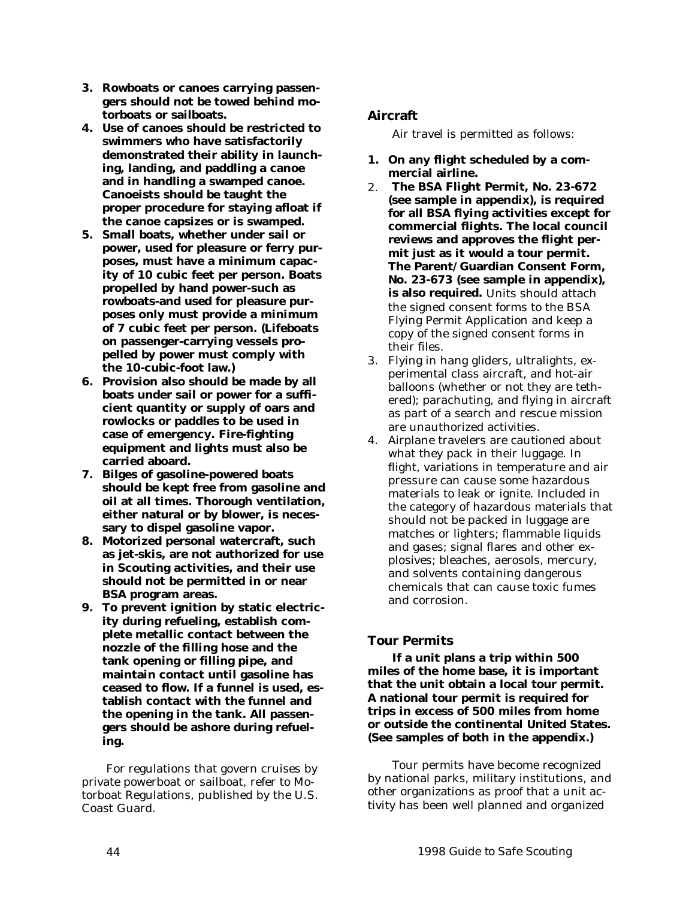3. **Rowboats or canoes carrying passengers should not be towed behind motorboats or sailboats.**
4. **Use of canoes should be restricted to swimmers who have satisfactorily demonstrated their ability in launching, landing, and paddling a canoe and in handling a swamped canoe. Canoeists should be taught the proper procedure for staying afloat if the canoe capsizes or is swamped.**
5. **Small boats, whether under sail or power, used for pleasure or ferry purposes, must have a minimum capacity of 10 cubic feet per person. Boats propelled by hand power-such as rowboats-and used for pleasure purposes only must provide a minimum of 7 cubic feet per person. (Lifeboats on passenger-carrying vessels propelled by power must comply with the 10-cubic-foot law.)**
6. **Provision also should be made by all boats under sail or power for a sufficient quantity or supply of oars and rowlocks or paddles to be used in case of emergency. Fire-fighting equipment and lights must also be carried aboard.**
7. **Bilges of gasoline-powered boats should be kept free from gasoline and oil at all times. Thorough ventilation, either natural or by blower, is necessary to dispel gasoline vapor.**
8. **Motorized personal watercraft, such as jet-skis, are not authorized for use in Scouting activities, and their use should not be permitted in or near BSA program areas.**
9. **To prevent ignition by static electricity during refueling, establish complete metallic contact between the nozzle of the filling hose and the tank opening or filling pipe, and maintain contact until gasoline has ceased to flow. If a funnel is used, establish contact with the funnel and the opening in the tank. All passengers should be ashore during refueling.**

For regulations that govern cruises by private powerboat or sailboat, refer to Motorboat Regulations, published by the U.S. Coast Guard.

### Aircraft

Air travel is permitted as follows:

1. **On any flight scheduled by a commercial airline.**
2. **The BSA Flight Permit, No. 23-672 (see sample in appendix), is required for all BSA flying activities except for commercial flights. The local council reviews and approves the flight permit just as it would a tour permit. The Parent/Guardian Consent Form, No. 23-673 (see sample in appendix), is also required.** Units should attach the signed consent forms to the BSA Flying Permit Application and keep a copy of the signed consent forms in their files.
3. Flying in hang gliders, ultralights, experimental class aircraft, and hot-air balloons (whether or not they are tethered); parachuting, and flying in aircraft as part of a search and rescue mission are unauthorized activities.
4. Airplane travelers are cautioned about what they pack in their luggage. In flight, variations in temperature and air pressure can cause some hazardous materials to leak or ignite. Included in the category of hazardous materials that should not be packed in luggage are matches or lighters; flammable liquids and gases; signal flares and other explosives; bleaches, aerosols, mercury, and solvents containing dangerous chemicals that can cause toxic fumes and corrosion.

### Tour Permits

**If a unit plans a trip within 500 miles of the home base, it is important that the unit obtain a local tour permit. A national tour permit is required for trips in excess of 500 miles from home or outside the continental United States. (See samples of both in the appendix.)**

Tour permits have become recognized by national parks, military institutions, and other organizations as proof that a unit activity has been well planned and organized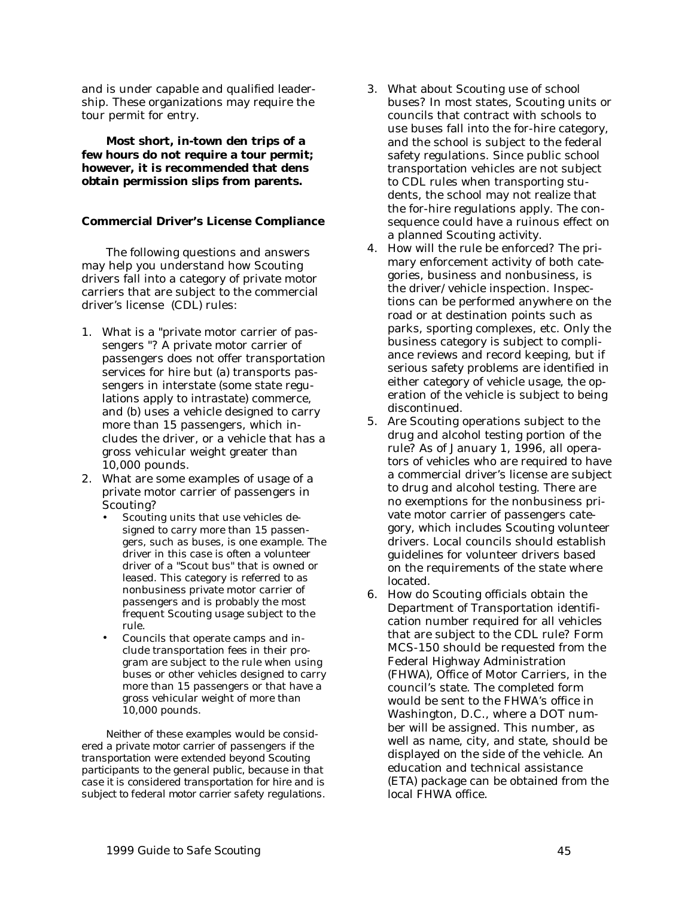and is under capable and qualified leadership. These organizations may require the tour permit for entry.

**Most short, in-town den trips of a few hours do not require a tour permit; however, it is recommended that dens obtain permission slips from parents.**

### Commercial Driver's License Compliance

The following questions and answers may help you understand how Scouting drivers fall into a category of private motor carriers that are subject to the commercial driver's license (CDL) rules:

1. What is a "private motor carrier of passengers "? A private motor carrier of passengers does not offer transportation services for hire but (a) transports passengers in interstate (some state regulations apply to intrastate) commerce, and (b) uses a vehicle designed to carry more than 15 passengers, which includes the driver, or a vehicle that has a gross vehicular weight greater than 10,000 pounds.
2. What are some examples of usage of a private motor carrier of passengers in Scouting?
   - Scouting units that use vehicles designed to carry more than 15 passengers, such as buses, is one example. The driver in this case is often a volunteer driver of a "Scout bus" that is owned or leased. This category is referred to as nonbusiness private motor carrier of passengers and is probably the most frequent Scouting usage subject to the rule.
   - Councils that operate camps and include transportation fees in their program are subject to the rule when using buses or other vehicles designed to carry more than 15 passengers or that have a gross vehicular weight of more than 10,000 pounds.

   Neither of these examples would be considered a private motor carrier of passengers if the transportation were extended beyond Scouting participants to the general public, because in that case it is considered transportation for hire and is subject to federal motor carrier safety regulations.
3. What about Scouting use of school buses? In most states, Scouting units or councils that contract with schools to use buses fall into the for-hire category, and the school is subject to the federal safety regulations. Since public school transportation vehicles are not subject to CDL rules when transporting students, the school may not realize that the for-hire regulations apply. The consequence could have a ruinous effect on a planned Scouting activity.
4. How will the rule be enforced? The primary enforcement activity of both categories, business and nonbusiness, is the driver/vehicle inspection. Inspections can be performed anywhere on the road or at destination points such as parks, sporting complexes, etc. Only the business category is subject to compliance reviews and record keeping, but if serious safety problems are identified in either category of vehicle usage, the operation of the vehicle is subject to being discontinued.
5. Are Scouting operations subject to the drug and alcohol testing portion of the rule? As of January 1, 1996, all operators of vehicles who are required to have a commercial driver's license are subject to drug and alcohol testing. There are no exemptions for the nonbusiness private motor carrier of passengers category, which includes Scouting volunteer drivers. Local councils should establish guidelines for volunteer drivers based on the requirements of the state where located.
6. How do Scouting officials obtain the Department of Transportation identification number required for all vehicles that are subject to the CDL rule? Form MCS-150 should be requested from the Federal Highway Administration (FHWA), Office of Motor Carriers, in the council's state. The completed form would be sent to the FHWA's office in Washington, D.C., where a DOT number will be assigned. This number, as well as name, city, and state, should be displayed on the side of the vehicle. An education and technical assistance (ETA) package can be obtained from the local FHWA office.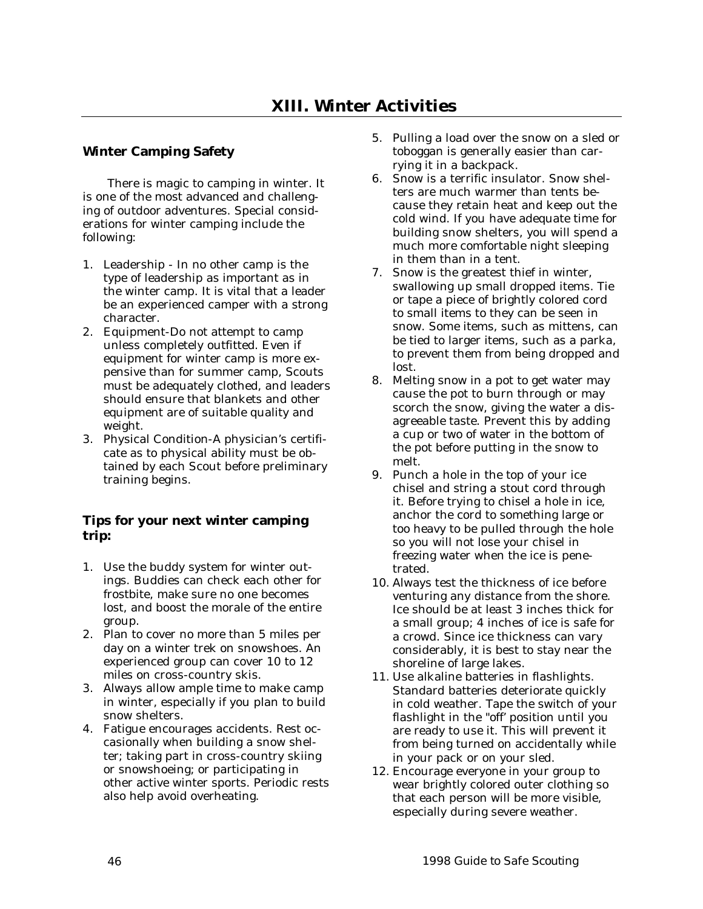# XIII. Winter Activities

## Winter Camping Safety

There is magic to camping in winter. It is one of the most advanced and challenging of outdoor adventures. Special considerations for winter camping include the following:

1. Leadership - In no other camp is the type of leadership as important as in the winter camp. It is vital that a leader be an experienced camper with a strong character.
2. Equipment-Do not attempt to camp unless completely outfitted. Even if equipment for winter camp is more expensive than for summer camp, Scouts must be adequately clothed, and leaders should ensure that blankets and other equipment are of suitable quality and weight.
3. Physical Condition-A physician's certificate as to physical ability must be obtained by each Scout before preliminary training begins.

## Tips for your next winter camping trip:

1. Use the buddy system for winter outings. Buddies can check each other for frostbite, make sure no one becomes lost, and boost the morale of the entire group.
2. Plan to cover no more than 5 miles per day on a winter trek on snowshoes. An experienced group can cover 10 to 12 miles on cross-country skis.
3. Always allow ample time to make camp in winter, especially if you plan to build snow shelters.
4. Fatigue encourages accidents. Rest occasionally when building a snow shelter; taking part in cross-country skiing or snowshoeing; or participating in other active winter sports. Periodic rests also help avoid overheating.
5. Pulling a load over the snow on a sled or toboggan is generally easier than carrying it in a backpack.
6. Snow is a terrific insulator. Snow shelters are much warmer than tents because they retain heat and keep out the cold wind. If you have adequate time for building snow shelters, you will spend a much more comfortable night sleeping in them than in a tent.
7. Snow is the greatest thief in winter, swallowing up small dropped items. Tie or tape a piece of brightly colored cord to small items to they can be seen in snow. Some items, such as mittens, can be tied to larger items, such as a parka, to prevent them from being dropped and lost.
8. Melting snow in a pot to get water may cause the pot to burn through or may scorch the snow, giving the water a disagreeable taste. Prevent this by adding a cup or two of water in the bottom of the pot before putting in the snow to melt.
9. Punch a hole in the top of your ice chisel and string a stout cord through it. Before trying to chisel a hole in ice, anchor the cord to something large or too heavy to be pulled through the hole so you will not lose your chisel in freezing water when the ice is penetrated.
10. Always test the thickness of ice before venturing any distance from the shore. Ice should be at least 3 inches thick for a small group; 4 inches of ice is safe for a crowd. Since ice thickness can vary considerably, it is best to stay near the shoreline of large lakes.
11. Use alkaline batteries in flashlights. Standard batteries deteriorate quickly in cold weather. Tape the switch of your flashlight in the "off' position until you are ready to use it. This will prevent it from being turned on accidentally while in your pack or on your sled.
12. Encourage everyone in your group to wear brightly colored outer clothing so that each person will be more visible, especially during severe weather.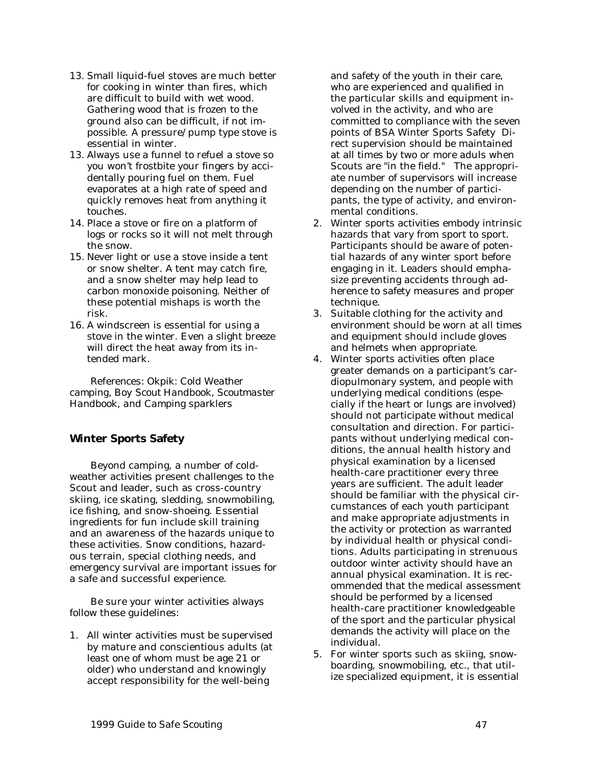13. Small liquid-fuel stoves are much better for cooking in winter than fires, which are difficult to build with wet wood. Gathering wood that is frozen to the ground also can be difficult, if not impossible. A pressure/pump type stove is essential in winter.
13. Always use a funnel to refuel a stove so you won't frostbite your fingers by accidentally pouring fuel on them. Fuel evaporates at a high rate of speed and quickly removes heat from anything it touches.
14. Place a stove or fire on a platform of logs or rocks so it will not melt through the snow.
15. Never light or use a stove inside a tent or snow shelter. A tent may catch fire, and a snow shelter may help lead to carbon monoxide poisoning. Neither of these potential mishaps is worth the risk.
16. A windscreen is essential for using a stove in the winter. Even a slight breeze will direct the heat away from its intended mark.

References: Okpik: Cold Weather camping, Boy Scout Handbook, *Scoutmaster Handbook*, and Camping sparklers

## Winter Sports Safety

Beyond camping, a number of cold-weather activities present challenges to the Scout and leader, such as cross-country skiing, ice skating, sledding, snowmobiling, ice fishing, and snow-shoeing. Essential ingredients for fun include skill training and an awareness of the hazards unique to these activities. Snow conditions, hazardous terrain, special clothing needs, and emergency survival are important issues for a safe and successful experience.

Be sure your winter activities always follow these guidelines:

1. All winter activities must be supervised by mature and conscientious adults (at least one of whom must be age 21 or older) who understand and knowingly accept responsibility for the well-being and safety of the youth in their care, who are experienced and qualified in the particular skills and equipment involved in the activity, and who are committed to compliance with the seven points of BSA Winter Sports Safety Direct supervision should be maintained at all times by two or more aduls when Scouts are "in the field." The appropriate number of supervisors will increase depending on the number of participants, the type of activity, and environmental conditions.
2. Winter sports activities embody intrinsic hazards that vary from sport to sport. Participants should be aware of potential hazards of any winter sport before engaging in it. Leaders should emphasize preventing accidents through adherence to safety measures and proper technique.
3. Suitable clothing for the activity and environment should be worn at all times and equipment should include gloves and helmets when appropriate.
4. Winter sports activities often place greater demands on a participant's cardiopulmonary system, and people with underlying medical conditions (especially if the heart or lungs are involved) should not participate without medical consultation and direction. For participants without underlying medical conditions, the annual health history and physical examination by a licensed health-care practitioner every three years are sufficient. The adult leader should be familiar with the physical circumstances of each youth participant and make appropriate adjustments in the activity or protection as warranted by individual health or physical conditions. Adults participating in strenuous outdoor winter activity should have an annual physical examination. It is recommended that the medical assessment should be performed by a licensed health-care practitioner knowledgeable of the sport and the particular physical demands the activity will place on the individual.
5. For winter sports such as skiing, snowboarding, snowmobiling, etc., that utilize specialized equipment, it is essential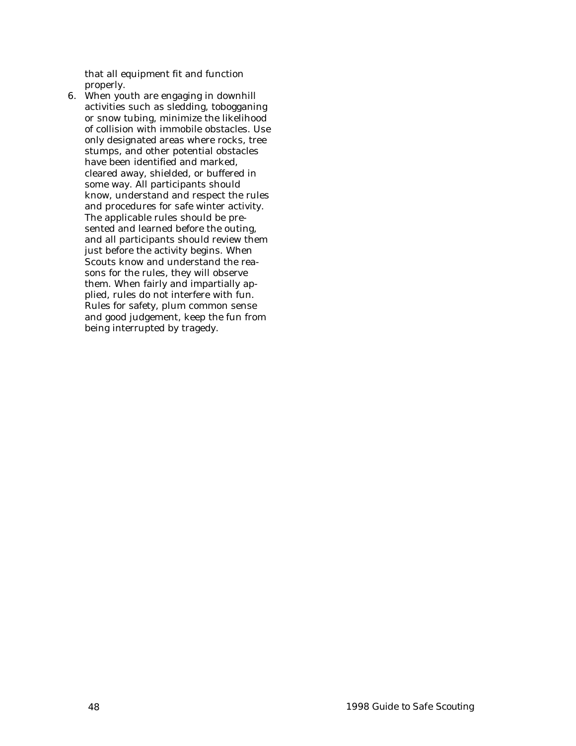that all equipment fit and function properly.

6. When youth are engaging in downhill activities such as sledding, tobogganing or snow tubing, minimize the likelihood of collision with immobile obstacles. Use only designated areas where rocks, tree stumps, and other potential obstacles have been identified and marked, cleared away, shielded, or buffered in some way. All participants should know, understand and respect the rules and procedures for safe winter activity. The applicable rules should be presented and learned before the outing, and all participants should review them just before the activity begins. When Scouts know and understand the reasons for the rules, they will observe them. When fairly and impartially applied, rules do not interfere with fun. Rules for safety, plum common sense and good judgement, keep the fun from being interrupted by tragedy.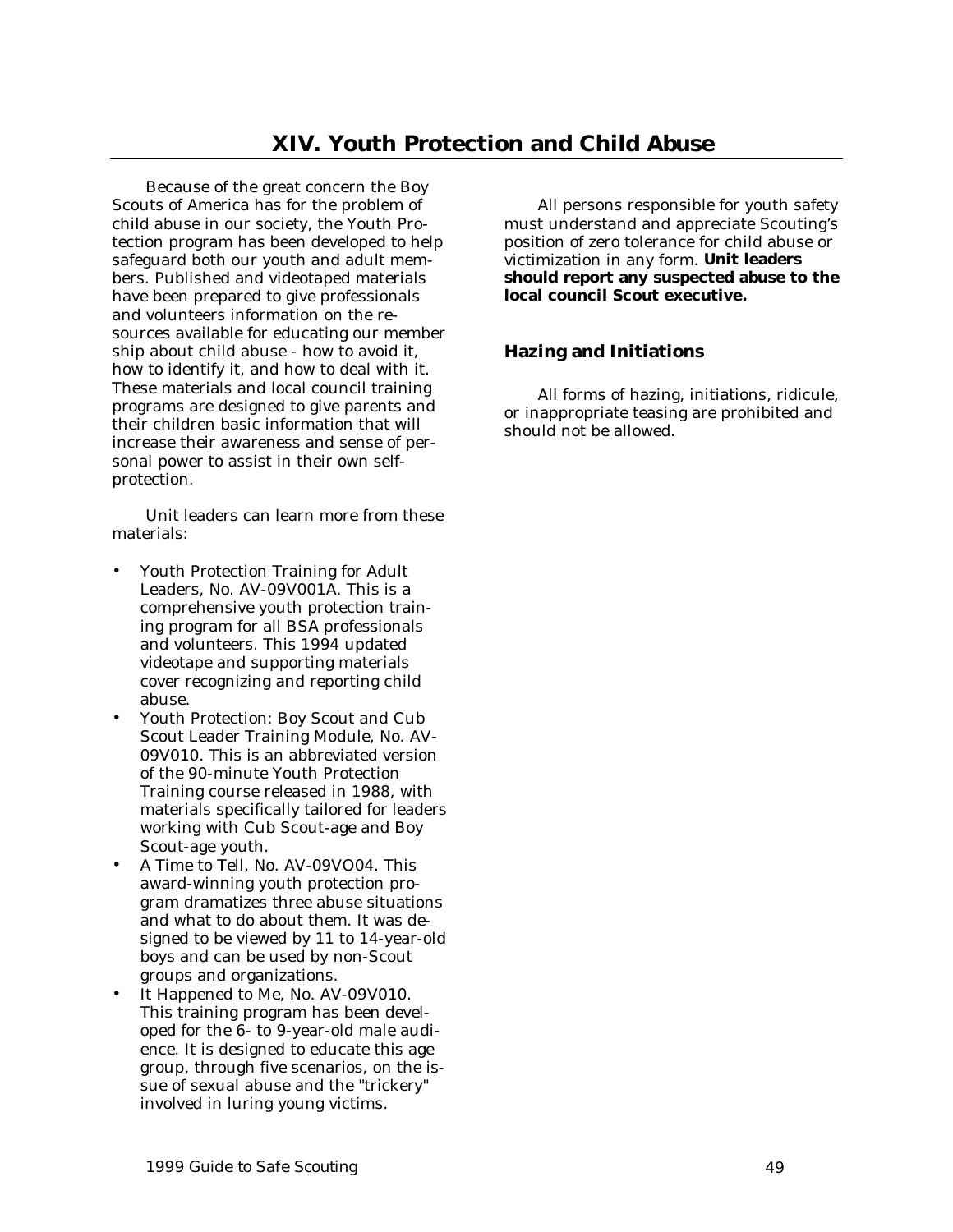# XIV. Youth Protection and Child Abuse

Because of the great concern the Boy Scouts of America has for the problem of child abuse in our society, the Youth Protection program has been developed to help safeguard both our youth and adult members. Published and videotaped materials have been prepared to give professionals and volunteers information on the resources available for educating our member ship about child abuse - how to avoid it, how to identify it, and how to deal with it. These materials and local council training programs are designed to give parents and their children basic information that will increase their awareness and sense of personal power to assist in their own self-protection.

Unit leaders can learn more from these materials:

- Youth Protection Training for Adult Leaders, No. AV-09V001A. This is a comprehensive youth protection training program for all BSA professionals and volunteers. This 1994 updated videotape and supporting materials cover recognizing and reporting child abuse.
- Youth Protection: Boy Scout and Cub Scout Leader Training Module, No. AV-09V010. This is an abbreviated version of the 90-minute Youth Protection Training course released in 1988, with materials specifically tailored for leaders working with Cub Scout-age and Boy Scout-age youth.
- A Time to Tell, No. AV-09VO04. This award-winning youth protection program dramatizes three abuse situations and what to do about them. It was designed to be viewed by 11 to 14-year-old boys and can be used by non-Scout groups and organizations.
- It Happened to Me, No. AV-09V010. This training program has been developed for the 6- to 9-year-old male audience. It is designed to educate this age group, through five scenarios, on the issue of sexual abuse and the "trickery" involved in luring young victims.

All persons responsible for youth safety must understand and appreciate Scouting's position of zero tolerance for child abuse or victimization in any form. **Unit leaders should report any suspected abuse to the local council Scout executive.**

## Hazing and Initiations

All forms of hazing, initiations, ridicule, or inappropriate teasing are prohibited and should not be allowed.